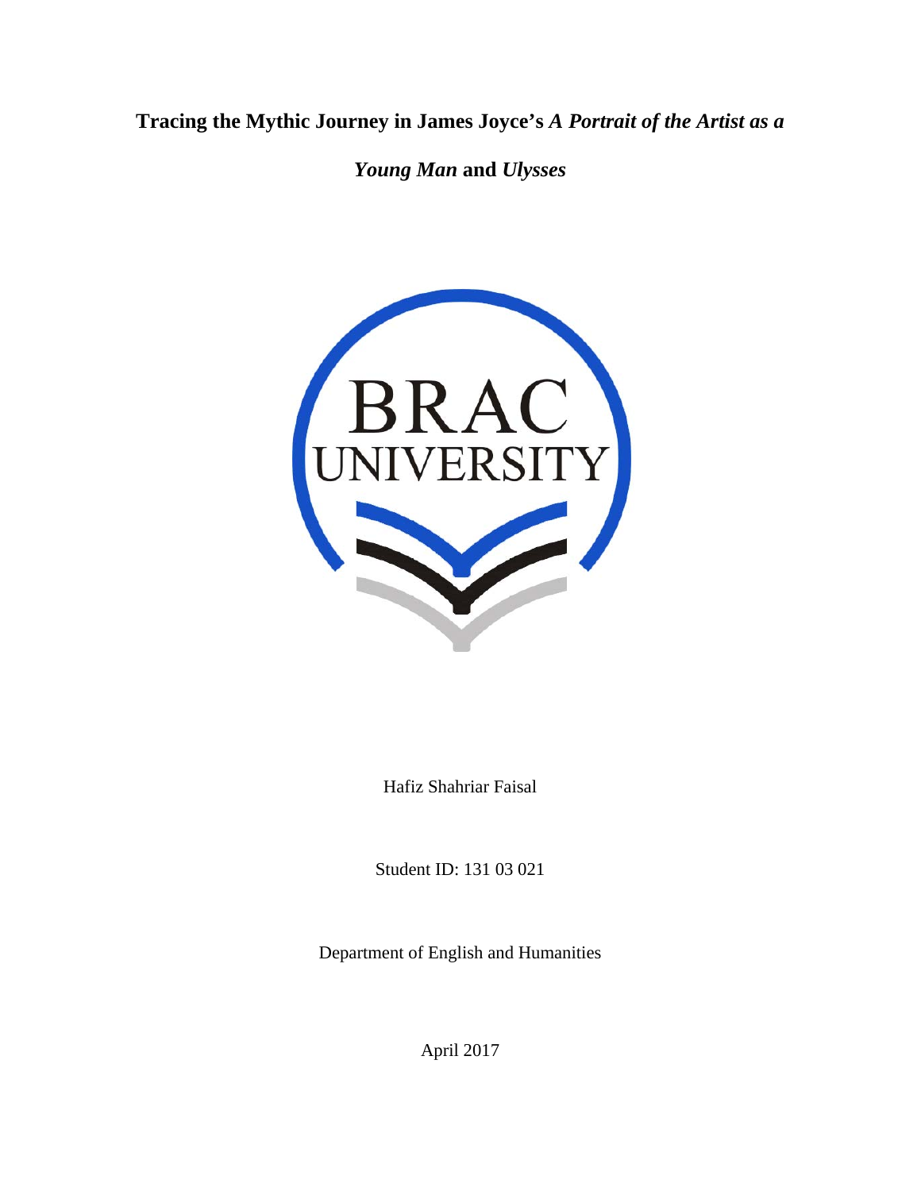# Tracing the Mythic Journey in James Joyce's *A Portrait of the Artist as a Young Man* and *Ulysses*

Hafiz Shahriar Faisal

Student ID: 131 03 021

Department of English and Humanities

April 2017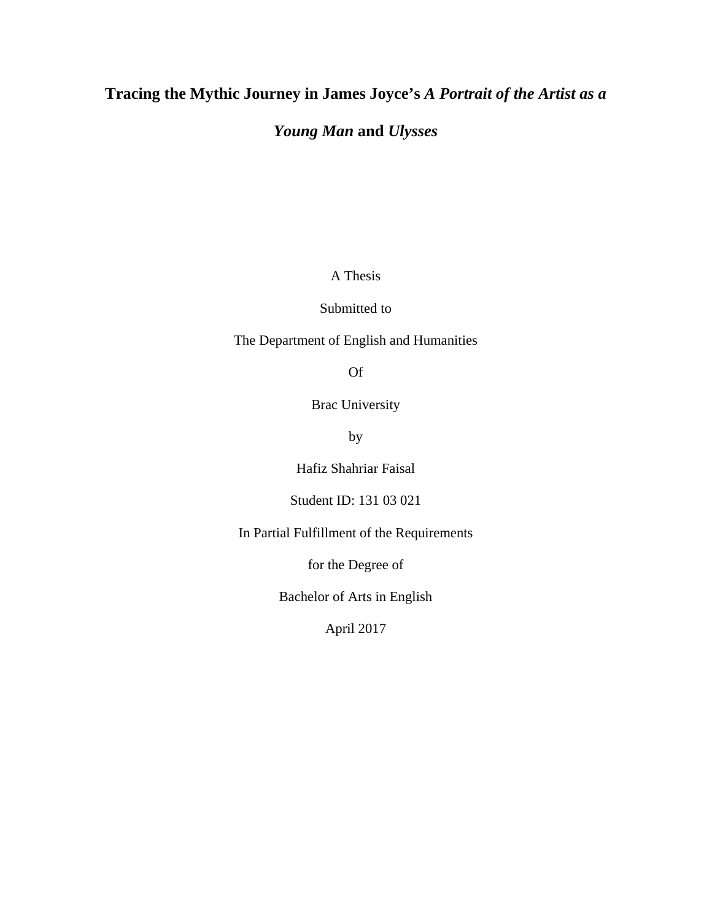# Tracing the Mythic Journey in James Joyce's *A Portrait of the Artist as a Young Man* and *Ulysses*

A Thesis

Submitted to

The Department of English and Humanities

Of

Brac University

by

Hafiz Shahriar Faisal

Student ID: 131 03 021

In Partial Fulfillment of the Requirements

for the Degree of

Bachelor of Arts in English

April 2017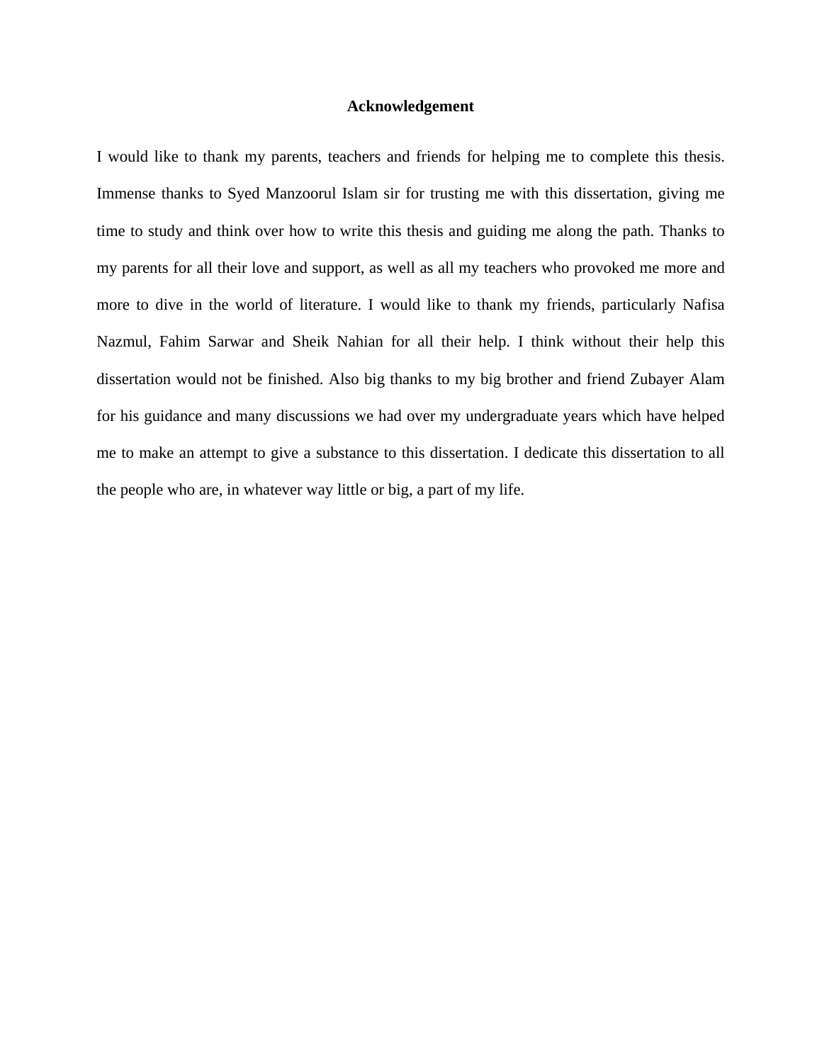# Acknowledgement

I would like to thank my parents, teachers and friends for helping me to complete this thesis. Immense thanks to Syed Manzoorul Islam sir for trusting me with this dissertation, giving me time to study and think over how to write this thesis and guiding me along the path. Thanks to my parents for all their love and support, as well as all my teachers who provoked me more and more to dive in the world of literature. I would like to thank my friends, particularly Nafisa Nazmul, Fahim Sarwar and Sheik Nahian for all their help. I think without their help this dissertation would not be finished. Also big thanks to my big brother and friend Zubayer Alam for his guidance and many discussions we had over my undergraduate years which have helped me to make an attempt to give a substance to this dissertation. I dedicate this dissertation to all the people who are, in whatever way little or big, a part of my life.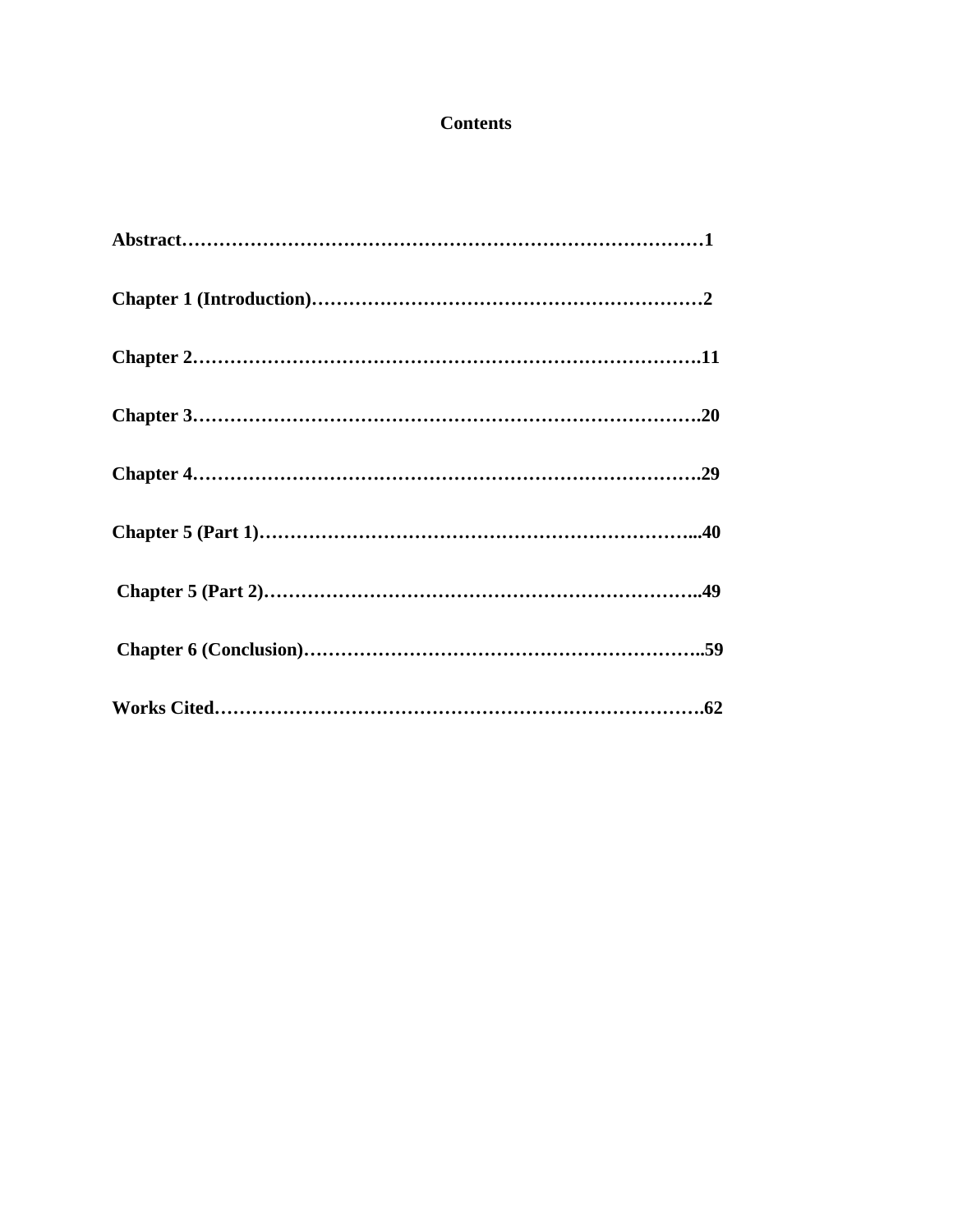**Contents**

**Abstract…………………………………………………………………………1**

**Chapter 1 (Introduction)………………………………………………………2**

**Chapter 2……………………………………………………………………….11**

**Chapter 3……………………………………………………………………….20**

**Chapter 4……………………………………………………………………….29**

**Chapter 5 (Part 1)……………………………………………………………...40**

**Chapter 5 (Part 2)……………………………………………………………..49**

**Chapter 6 (Conclusion)………………………………………………………..59**

**Works Cited…………………………………………………………………….62**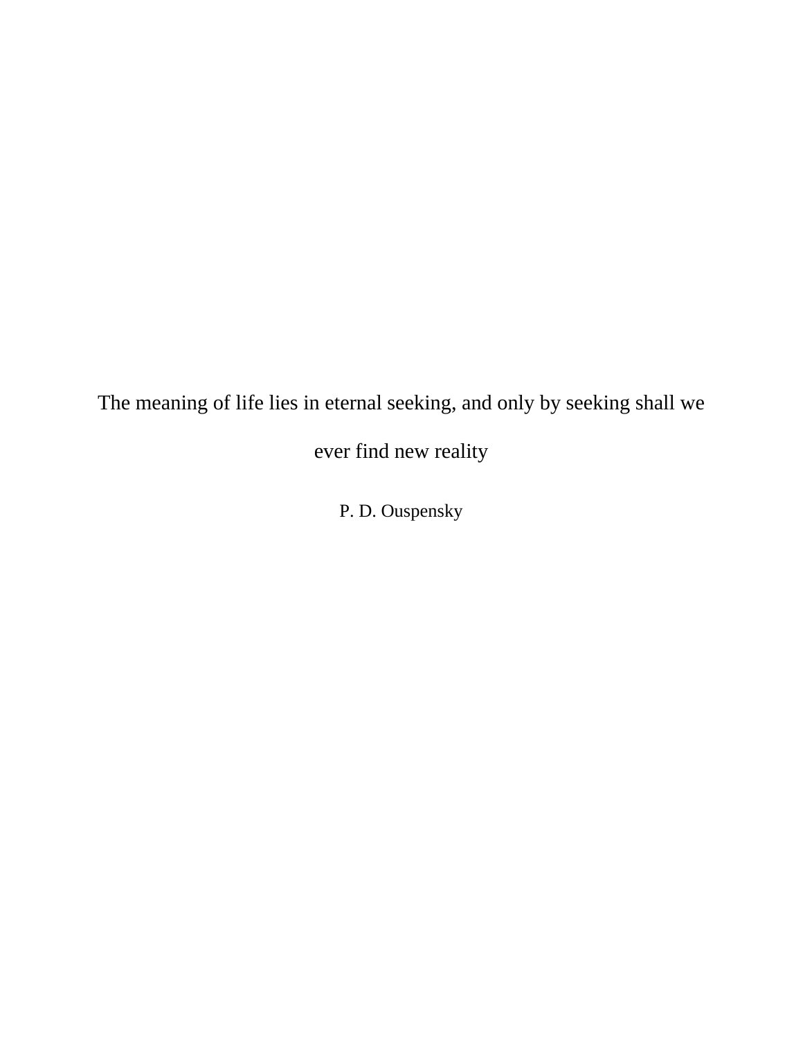The meaning of life lies in eternal seeking, and only by seeking shall we ever find new reality

P. D. Ouspensky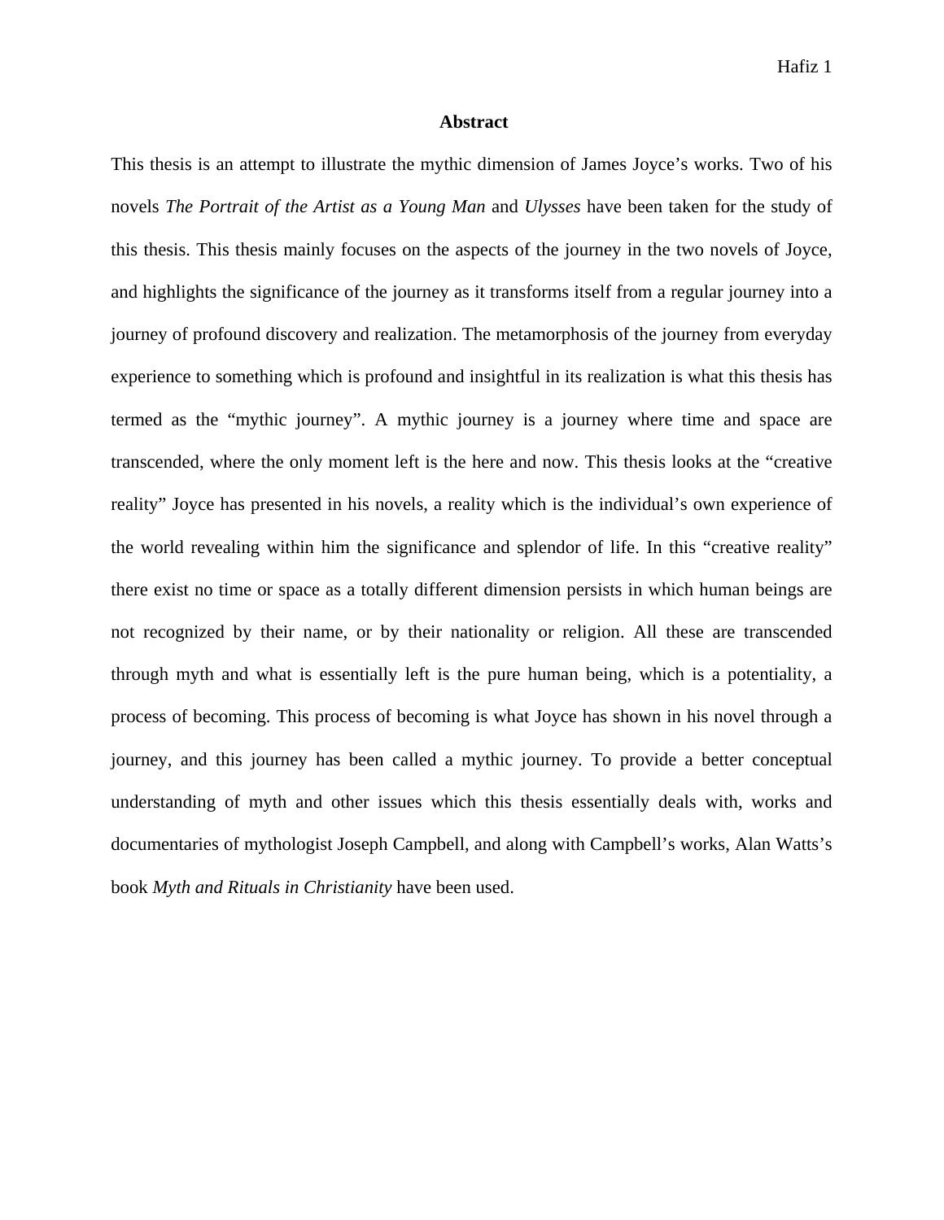# Abstract

This thesis is an attempt to illustrate the mythic dimension of James Joyce's works. Two of his novels *The Portrait of the Artist as a Young Man* and *Ulysses* have been taken for the study of this thesis. This thesis mainly focuses on the aspects of the journey in the two novels of Joyce, and highlights the significance of the journey as it transforms itself from a regular journey into a journey of profound discovery and realization. The metamorphosis of the journey from everyday experience to something which is profound and insightful in its realization is what this thesis has termed as the "mythic journey". A mythic journey is a journey where time and space are transcended, where the only moment left is the here and now. This thesis looks at the "creative reality" Joyce has presented in his novels, a reality which is the individual's own experience of the world revealing within him the significance and splendor of life. In this "creative reality" there exist no time or space as a totally different dimension persists in which human beings are not recognized by their name, or by their nationality or religion. All these are transcended through myth and what is essentially left is the pure human being, which is a potentiality, a process of becoming. This process of becoming is what Joyce has shown in his novel through a journey, and this journey has been called a mythic journey. To provide a better conceptual understanding of myth and other issues which this thesis essentially deals with, works and documentaries of mythologist Joseph Campbell, and along with Campbell's works, Alan Watts's book *Myth and Rituals in Christianity* have been used.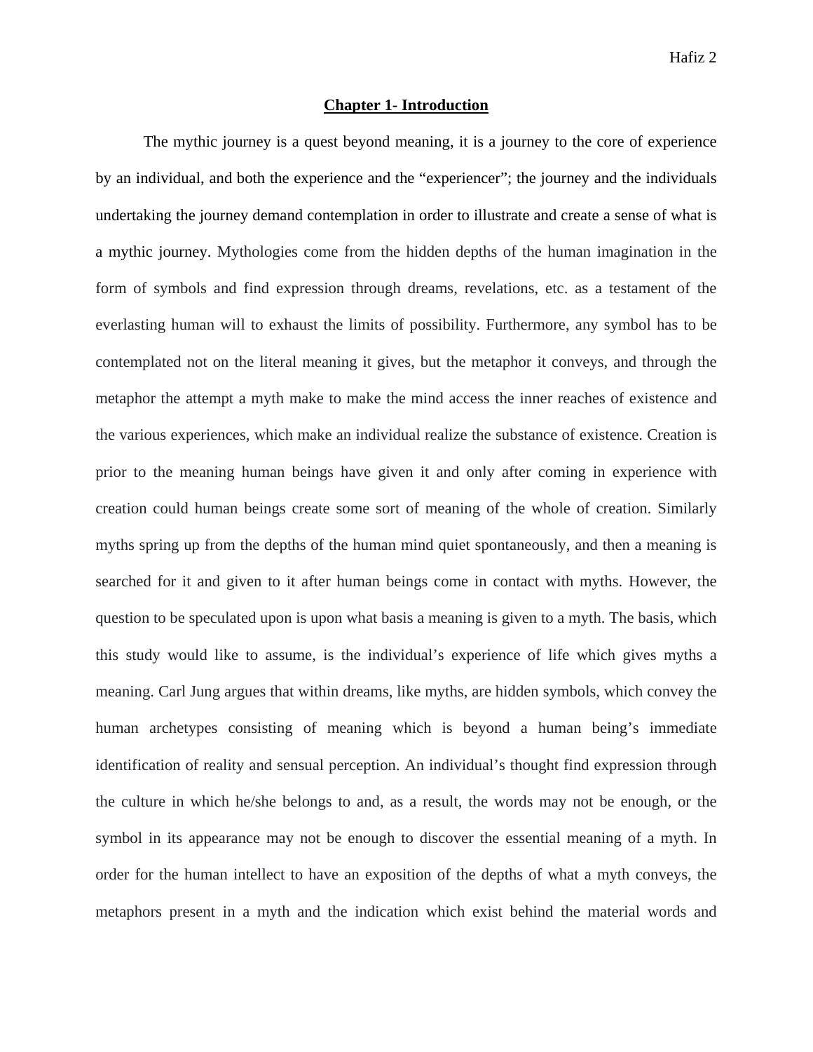## Chapter 1- Introduction

The mythic journey is a quest beyond meaning, it is a journey to the core of experience by an individual, and both the experience and the "experiencer"; the journey and the individuals undertaking the journey demand contemplation in order to illustrate and create a sense of what is a mythic journey. Mythologies come from the hidden depths of the human imagination in the form of symbols and find expression through dreams, revelations, etc. as a testament of the everlasting human will to exhaust the limits of possibility. Furthermore, any symbol has to be contemplated not on the literal meaning it gives, but the metaphor it conveys, and through the metaphor the attempt a myth make to make the mind access the inner reaches of existence and the various experiences, which make an individual realize the substance of existence. Creation is prior to the meaning human beings have given it and only after coming in experience with creation could human beings create some sort of meaning of the whole of creation. Similarly myths spring up from the depths of the human mind quiet spontaneously, and then a meaning is searched for it and given to it after human beings come in contact with myths. However, the question to be speculated upon is upon what basis a meaning is given to a myth. The basis, which this study would like to assume, is the individual's experience of life which gives myths a meaning. Carl Jung argues that within dreams, like myths, are hidden symbols, which convey the human archetypes consisting of meaning which is beyond a human being's immediate identification of reality and sensual perception. An individual's thought find expression through the culture in which he/she belongs to and, as a result, the words may not be enough, or the symbol in its appearance may not be enough to discover the essential meaning of a myth. In order for the human intellect to have an exposition of the depths of what a myth conveys, the metaphors present in a myth and the indication which exist behind the material words and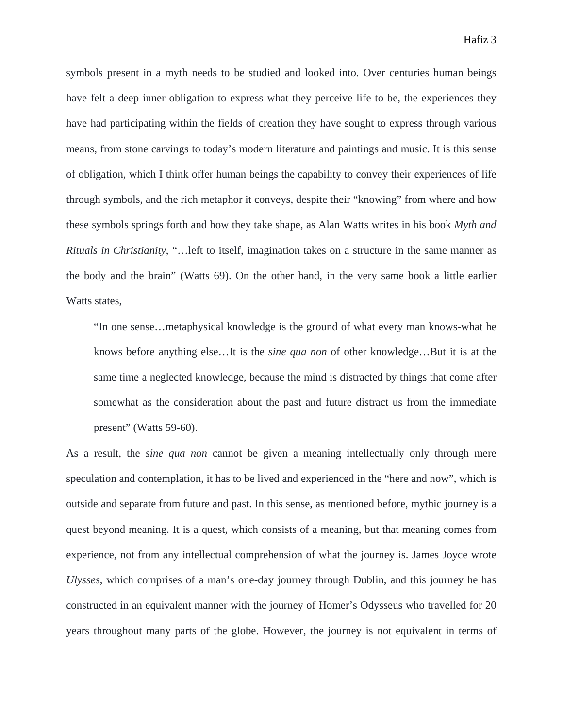symbols present in a myth needs to be studied and looked into. Over centuries human beings have felt a deep inner obligation to express what they perceive life to be, the experiences they have had participating within the fields of creation they have sought to express through various means, from stone carvings to today's modern literature and paintings and music. It is this sense of obligation, which I think offer human beings the capability to convey their experiences of life through symbols, and the rich metaphor it conveys, despite their "knowing" from where and how these symbols springs forth and how they take shape, as Alan Watts writes in his book *Myth and Rituals in Christianity*, "…left to itself, imagination takes on a structure in the same manner as the body and the brain" (Watts 69). On the other hand, in the very same book a little earlier Watts states,

> "In one sense…metaphysical knowledge is the ground of what every man knows-what he knows before anything else…It is the *sine qua non* of other knowledge…But it is at the same time a neglected knowledge, because the mind is distracted by things that come after somewhat as the consideration about the past and future distract us from the immediate present" (Watts 59-60).

As a result, the *sine qua non* cannot be given a meaning intellectually only through mere speculation and contemplation, it has to be lived and experienced in the "here and now", which is outside and separate from future and past. In this sense, as mentioned before, mythic journey is a quest beyond meaning. It is a quest, which consists of a meaning, but that meaning comes from experience, not from any intellectual comprehension of what the journey is. James Joyce wrote *Ulysses*, which comprises of a man's one-day journey through Dublin, and this journey he has constructed in an equivalent manner with the journey of Homer's Odysseus who travelled for 20 years throughout many parts of the globe. However, the journey is not equivalent in terms of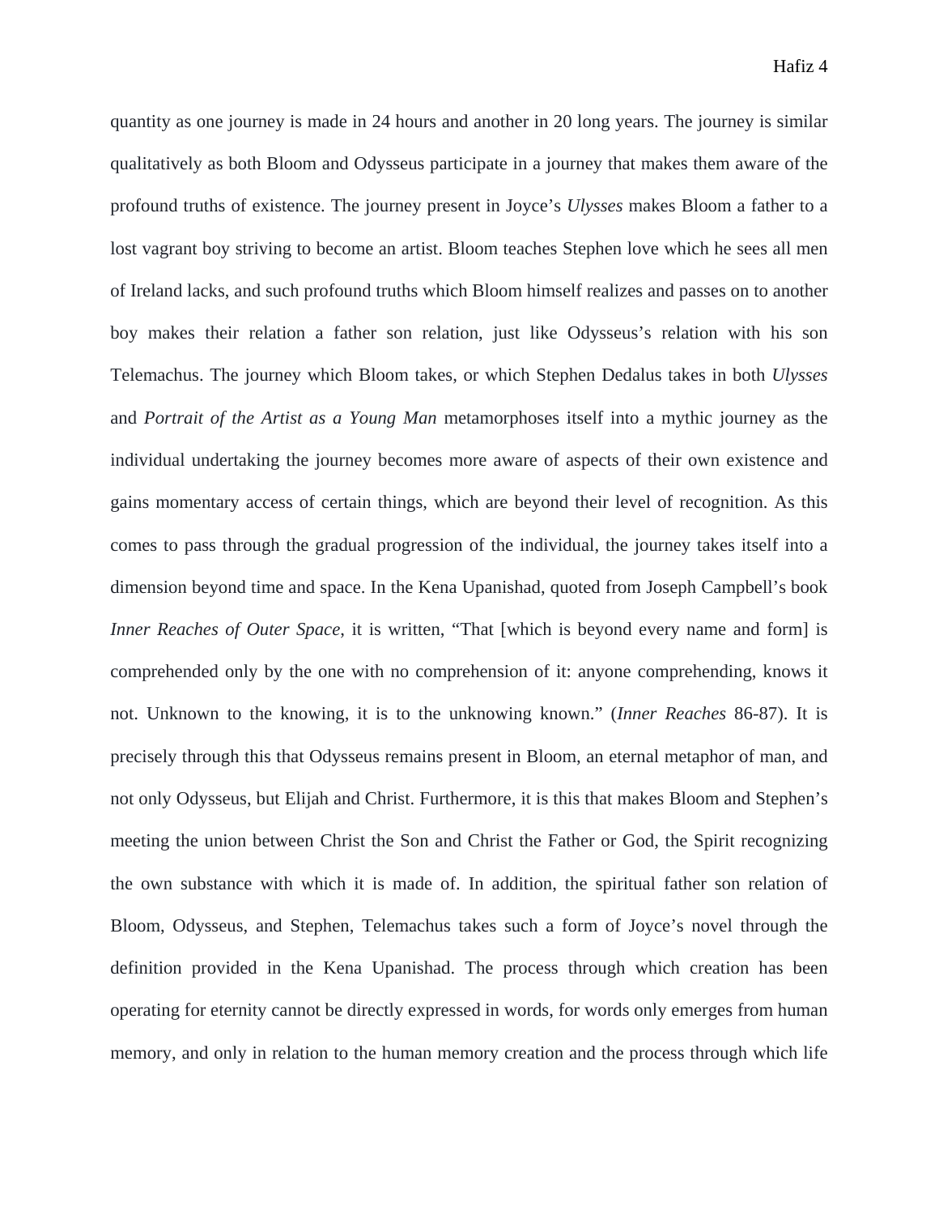quantity as one journey is made in 24 hours and another in 20 long years. The journey is similar qualitatively as both Bloom and Odysseus participate in a journey that makes them aware of the profound truths of existence. The journey present in Joyce's *Ulysses* makes Bloom a father to a lost vagrant boy striving to become an artist. Bloom teaches Stephen love which he sees all men of Ireland lacks, and such profound truths which Bloom himself realizes and passes on to another boy makes their relation a father son relation, just like Odysseus's relation with his son Telemachus. The journey which Bloom takes, or which Stephen Dedalus takes in both *Ulysses* and *Portrait of the Artist as a Young Man* metamorphoses itself into a mythic journey as the individual undertaking the journey becomes more aware of aspects of their own existence and gains momentary access of certain things, which are beyond their level of recognition. As this comes to pass through the gradual progression of the individual, the journey takes itself into a dimension beyond time and space. In the Kena Upanishad, quoted from Joseph Campbell's book *Inner Reaches of Outer Space,* it is written, "That [which is beyond every name and form] is comprehended only by the one with no comprehension of it: anyone comprehending, knows it not. Unknown to the knowing, it is to the unknowing known." (*Inner Reaches* 86-87). It is precisely through this that Odysseus remains present in Bloom, an eternal metaphor of man, and not only Odysseus, but Elijah and Christ. Furthermore, it is this that makes Bloom and Stephen's meeting the union between Christ the Son and Christ the Father or God, the Spirit recognizing the own substance with which it is made of. In addition, the spiritual father son relation of Bloom, Odysseus, and Stephen, Telemachus takes such a form of Joyce's novel through the definition provided in the Kena Upanishad. The process through which creation has been operating for eternity cannot be directly expressed in words, for words only emerges from human memory, and only in relation to the human memory creation and the process through which life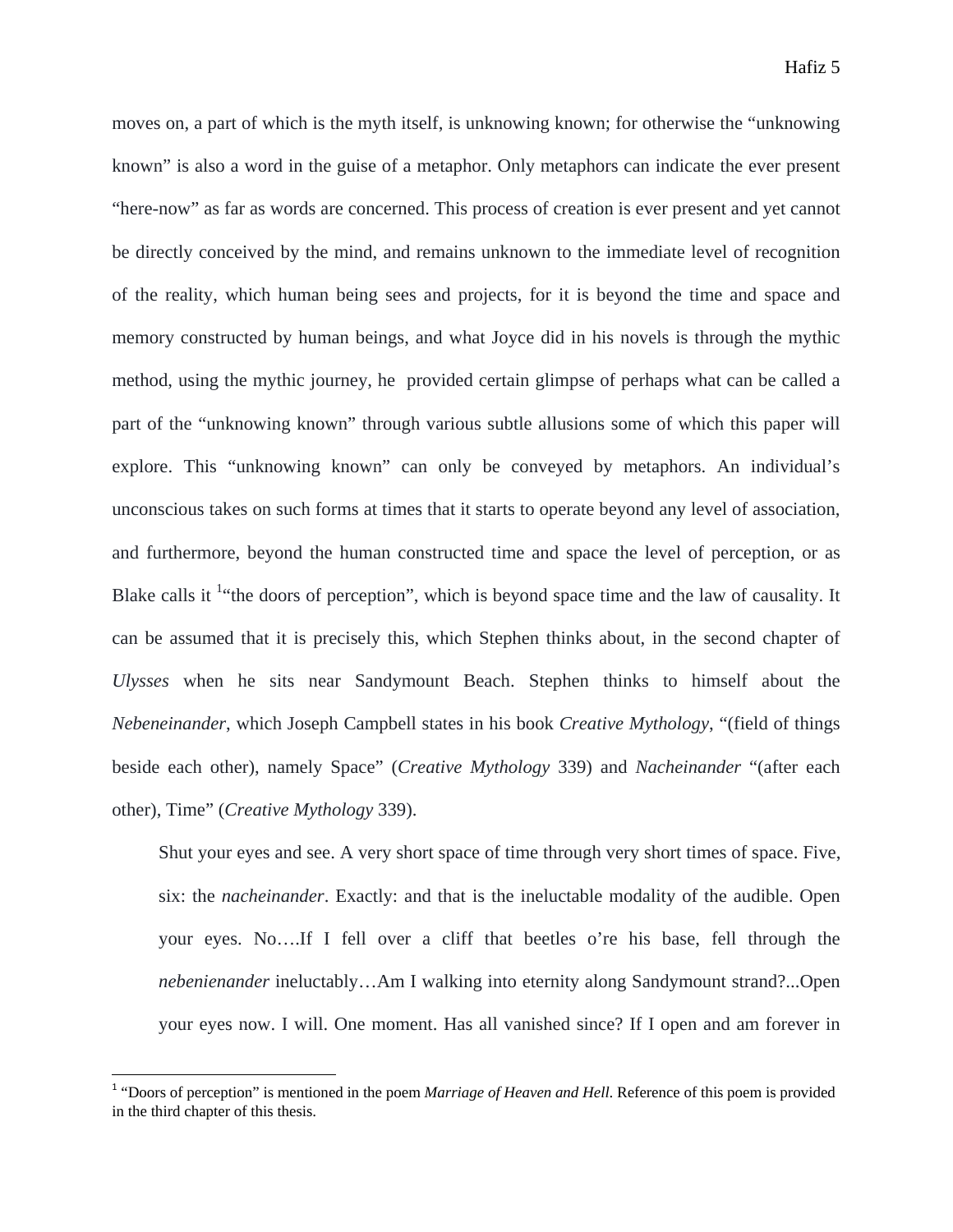moves on, a part of which is the myth itself, is unknowing known; for otherwise the "unknowing known" is also a word in the guise of a metaphor. Only metaphors can indicate the ever present "here-now" as far as words are concerned. This process of creation is ever present and yet cannot be directly conceived by the mind, and remains unknown to the immediate level of recognition of the reality, which human being sees and projects, for it is beyond the time and space and memory constructed by human beings, and what Joyce did in his novels is through the mythic method, using the mythic journey, he provided certain glimpse of perhaps what can be called a part of the "unknowing known" through various subtle allusions some of which this paper will explore. This "unknowing known" can only be conveyed by metaphors. An individual's unconscious takes on such forms at times that it starts to operate beyond any level of association, and furthermore, beyond the human constructed time and space the level of perception, or as Blake calls it [1]"the doors of perception", which is beyond space time and the law of causality. It can be assumed that it is precisely this, which Stephen thinks about, in the second chapter of *Ulysses* when he sits near Sandymount Beach. Stephen thinks to himself about the *Nebeneinander*, which Joseph Campbell states in his book *Creative Mythology*, "(field of things beside each other), namely Space" (*Creative Mythology* 339) and *Nacheinander* "(after each other), Time" (*Creative Mythology* 339).

> Shut your eyes and see. A very short space of time through very short times of space. Five, six: the *nacheinander*. Exactly: and that is the ineluctable modality of the audible. Open your eyes. No….If I fell over a cliff that beetles o're his base, fell through the *nebenienander* ineluctably…Am I walking into eternity along Sandymount strand?...Open your eyes now. I will. One moment. Has all vanished since? If I open and am forever in

[1] "Doors of perception" is mentioned in the poem *Marriage of Heaven and Hell*. Reference of this poem is provided in the third chapter of this thesis.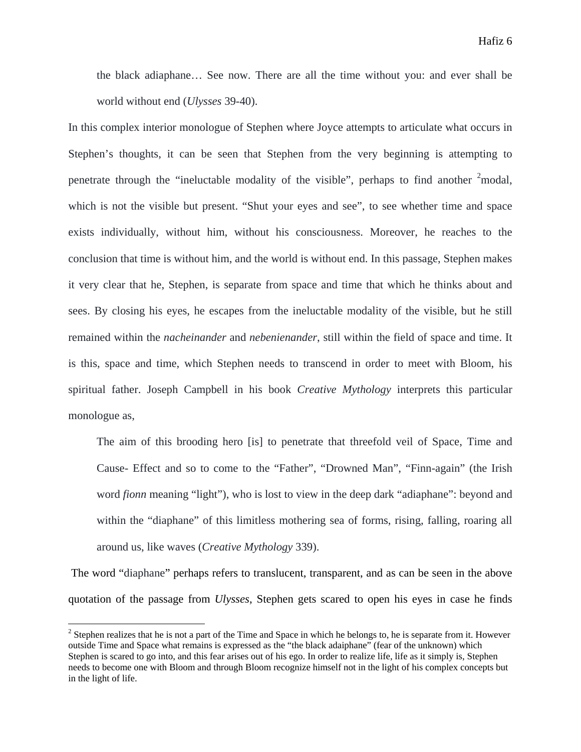> the black adiaphane… See now. There are all the time without you: and ever shall be world without end (*Ulysses* 39-40).

In this complex interior monologue of Stephen where Joyce attempts to articulate what occurs in Stephen's thoughts, it can be seen that Stephen from the very beginning is attempting to penetrate through the "ineluctable modality of the visible", perhaps to find another [2]modal, which is not the visible but present. "Shut your eyes and see", to see whether time and space exists individually, without him, without his consciousness. Moreover, he reaches to the conclusion that time is without him, and the world is without end. In this passage, Stephen makes it very clear that he, Stephen, is separate from space and time that which he thinks about and sees. By closing his eyes, he escapes from the ineluctable modality of the visible, but he still remained within the *nacheinander* and *nebenienander*, still within the field of space and time. It is this, space and time, which Stephen needs to transcend in order to meet with Bloom, his spiritual father. Joseph Campbell in his book *Creative Mythology* interprets this particular monologue as,

> The aim of this brooding hero [is] to penetrate that threefold veil of Space, Time and Cause- Effect and so to come to the "Father", "Drowned Man", "Finn-again" (the Irish word *fionn* meaning "light"), who is lost to view in the deep dark "adiaphane": beyond and within the "diaphane" of this limitless mothering sea of forms, rising, falling, roaring all around us, like waves (*Creative Mythology* 339).

The word "diaphane" perhaps refers to translucent, transparent, and as can be seen in the above quotation of the passage from *Ulysses*, Stephen gets scared to open his eyes in case he finds

---

[2] Stephen realizes that he is not a part of the Time and Space in which he belongs to, he is separate from it. However outside Time and Space what remains is expressed as the "the black adaiphane" (fear of the unknown) which Stephen is scared to go into, and this fear arises out of his ego. In order to realize life, life as it simply is, Stephen needs to become one with Bloom and through Bloom recognize himself not in the light of his complex concepts but in the light of life.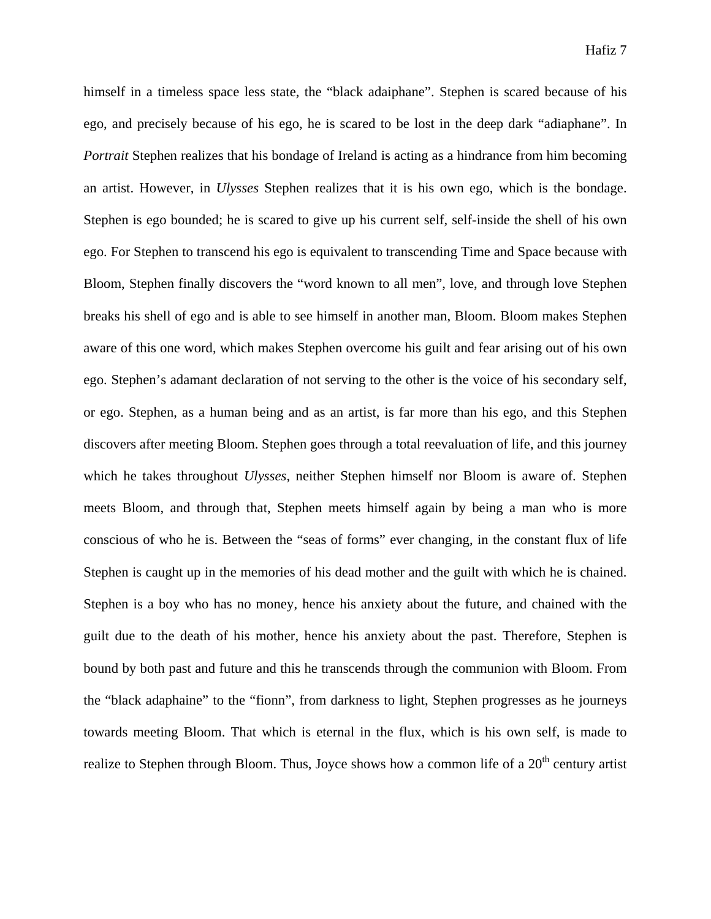himself in a timeless space less state, the "black adaiphane". Stephen is scared because of his ego, and precisely because of his ego, he is scared to be lost in the deep dark "adiaphane". In *Portrait* Stephen realizes that his bondage of Ireland is acting as a hindrance from him becoming an artist. However, in *Ulysses* Stephen realizes that it is his own ego, which is the bondage. Stephen is ego bounded; he is scared to give up his current self, self-inside the shell of his own ego. For Stephen to transcend his ego is equivalent to transcending Time and Space because with Bloom, Stephen finally discovers the "word known to all men", love, and through love Stephen breaks his shell of ego and is able to see himself in another man, Bloom. Bloom makes Stephen aware of this one word, which makes Stephen overcome his guilt and fear arising out of his own ego. Stephen's adamant declaration of not serving to the other is the voice of his secondary self, or ego. Stephen, as a human being and as an artist, is far more than his ego, and this Stephen discovers after meeting Bloom. Stephen goes through a total reevaluation of life, and this journey which he takes throughout *Ulysses,* neither Stephen himself nor Bloom is aware of. Stephen meets Bloom, and through that, Stephen meets himself again by being a man who is more conscious of who he is. Between the "seas of forms" ever changing, in the constant flux of life Stephen is caught up in the memories of his dead mother and the guilt with which he is chained. Stephen is a boy who has no money, hence his anxiety about the future, and chained with the guilt due to the death of his mother, hence his anxiety about the past. Therefore, Stephen is bound by both past and future and this he transcends through the communion with Bloom. From the "black adaphaine" to the "fionn", from darkness to light, Stephen progresses as he journeys towards meeting Bloom. That which is eternal in the flux, which is his own self, is made to realize to Stephen through Bloom. Thus, Joyce shows how a common life of a 20th century artist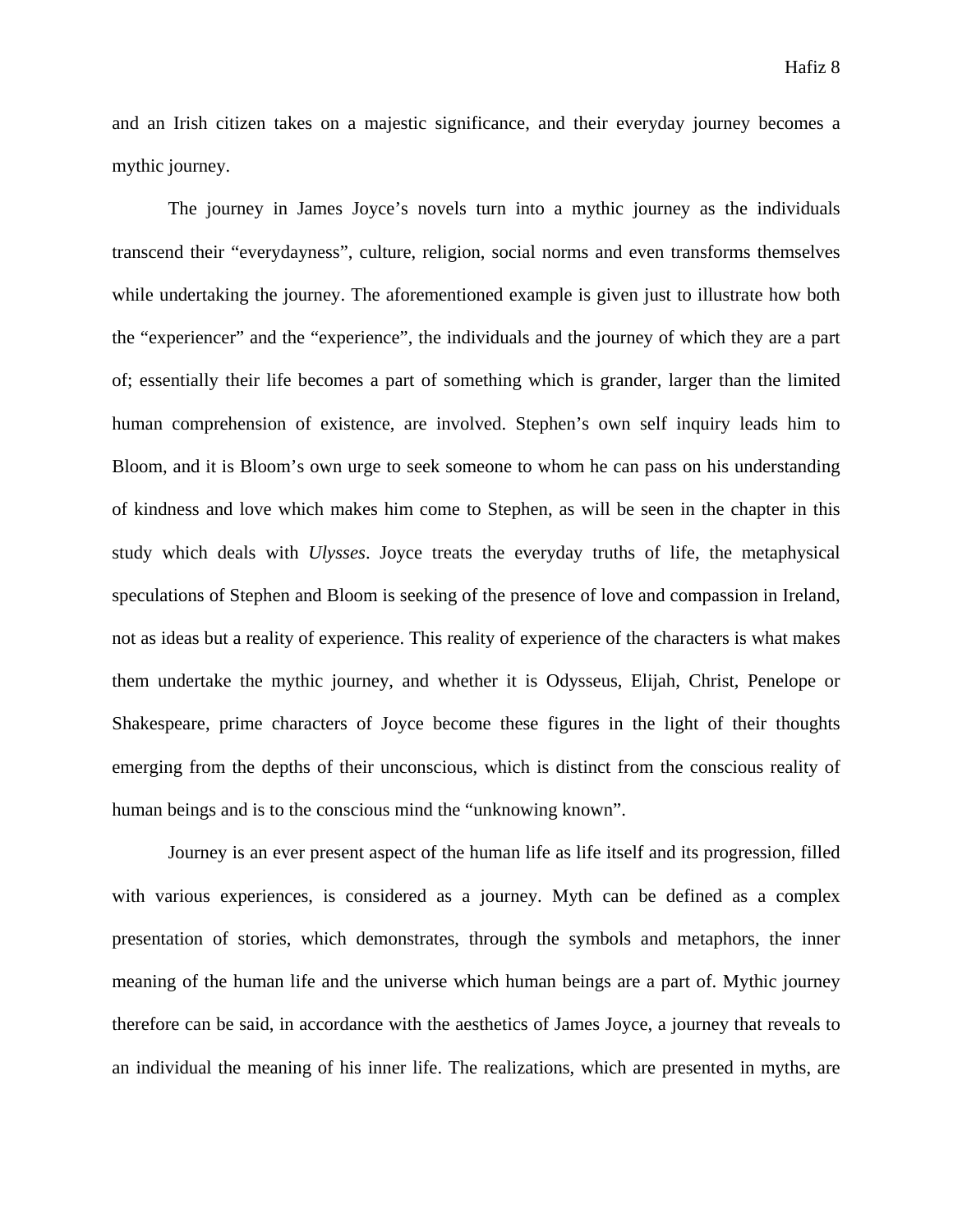and an Irish citizen takes on a majestic significance, and their everyday journey becomes a mythic journey.

The journey in James Joyce's novels turn into a mythic journey as the individuals transcend their "everydayness", culture, religion, social norms and even transforms themselves while undertaking the journey. The aforementioned example is given just to illustrate how both the "experiencer" and the "experience", the individuals and the journey of which they are a part of; essentially their life becomes a part of something which is grander, larger than the limited human comprehension of existence, are involved. Stephen's own self inquiry leads him to Bloom, and it is Bloom's own urge to seek someone to whom he can pass on his understanding of kindness and love which makes him come to Stephen, as will be seen in the chapter in this study which deals with *Ulysses*. Joyce treats the everyday truths of life, the metaphysical speculations of Stephen and Bloom is seeking of the presence of love and compassion in Ireland, not as ideas but a reality of experience. This reality of experience of the characters is what makes them undertake the mythic journey, and whether it is Odysseus, Elijah, Christ, Penelope or Shakespeare, prime characters of Joyce become these figures in the light of their thoughts emerging from the depths of their unconscious, which is distinct from the conscious reality of human beings and is to the conscious mind the "unknowing known".

Journey is an ever present aspect of the human life as life itself and its progression, filled with various experiences, is considered as a journey. Myth can be defined as a complex presentation of stories, which demonstrates, through the symbols and metaphors, the inner meaning of the human life and the universe which human beings are a part of. Mythic journey therefore can be said, in accordance with the aesthetics of James Joyce, a journey that reveals to an individual the meaning of his inner life. The realizations, which are presented in myths, are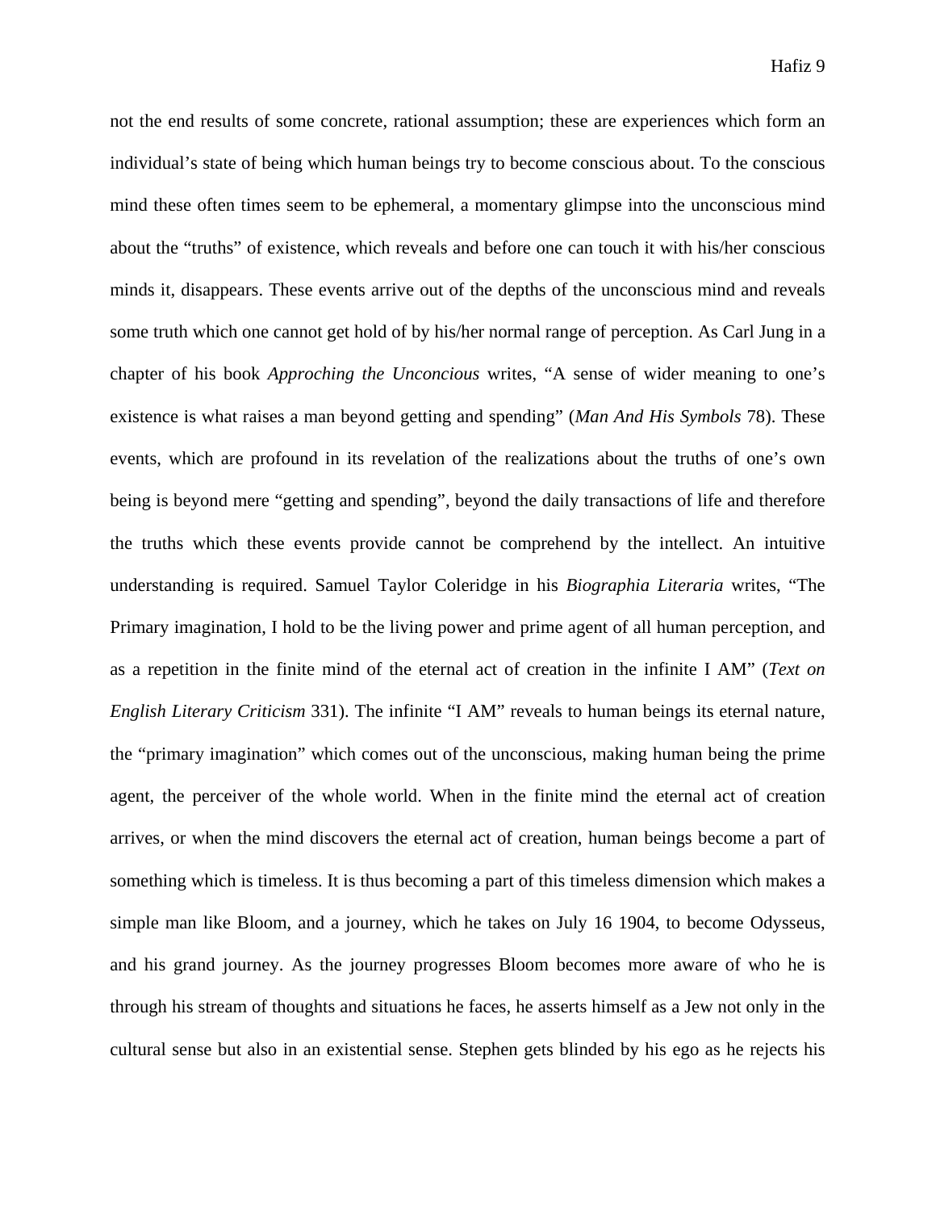not the end results of some concrete, rational assumption; these are experiences which form an individual's state of being which human beings try to become conscious about. To the conscious mind these often times seem to be ephemeral, a momentary glimpse into the unconscious mind about the "truths" of existence, which reveals and before one can touch it with his/her conscious minds it, disappears. These events arrive out of the depths of the unconscious mind and reveals some truth which one cannot get hold of by his/her normal range of perception. As Carl Jung in a chapter of his book *Approching the Unconcious* writes, "A sense of wider meaning to one's existence is what raises a man beyond getting and spending" (*Man And His Symbols* 78). These events, which are profound in its revelation of the realizations about the truths of one's own being is beyond mere "getting and spending", beyond the daily transactions of life and therefore the truths which these events provide cannot be comprehend by the intellect. An intuitive understanding is required. Samuel Taylor Coleridge in his *Biographia Literaria* writes, "The Primary imagination, I hold to be the living power and prime agent of all human perception, and as a repetition in the finite mind of the eternal act of creation in the infinite I AM" (*Text on English Literary Criticism* 331). The infinite "I AM" reveals to human beings its eternal nature, the "primary imagination" which comes out of the unconscious, making human being the prime agent, the perceiver of the whole world. When in the finite mind the eternal act of creation arrives, or when the mind discovers the eternal act of creation, human beings become a part of something which is timeless. It is thus becoming a part of this timeless dimension which makes a simple man like Bloom, and a journey, which he takes on July 16 1904, to become Odysseus, and his grand journey. As the journey progresses Bloom becomes more aware of who he is through his stream of thoughts and situations he faces, he asserts himself as a Jew not only in the cultural sense but also in an existential sense. Stephen gets blinded by his ego as he rejects his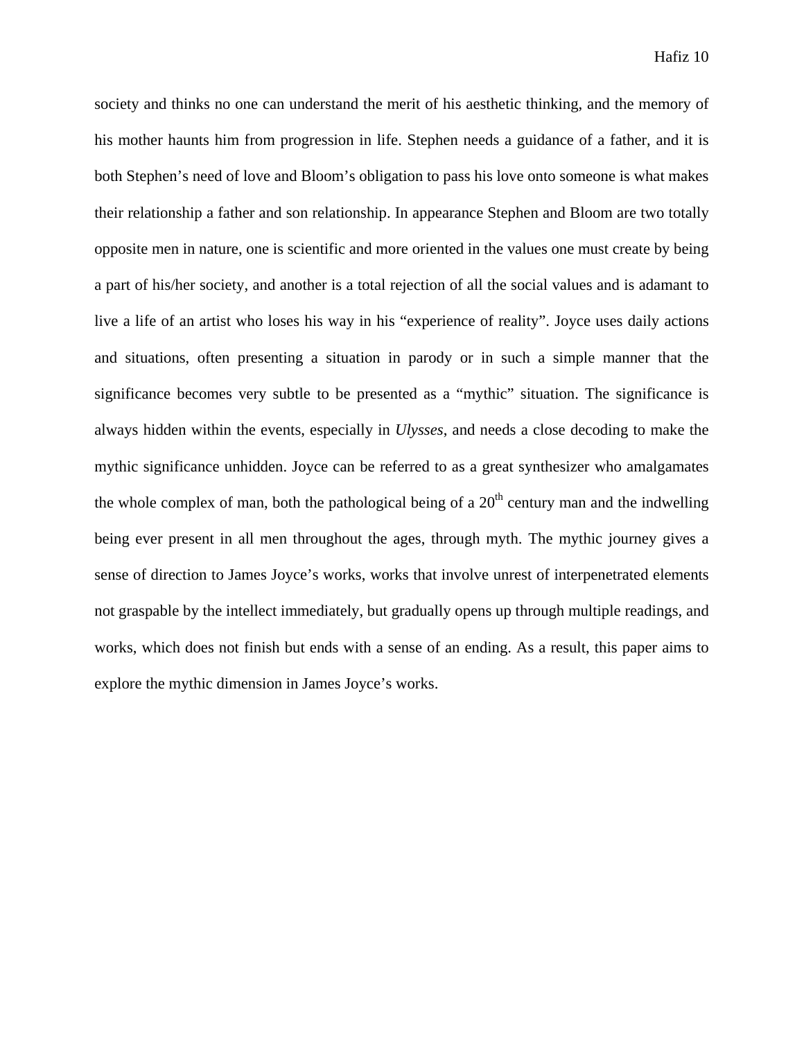society and thinks no one can understand the merit of his aesthetic thinking, and the memory of his mother haunts him from progression in life. Stephen needs a guidance of a father, and it is both Stephen's need of love and Bloom's obligation to pass his love onto someone is what makes their relationship a father and son relationship. In appearance Stephen and Bloom are two totally opposite men in nature, one is scientific and more oriented in the values one must create by being a part of his/her society, and another is a total rejection of all the social values and is adamant to live a life of an artist who loses his way in his "experience of reality". Joyce uses daily actions and situations, often presenting a situation in parody or in such a simple manner that the significance becomes very subtle to be presented as a "mythic" situation. The significance is always hidden within the events, especially in *Ulysses*, and needs a close decoding to make the mythic significance unhidden. Joyce can be referred to as a great synthesizer who amalgamates the whole complex of man, both the pathological being of a 20th century man and the indwelling being ever present in all men throughout the ages, through myth. The mythic journey gives a sense of direction to James Joyce's works, works that involve unrest of interpenetrated elements not graspable by the intellect immediately, but gradually opens up through multiple readings, and works, which does not finish but ends with a sense of an ending. As a result, this paper aims to explore the mythic dimension in James Joyce's works.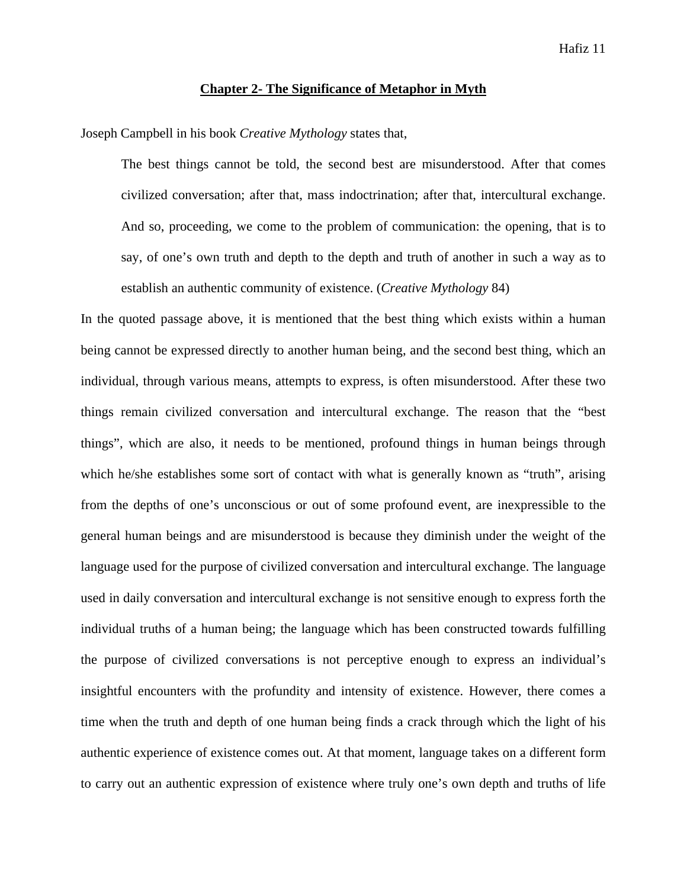## Chapter 2- The Significance of Metaphor in Myth

Joseph Campbell in his book *Creative Mythology* states that,

> The best things cannot be told, the second best are misunderstood. After that comes civilized conversation; after that, mass indoctrination; after that, intercultural exchange. And so, proceeding, we come to the problem of communication: the opening, that is to say, of one's own truth and depth to the depth and truth of another in such a way as to establish an authentic community of existence. (*Creative Mythology* 84)

In the quoted passage above, it is mentioned that the best thing which exists within a human being cannot be expressed directly to another human being, and the second best thing, which an individual, through various means, attempts to express, is often misunderstood. After these two things remain civilized conversation and intercultural exchange. The reason that the "best things", which are also, it needs to be mentioned, profound things in human beings through which he/she establishes some sort of contact with what is generally known as "truth", arising from the depths of one's unconscious or out of some profound event, are inexpressible to the general human beings and are misunderstood is because they diminish under the weight of the language used for the purpose of civilized conversation and intercultural exchange. The language used in daily conversation and intercultural exchange is not sensitive enough to express forth the individual truths of a human being; the language which has been constructed towards fulfilling the purpose of civilized conversations is not perceptive enough to express an individual's insightful encounters with the profundity and intensity of existence. However, there comes a time when the truth and depth of one human being finds a crack through which the light of his authentic experience of existence comes out. At that moment, language takes on a different form to carry out an authentic expression of existence where truly one's own depth and truths of life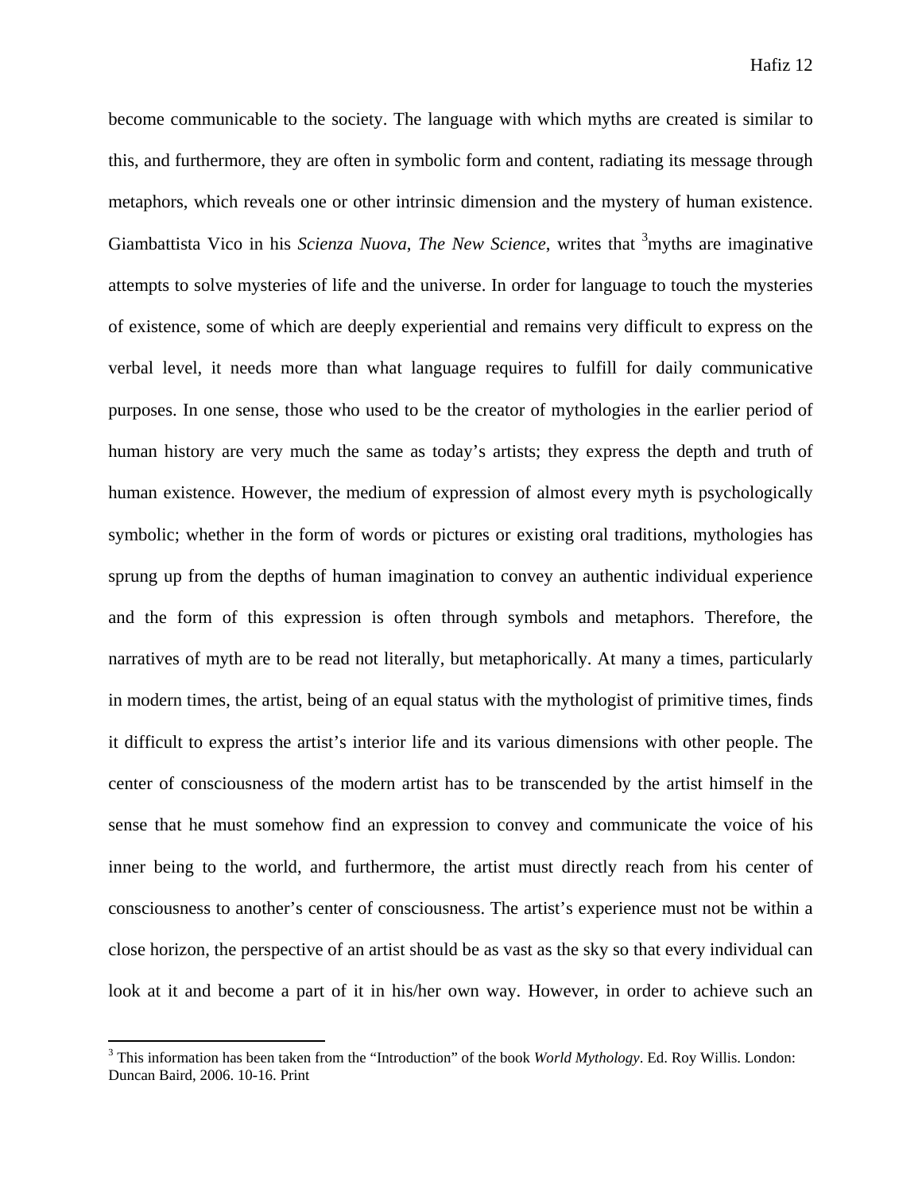become communicable to the society. The language with which myths are created is similar to this, and furthermore, they are often in symbolic form and content, radiating its message through metaphors, which reveals one or other intrinsic dimension and the mystery of human existence. Giambattista Vico in his *Scienza Nuova*, *The New Science*, writes that [3]myths are imaginative attempts to solve mysteries of life and the universe. In order for language to touch the mysteries of existence, some of which are deeply experiential and remains very difficult to express on the verbal level, it needs more than what language requires to fulfill for daily communicative purposes. In one sense, those who used to be the creator of mythologies in the earlier period of human history are very much the same as today's artists; they express the depth and truth of human existence. However, the medium of expression of almost every myth is psychologically symbolic; whether in the form of words or pictures or existing oral traditions, mythologies has sprung up from the depths of human imagination to convey an authentic individual experience and the form of this expression is often through symbols and metaphors. Therefore, the narratives of myth are to be read not literally, but metaphorically. At many a times, particularly in modern times, the artist, being of an equal status with the mythologist of primitive times, finds it difficult to express the artist's interior life and its various dimensions with other people. The center of consciousness of the modern artist has to be transcended by the artist himself in the sense that he must somehow find an expression to convey and communicate the voice of his inner being to the world, and furthermore, the artist must directly reach from his center of consciousness to another's center of consciousness. The artist's experience must not be within a close horizon, the perspective of an artist should be as vast as the sky so that every individual can look at it and become a part of it in his/her own way. However, in order to achieve such an

---

[3] This information has been taken from the "Introduction" of the book *World Mythology*. Ed. Roy Willis. London: Duncan Baird, 2006. 10-16. Print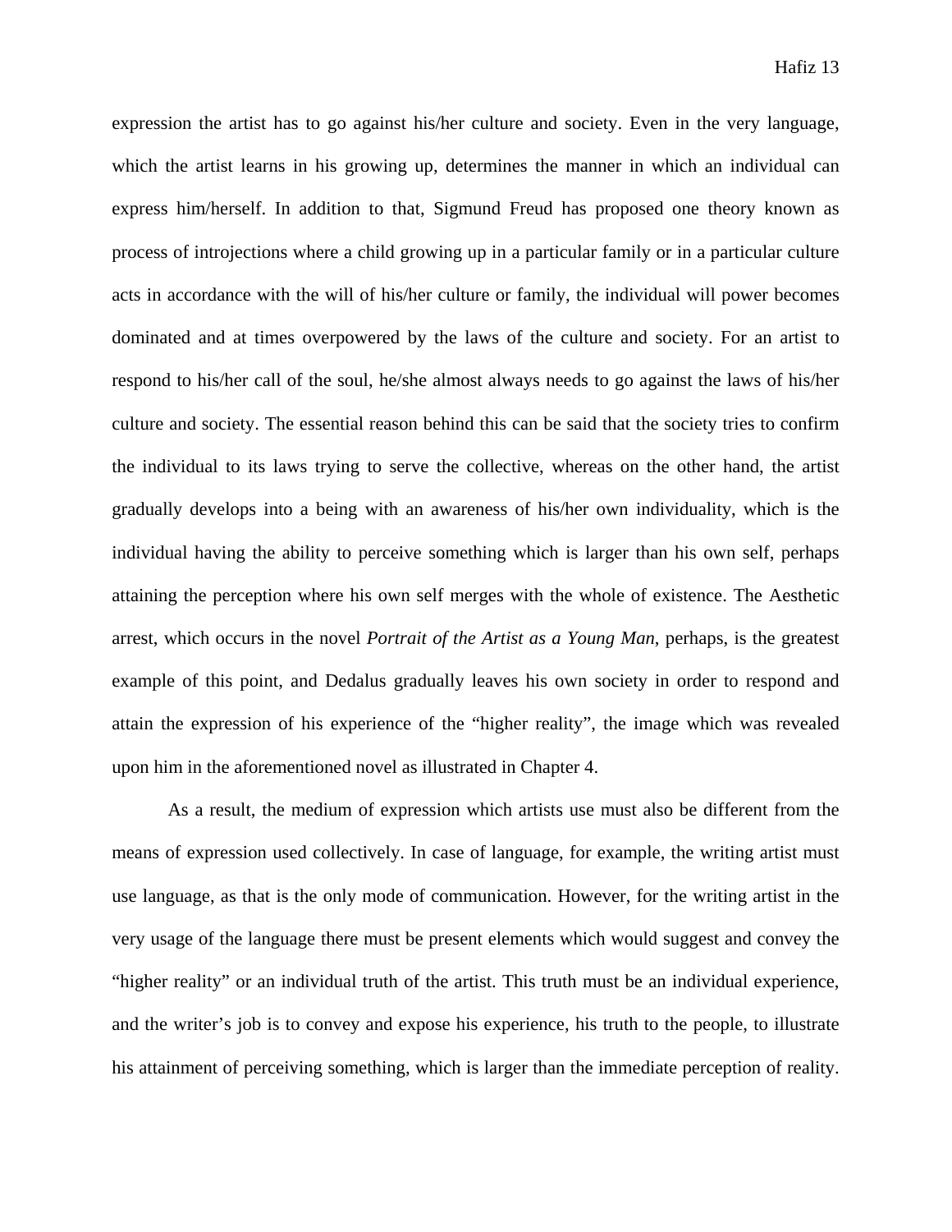expression the artist has to go against his/her culture and society. Even in the very language, which the artist learns in his growing up, determines the manner in which an individual can express him/herself. In addition to that, Sigmund Freud has proposed one theory known as process of introjections where a child growing up in a particular family or in a particular culture acts in accordance with the will of his/her culture or family, the individual will power becomes dominated and at times overpowered by the laws of the culture and society. For an artist to respond to his/her call of the soul, he/she almost always needs to go against the laws of his/her culture and society. The essential reason behind this can be said that the society tries to confirm the individual to its laws trying to serve the collective, whereas on the other hand, the artist gradually develops into a being with an awareness of his/her own individuality, which is the individual having the ability to perceive something which is larger than his own self, perhaps attaining the perception where his own self merges with the whole of existence. The Aesthetic arrest, which occurs in the novel *Portrait of the Artist as a Young Man*, perhaps, is the greatest example of this point, and Dedalus gradually leaves his own society in order to respond and attain the expression of his experience of the "higher reality", the image which was revealed upon him in the aforementioned novel as illustrated in Chapter 4.

As a result, the medium of expression which artists use must also be different from the means of expression used collectively. In case of language, for example, the writing artist must use language, as that is the only mode of communication. However, for the writing artist in the very usage of the language there must be present elements which would suggest and convey the "higher reality" or an individual truth of the artist. This truth must be an individual experience, and the writer's job is to convey and expose his experience, his truth to the people, to illustrate his attainment of perceiving something, which is larger than the immediate perception of reality.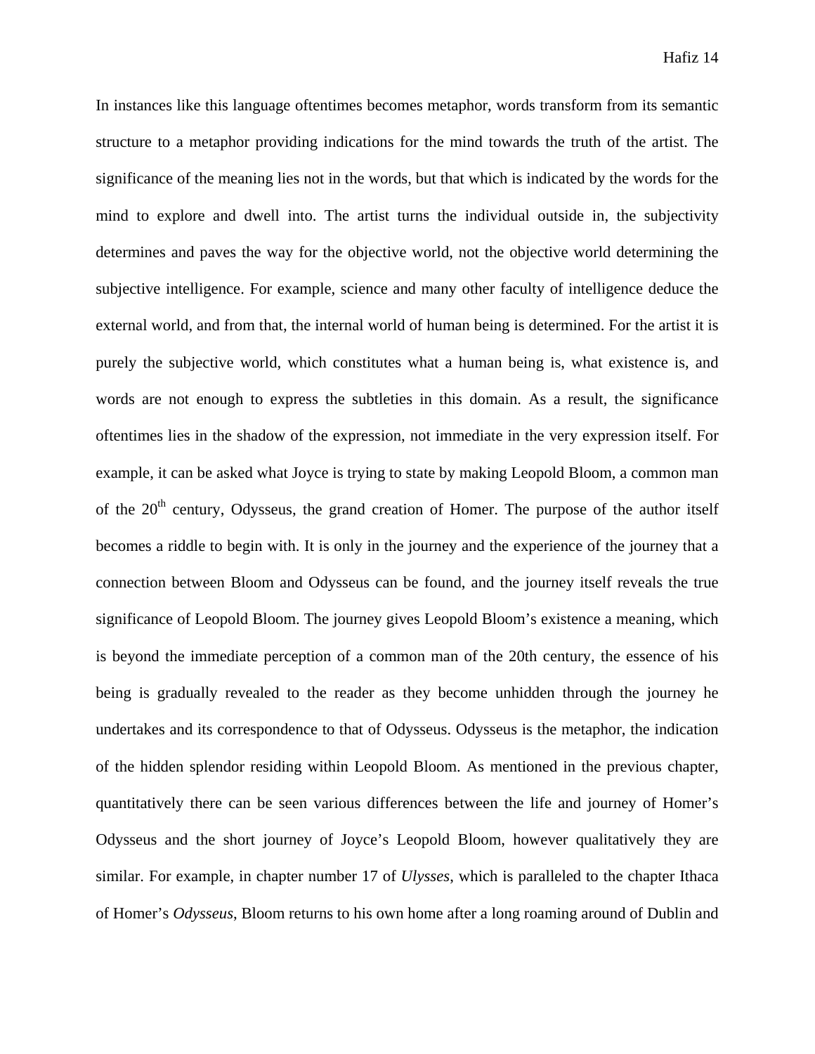In instances like this language oftentimes becomes metaphor, words transform from its semantic structure to a metaphor providing indications for the mind towards the truth of the artist. The significance of the meaning lies not in the words, but that which is indicated by the words for the mind to explore and dwell into. The artist turns the individual outside in, the subjectivity determines and paves the way for the objective world, not the objective world determining the subjective intelligence. For example, science and many other faculty of intelligence deduce the external world, and from that, the internal world of human being is determined. For the artist it is purely the subjective world, which constitutes what a human being is, what existence is, and words are not enough to express the subtleties in this domain. As a result, the significance oftentimes lies in the shadow of the expression, not immediate in the very expression itself. For example, it can be asked what Joyce is trying to state by making Leopold Bloom, a common man of the 20th century, Odysseus, the grand creation of Homer. The purpose of the author itself becomes a riddle to begin with. It is only in the journey and the experience of the journey that a connection between Bloom and Odysseus can be found, and the journey itself reveals the true significance of Leopold Bloom. The journey gives Leopold Bloom's existence a meaning, which is beyond the immediate perception of a common man of the 20th century, the essence of his being is gradually revealed to the reader as they become unhidden through the journey he undertakes and its correspondence to that of Odysseus. Odysseus is the metaphor, the indication of the hidden splendor residing within Leopold Bloom. As mentioned in the previous chapter, quantitatively there can be seen various differences between the life and journey of Homer's Odysseus and the short journey of Joyce's Leopold Bloom, however qualitatively they are similar. For example, in chapter number 17 of *Ulysses*, which is paralleled to the chapter Ithaca of Homer's *Odysseus*, Bloom returns to his own home after a long roaming around of Dublin and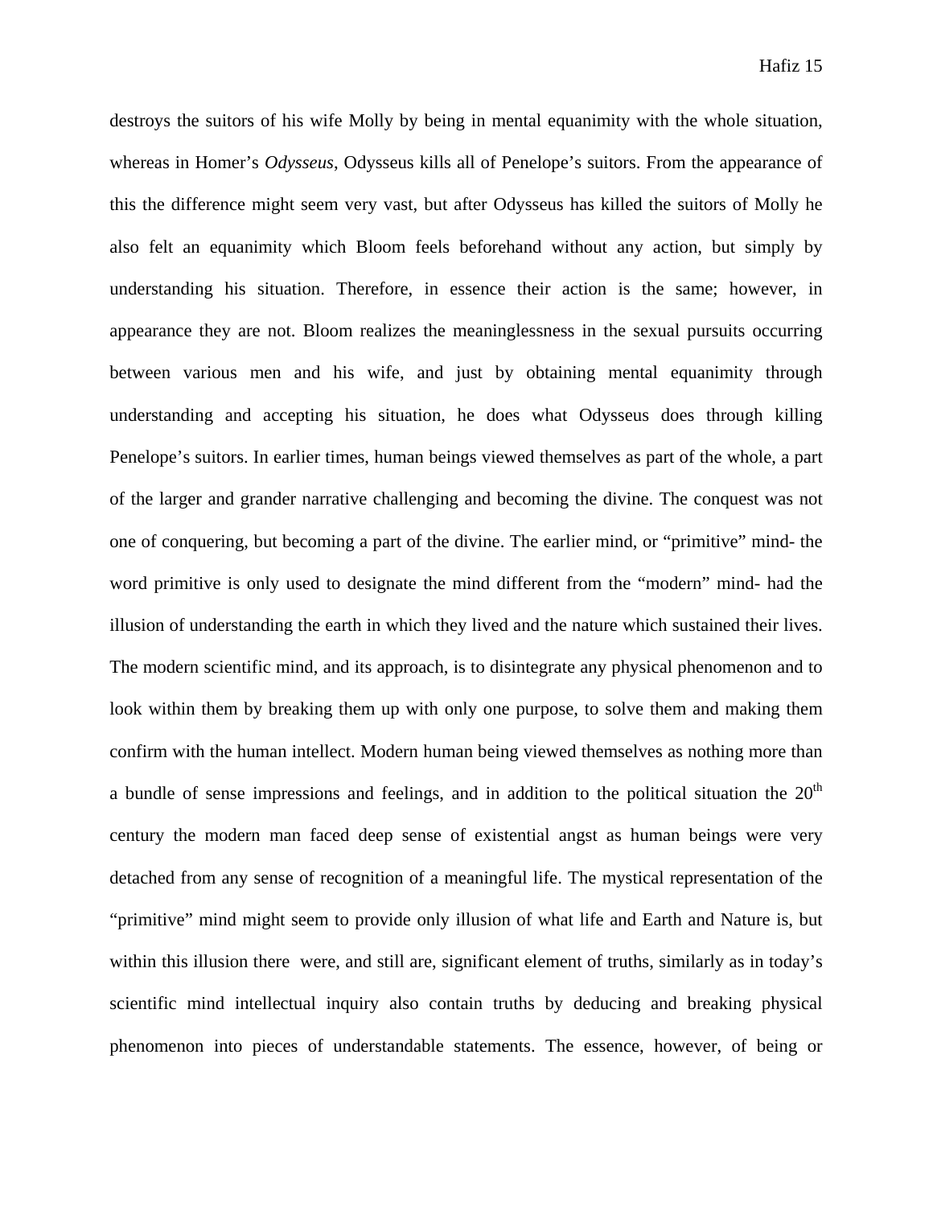destroys the suitors of his wife Molly by being in mental equanimity with the whole situation, whereas in Homer's *Odysseus*, Odysseus kills all of Penelope's suitors. From the appearance of this the difference might seem very vast, but after Odysseus has killed the suitors of Molly he also felt an equanimity which Bloom feels beforehand without any action, but simply by understanding his situation. Therefore, in essence their action is the same; however, in appearance they are not. Bloom realizes the meaninglessness in the sexual pursuits occurring between various men and his wife, and just by obtaining mental equanimity through understanding and accepting his situation, he does what Odysseus does through killing Penelope's suitors. In earlier times, human beings viewed themselves as part of the whole, a part of the larger and grander narrative challenging and becoming the divine. The conquest was not one of conquering, but becoming a part of the divine. The earlier mind, or "primitive" mind- the word primitive is only used to designate the mind different from the "modern" mind- had the illusion of understanding the earth in which they lived and the nature which sustained their lives. The modern scientific mind, and its approach, is to disintegrate any physical phenomenon and to look within them by breaking them up with only one purpose, to solve them and making them confirm with the human intellect. Modern human being viewed themselves as nothing more than a bundle of sense impressions and feelings, and in addition to the political situation the 20th century the modern man faced deep sense of existential angst as human beings were very detached from any sense of recognition of a meaningful life. The mystical representation of the "primitive" mind might seem to provide only illusion of what life and Earth and Nature is, but within this illusion there were, and still are, significant element of truths, similarly as in today's scientific mind intellectual inquiry also contain truths by deducing and breaking physical phenomenon into pieces of understandable statements. The essence, however, of being or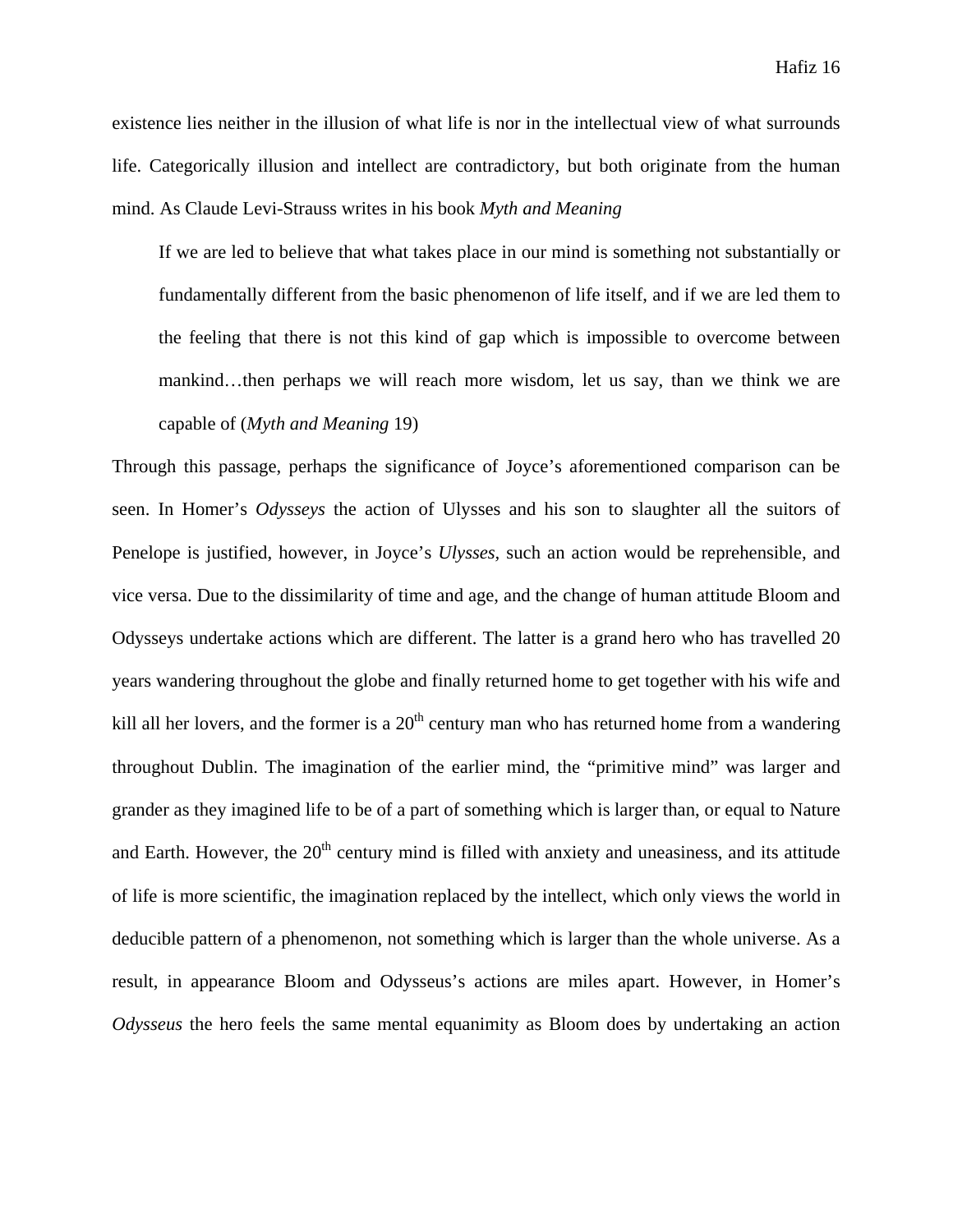existence lies neither in the illusion of what life is nor in the intellectual view of what surrounds life. Categorically illusion and intellect are contradictory, but both originate from the human mind. As Claude Levi-Strauss writes in his book *Myth and Meaning*

> If we are led to believe that what takes place in our mind is something not substantially or fundamentally different from the basic phenomenon of life itself, and if we are led them to the feeling that there is not this kind of gap which is impossible to overcome between mankind…then perhaps we will reach more wisdom, let us say, than we think we are capable of (*Myth and Meaning* 19)

Through this passage, perhaps the significance of Joyce's aforementioned comparison can be seen. In Homer's *Odysseys* the action of Ulysses and his son to slaughter all the suitors of Penelope is justified, however, in Joyce's *Ulysses,* such an action would be reprehensible, and vice versa. Due to the dissimilarity of time and age, and the change of human attitude Bloom and Odysseys undertake actions which are different. The latter is a grand hero who has travelled 20 years wandering throughout the globe and finally returned home to get together with his wife and kill all her lovers, and the former is a 20th century man who has returned home from a wandering throughout Dublin. The imagination of the earlier mind, the "primitive mind" was larger and grander as they imagined life to be of a part of something which is larger than, or equal to Nature and Earth. However, the 20th century mind is filled with anxiety and uneasiness, and its attitude of life is more scientific, the imagination replaced by the intellect, which only views the world in deducible pattern of a phenomenon, not something which is larger than the whole universe. As a result, in appearance Bloom and Odysseus's actions are miles apart. However, in Homer's *Odysseus* the hero feels the same mental equanimity as Bloom does by undertaking an action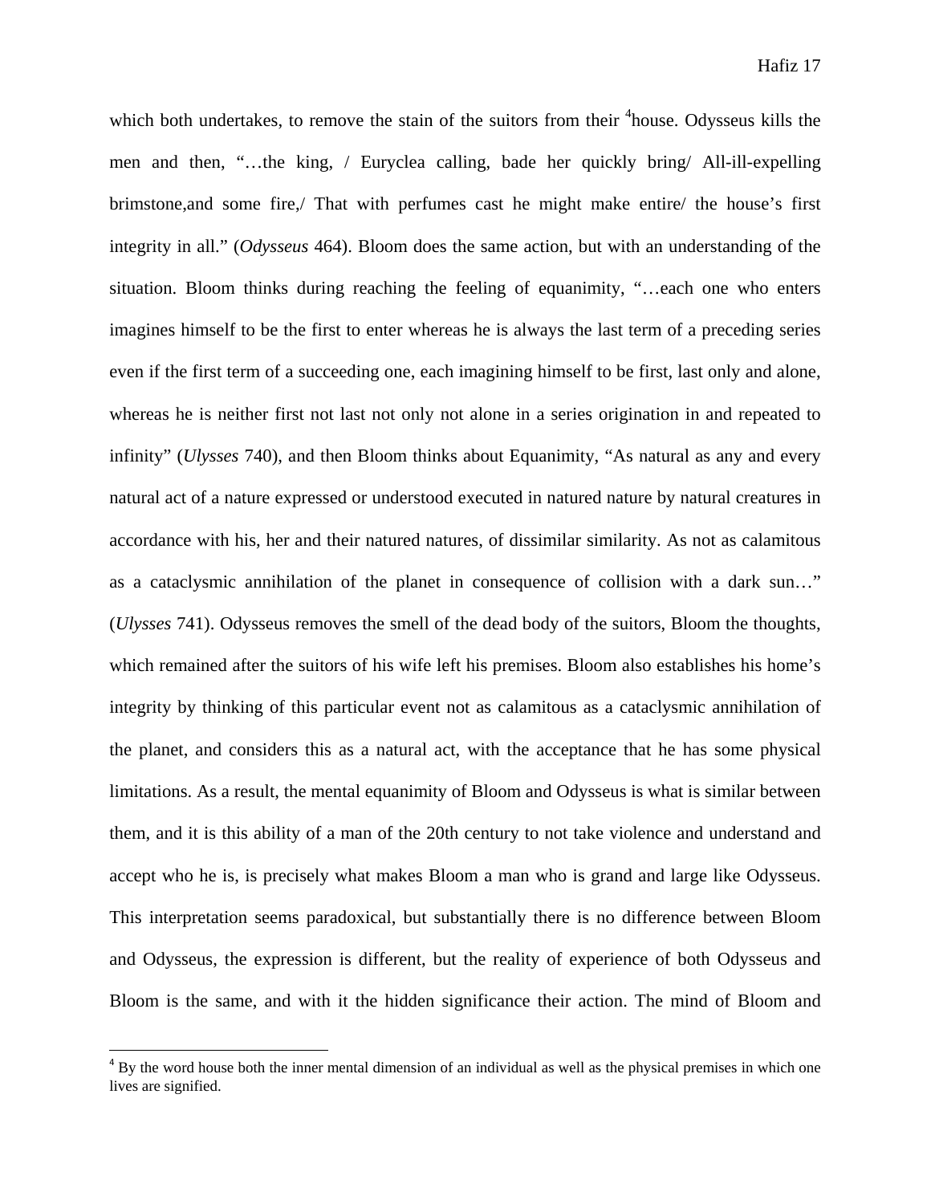which both undertakes, to remove the stain of the suitors from their [4]house. Odysseus kills the men and then, "…the king, / Euryclea calling, bade her quickly bring/ All-ill-expelling brimstone,and some fire,/ That with perfumes cast he might make entire/ the house's first integrity in all." (*Odysseus* 464). Bloom does the same action, but with an understanding of the situation. Bloom thinks during reaching the feeling of equanimity, "…each one who enters imagines himself to be the first to enter whereas he is always the last term of a preceding series even if the first term of a succeeding one, each imagining himself to be first, last only and alone, whereas he is neither first not last not only not alone in a series origination in and repeated to infinity" (*Ulysses* 740), and then Bloom thinks about Equanimity, "As natural as any and every natural act of a nature expressed or understood executed in natured nature by natural creatures in accordance with his, her and their natured natures, of dissimilar similarity. As not as calamitous as a cataclysmic annihilation of the planet in consequence of collision with a dark sun…" (*Ulysses* 741). Odysseus removes the smell of the dead body of the suitors, Bloom the thoughts, which remained after the suitors of his wife left his premises. Bloom also establishes his home's integrity by thinking of this particular event not as calamitous as a cataclysmic annihilation of the planet, and considers this as a natural act, with the acceptance that he has some physical limitations. As a result, the mental equanimity of Bloom and Odysseus is what is similar between them, and it is this ability of a man of the 20th century to not take violence and understand and accept who he is, is precisely what makes Bloom a man who is grand and large like Odysseus. This interpretation seems paradoxical, but substantially there is no difference between Bloom and Odysseus, the expression is different, but the reality of experience of both Odysseus and Bloom is the same, and with it the hidden significance their action. The mind of Bloom and

[4] By the word house both the inner mental dimension of an individual as well as the physical premises in which one lives are signified.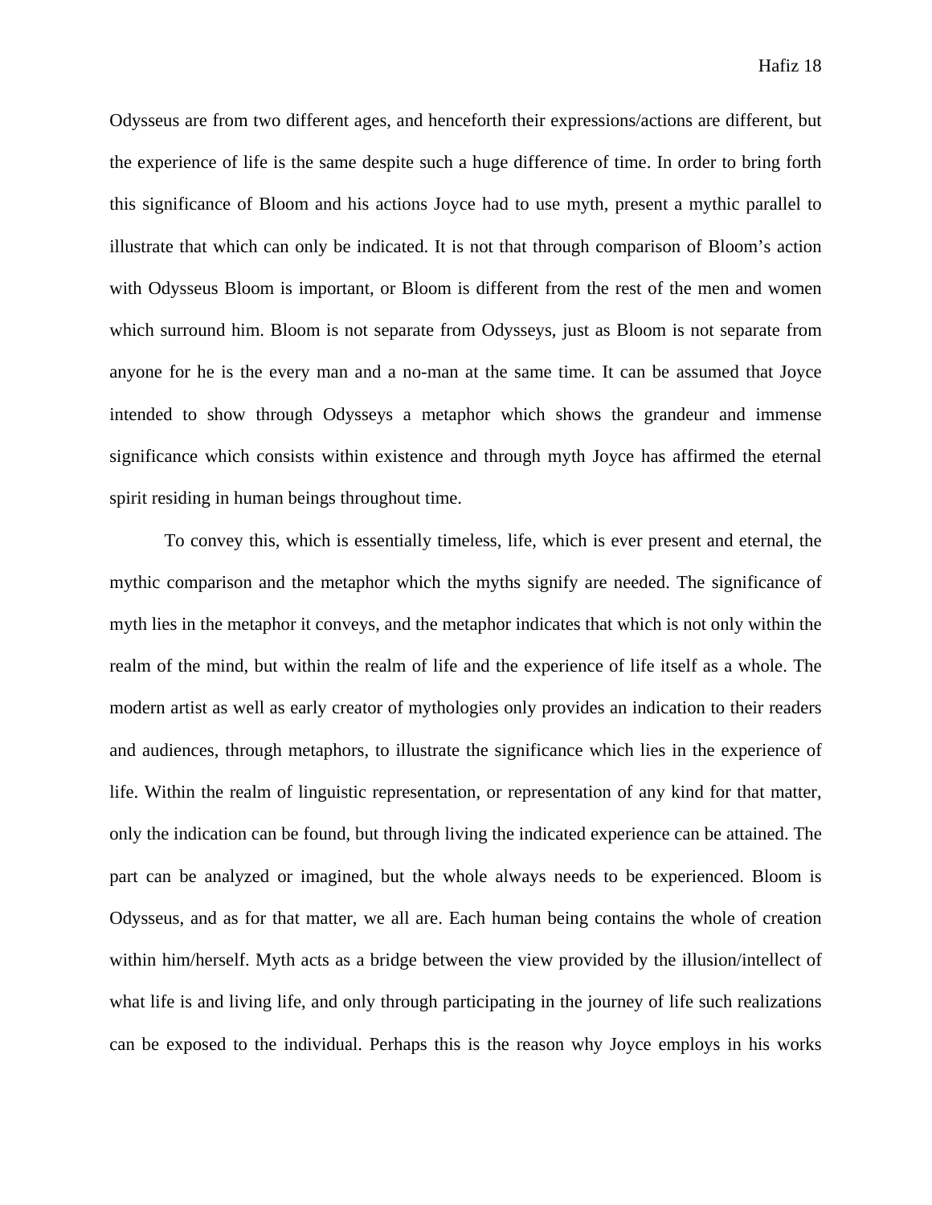Odysseus are from two different ages, and henceforth their expressions/actions are different, but the experience of life is the same despite such a huge difference of time. In order to bring forth this significance of Bloom and his actions Joyce had to use myth, present a mythic parallel to illustrate that which can only be indicated. It is not that through comparison of Bloom's action with Odysseus Bloom is important, or Bloom is different from the rest of the men and women which surround him. Bloom is not separate from Odysseys, just as Bloom is not separate from anyone for he is the every man and a no-man at the same time. It can be assumed that Joyce intended to show through Odysseys a metaphor which shows the grandeur and immense significance which consists within existence and through myth Joyce has affirmed the eternal spirit residing in human beings throughout time.

To convey this, which is essentially timeless, life, which is ever present and eternal, the mythic comparison and the metaphor which the myths signify are needed. The significance of myth lies in the metaphor it conveys, and the metaphor indicates that which is not only within the realm of the mind, but within the realm of life and the experience of life itself as a whole. The modern artist as well as early creator of mythologies only provides an indication to their readers and audiences, through metaphors, to illustrate the significance which lies in the experience of life. Within the realm of linguistic representation, or representation of any kind for that matter, only the indication can be found, but through living the indicated experience can be attained. The part can be analyzed or imagined, but the whole always needs to be experienced. Bloom is Odysseus, and as for that matter, we all are. Each human being contains the whole of creation within him/herself. Myth acts as a bridge between the view provided by the illusion/intellect of what life is and living life, and only through participating in the journey of life such realizations can be exposed to the individual. Perhaps this is the reason why Joyce employs in his works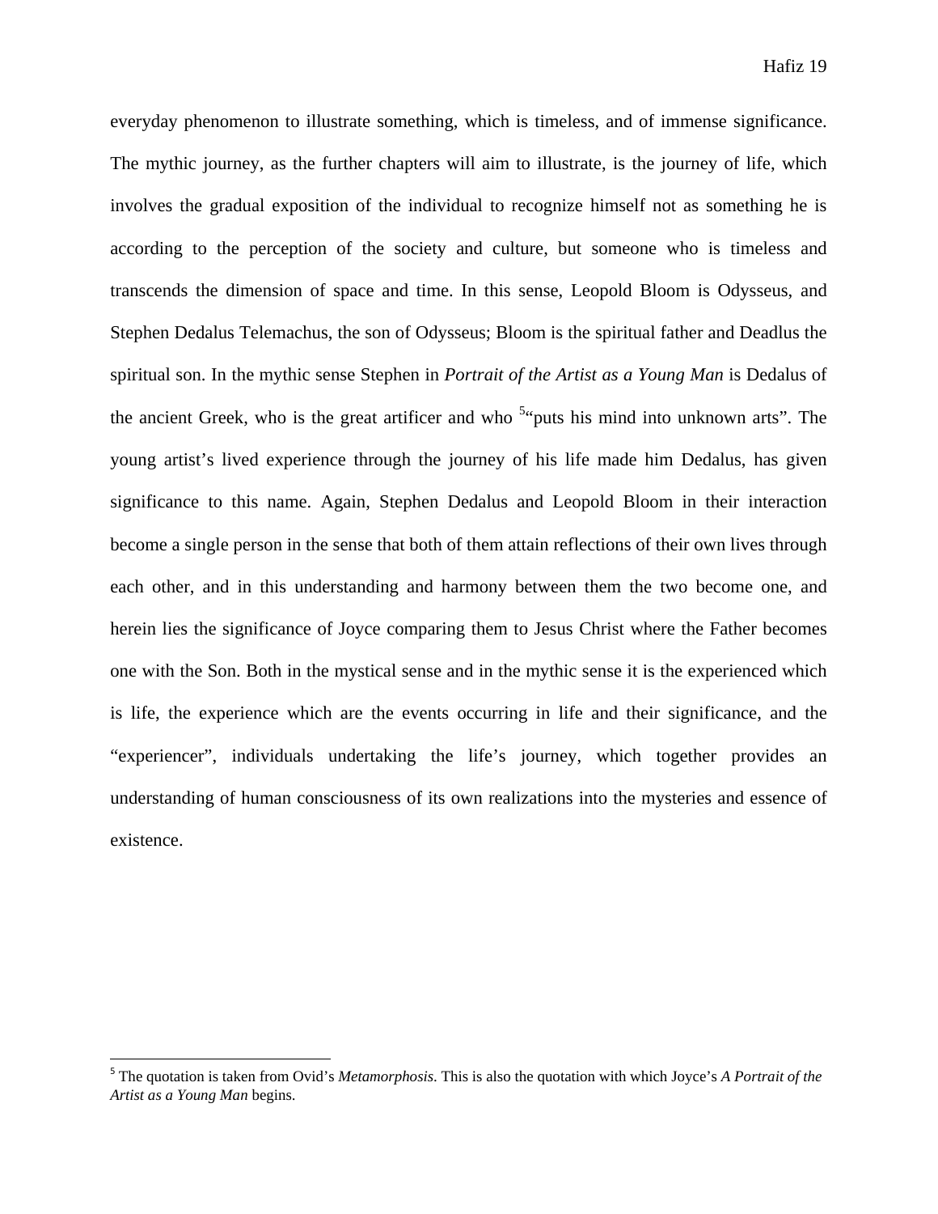everyday phenomenon to illustrate something, which is timeless, and of immense significance. The mythic journey, as the further chapters will aim to illustrate, is the journey of life, which involves the gradual exposition of the individual to recognize himself not as something he is according to the perception of the society and culture, but someone who is timeless and transcends the dimension of space and time. In this sense, Leopold Bloom is Odysseus, and Stephen Dedalus Telemachus, the son of Odysseus; Bloom is the spiritual father and Deadlus the spiritual son. In the mythic sense Stephen in *Portrait of the Artist as a Young Man* is Dedalus of the ancient Greek, who is the great artificer and who [5]"puts his mind into unknown arts". The young artist's lived experience through the journey of his life made him Dedalus, has given significance to this name. Again, Stephen Dedalus and Leopold Bloom in their interaction become a single person in the sense that both of them attain reflections of their own lives through each other, and in this understanding and harmony between them the two become one, and herein lies the significance of Joyce comparing them to Jesus Christ where the Father becomes one with the Son. Both in the mystical sense and in the mythic sense it is the experienced which is life, the experience which are the events occurring in life and their significance, and the "experiencer", individuals undertaking the life's journey, which together provides an understanding of human consciousness of its own realizations into the mysteries and essence of existence.

---

[5] The quotation is taken from Ovid's *Metamorphosis*. This is also the quotation with which Joyce's *A Portrait of the Artist as a Young Man* begins.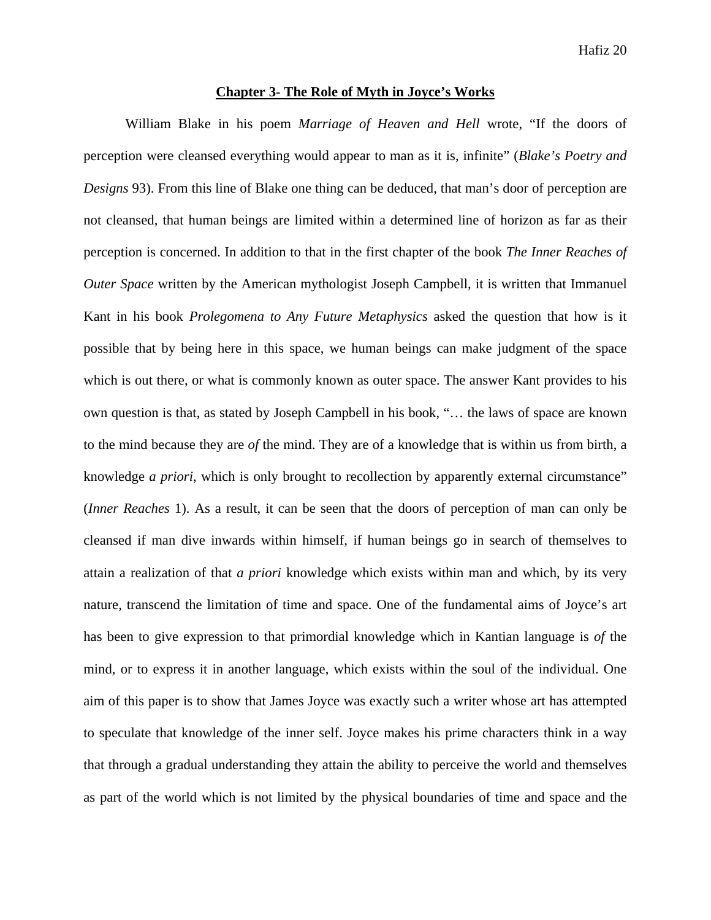## Chapter 3- The Role of Myth in Joyce's Works

William Blake in his poem *Marriage of Heaven and Hell* wrote, "If the doors of perception were cleansed everything would appear to man as it is, infinite" (*Blake's Poetry and Designs* 93). From this line of Blake one thing can be deduced, that man's door of perception are not cleansed, that human beings are limited within a determined line of horizon as far as their perception is concerned. In addition to that in the first chapter of the book *The Inner Reaches of Outer Space* written by the American mythologist Joseph Campbell, it is written that Immanuel Kant in his book *Prolegomena to Any Future Metaphysics* asked the question that how is it possible that by being here in this space, we human beings can make judgment of the space which is out there, or what is commonly known as outer space. The answer Kant provides to his own question is that, as stated by Joseph Campbell in his book, "… the laws of space are known to the mind because they are *of* the mind. They are of a knowledge that is within us from birth, a knowledge *a priori,* which is only brought to recollection by apparently external circumstance" (*Inner Reaches* 1). As a result, it can be seen that the doors of perception of man can only be cleansed if man dive inwards within himself, if human beings go in search of themselves to attain a realization of that *a priori* knowledge which exists within man and which, by its very nature, transcend the limitation of time and space. One of the fundamental aims of Joyce's art has been to give expression to that primordial knowledge which in Kantian language is *of* the mind, or to express it in another language, which exists within the soul of the individual. One aim of this paper is to show that James Joyce was exactly such a writer whose art has attempted to speculate that knowledge of the inner self. Joyce makes his prime characters think in a way that through a gradual understanding they attain the ability to perceive the world and themselves as part of the world which is not limited by the physical boundaries of time and space and the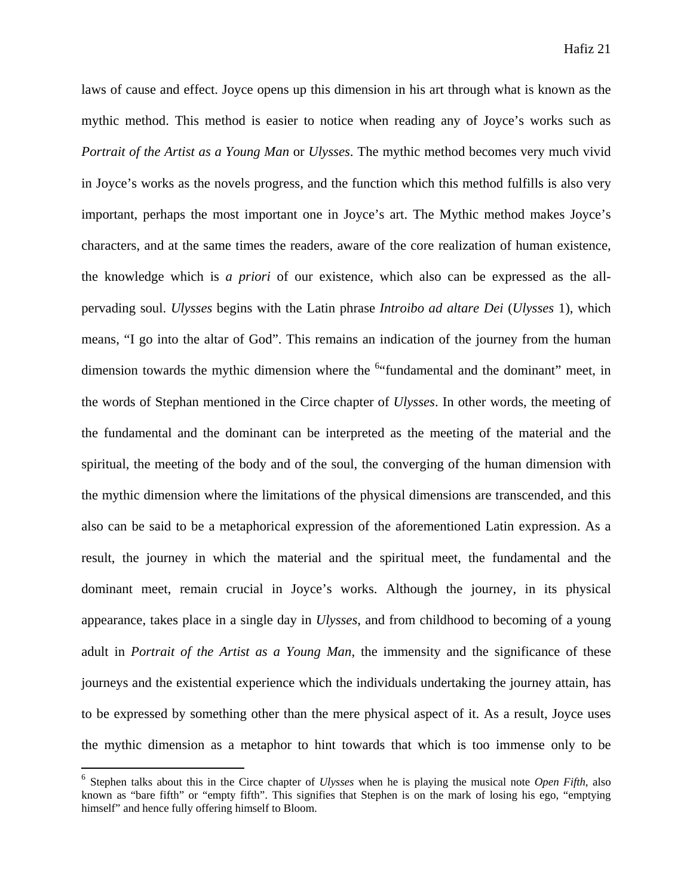laws of cause and effect. Joyce opens up this dimension in his art through what is known as the mythic method. This method is easier to notice when reading any of Joyce's works such as *Portrait of the Artist as a Young Man* or *Ulysses*. The mythic method becomes very much vivid in Joyce's works as the novels progress, and the function which this method fulfills is also very important, perhaps the most important one in Joyce's art. The Mythic method makes Joyce's characters, and at the same times the readers, aware of the core realization of human existence, the knowledge which is *a priori* of our existence, which also can be expressed as the all-pervading soul. *Ulysses* begins with the Latin phrase *Introibo ad altare Dei* (*Ulysses* 1), which means, "I go into the altar of God". This remains an indication of the journey from the human dimension towards the mythic dimension where the [6]"fundamental and the dominant" meet, in the words of Stephan mentioned in the Circe chapter of *Ulysses*. In other words, the meeting of the fundamental and the dominant can be interpreted as the meeting of the material and the spiritual, the meeting of the body and of the soul, the converging of the human dimension with the mythic dimension where the limitations of the physical dimensions are transcended, and this also can be said to be a metaphorical expression of the aforementioned Latin expression. As a result, the journey in which the material and the spiritual meet, the fundamental and the dominant meet, remain crucial in Joyce's works. Although the journey, in its physical appearance, takes place in a single day in *Ulysses*, and from childhood to becoming of a young adult in *Portrait of the Artist as a Young Man*, the immensity and the significance of these journeys and the existential experience which the individuals undertaking the journey attain, has to be expressed by something other than the mere physical aspect of it. As a result, Joyce uses the mythic dimension as a metaphor to hint towards that which is too immense only to be

[6] Stephen talks about this in the Circe chapter of *Ulysses* when he is playing the musical note *Open Fifth*, also known as "bare fifth" or "empty fifth". This signifies that Stephen is on the mark of losing his ego, "emptying himself" and hence fully offering himself to Bloom.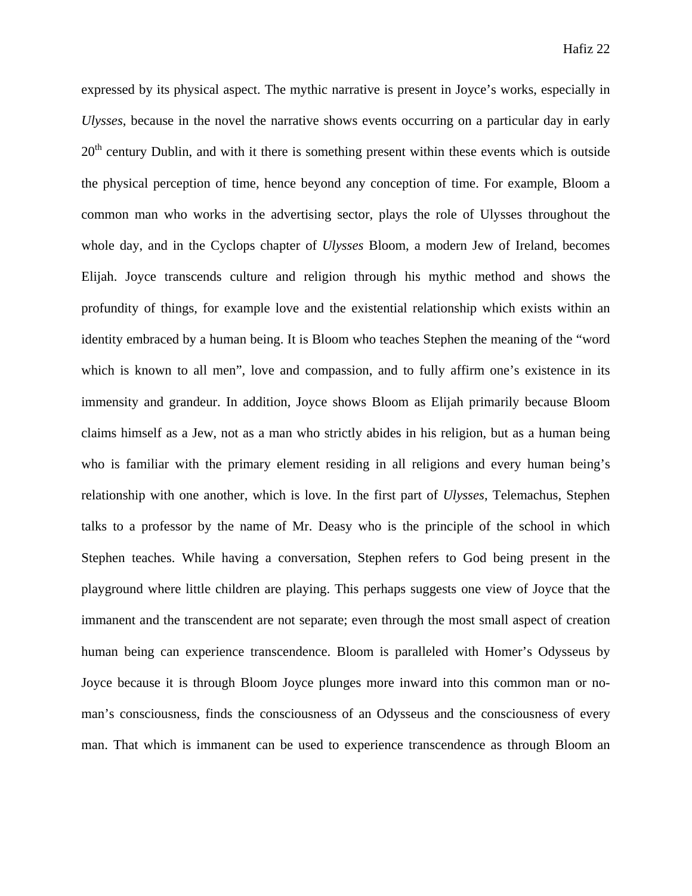expressed by its physical aspect. The mythic narrative is present in Joyce's works, especially in *Ulysses*, because in the novel the narrative shows events occurring on a particular day in early 20th century Dublin, and with it there is something present within these events which is outside the physical perception of time, hence beyond any conception of time. For example, Bloom a common man who works in the advertising sector, plays the role of Ulysses throughout the whole day, and in the Cyclops chapter of *Ulysses* Bloom, a modern Jew of Ireland, becomes Elijah. Joyce transcends culture and religion through his mythic method and shows the profundity of things, for example love and the existential relationship which exists within an identity embraced by a human being. It is Bloom who teaches Stephen the meaning of the "word which is known to all men", love and compassion, and to fully affirm one's existence in its immensity and grandeur. In addition, Joyce shows Bloom as Elijah primarily because Bloom claims himself as a Jew, not as a man who strictly abides in his religion, but as a human being who is familiar with the primary element residing in all religions and every human being's relationship with one another, which is love. In the first part of *Ulysses*, Telemachus, Stephen talks to a professor by the name of Mr. Deasy who is the principle of the school in which Stephen teaches. While having a conversation, Stephen refers to God being present in the playground where little children are playing. This perhaps suggests one view of Joyce that the immanent and the transcendent are not separate; even through the most small aspect of creation human being can experience transcendence. Bloom is paralleled with Homer's Odysseus by Joyce because it is through Bloom Joyce plunges more inward into this common man or no-man's consciousness, finds the consciousness of an Odysseus and the consciousness of every man. That which is immanent can be used to experience transcendence as through Bloom an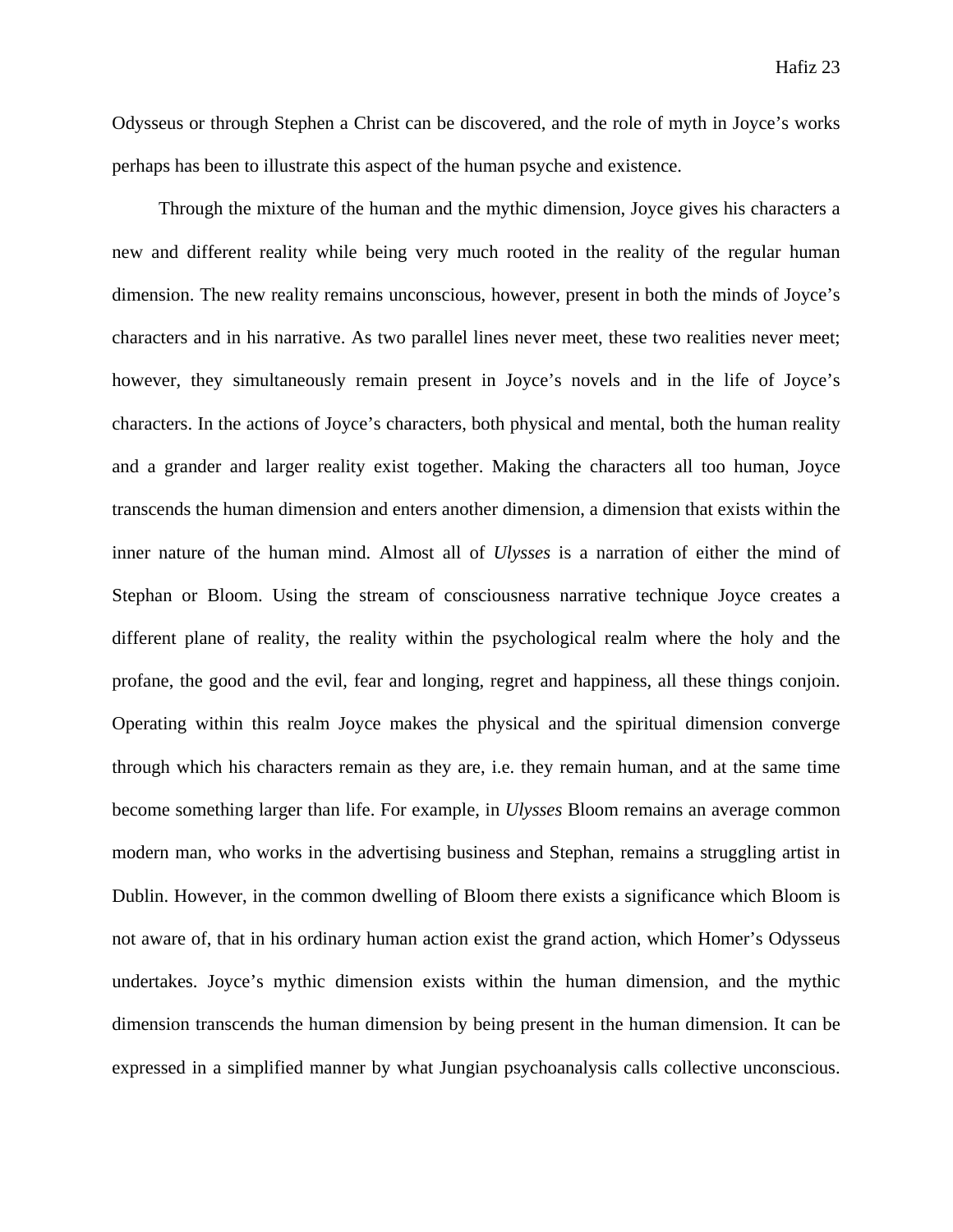Odysseus or through Stephen a Christ can be discovered, and the role of myth in Joyce's works perhaps has been to illustrate this aspect of the human psyche and existence.

Through the mixture of the human and the mythic dimension, Joyce gives his characters a new and different reality while being very much rooted in the reality of the regular human dimension. The new reality remains unconscious, however, present in both the minds of Joyce's characters and in his narrative. As two parallel lines never meet, these two realities never meet; however, they simultaneously remain present in Joyce's novels and in the life of Joyce's characters. In the actions of Joyce's characters, both physical and mental, both the human reality and a grander and larger reality exist together. Making the characters all too human, Joyce transcends the human dimension and enters another dimension, a dimension that exists within the inner nature of the human mind. Almost all of *Ulysses* is a narration of either the mind of Stephan or Bloom. Using the stream of consciousness narrative technique Joyce creates a different plane of reality, the reality within the psychological realm where the holy and the profane, the good and the evil, fear and longing, regret and happiness, all these things conjoin. Operating within this realm Joyce makes the physical and the spiritual dimension converge through which his characters remain as they are, i.e. they remain human, and at the same time become something larger than life. For example, in *Ulysses* Bloom remains an average common modern man, who works in the advertising business and Stephan, remains a struggling artist in Dublin. However, in the common dwelling of Bloom there exists a significance which Bloom is not aware of, that in his ordinary human action exist the grand action, which Homer's Odysseus undertakes. Joyce's mythic dimension exists within the human dimension, and the mythic dimension transcends the human dimension by being present in the human dimension. It can be expressed in a simplified manner by what Jungian psychoanalysis calls collective unconscious.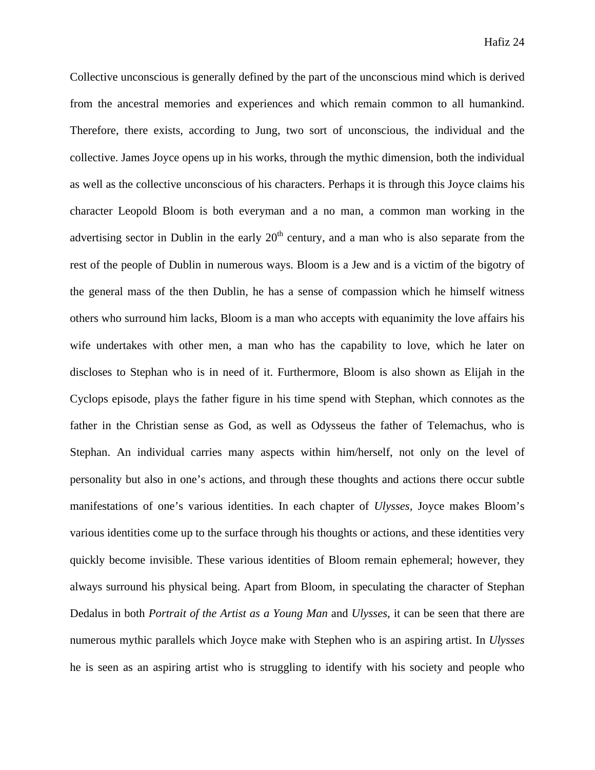Collective unconscious is generally defined by the part of the unconscious mind which is derived from the ancestral memories and experiences and which remain common to all humankind. Therefore, there exists, according to Jung, two sort of unconscious, the individual and the collective. James Joyce opens up in his works, through the mythic dimension, both the individual as well as the collective unconscious of his characters. Perhaps it is through this Joyce claims his character Leopold Bloom is both everyman and a no man, a common man working in the advertising sector in Dublin in the early 20th century, and a man who is also separate from the rest of the people of Dublin in numerous ways. Bloom is a Jew and is a victim of the bigotry of the general mass of the then Dublin, he has a sense of compassion which he himself witness others who surround him lacks, Bloom is a man who accepts with equanimity the love affairs his wife undertakes with other men, a man who has the capability to love, which he later on discloses to Stephan who is in need of it. Furthermore, Bloom is also shown as Elijah in the Cyclops episode, plays the father figure in his time spend with Stephan, which connotes as the father in the Christian sense as God, as well as Odysseus the father of Telemachus, who is Stephan. An individual carries many aspects within him/herself, not only on the level of personality but also in one's actions, and through these thoughts and actions there occur subtle manifestations of one's various identities. In each chapter of *Ulysses*, Joyce makes Bloom's various identities come up to the surface through his thoughts or actions, and these identities very quickly become invisible. These various identities of Bloom remain ephemeral; however, they always surround his physical being. Apart from Bloom, in speculating the character of Stephan Dedalus in both *Portrait of the Artist as a Young Man* and *Ulysses,* it can be seen that there are numerous mythic parallels which Joyce make with Stephen who is an aspiring artist. In *Ulysses* he is seen as an aspiring artist who is struggling to identify with his society and people who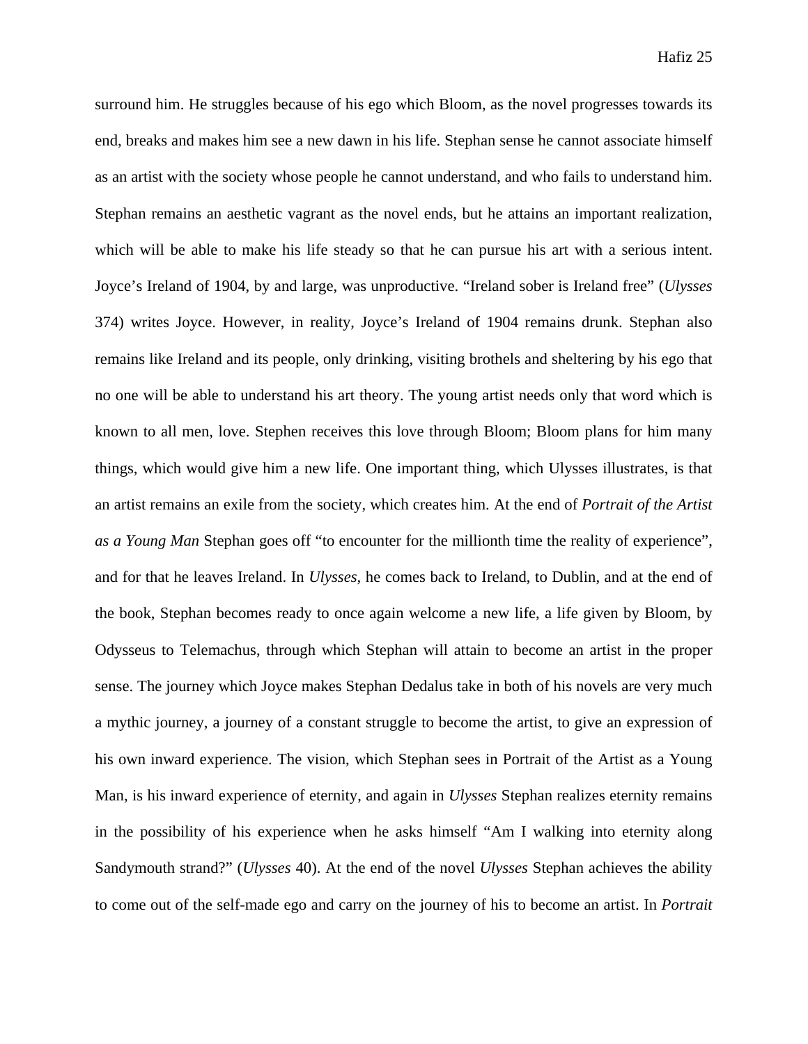surround him. He struggles because of his ego which Bloom, as the novel progresses towards its end, breaks and makes him see a new dawn in his life. Stephan sense he cannot associate himself as an artist with the society whose people he cannot understand, and who fails to understand him. Stephan remains an aesthetic vagrant as the novel ends, but he attains an important realization, which will be able to make his life steady so that he can pursue his art with a serious intent. Joyce's Ireland of 1904, by and large, was unproductive. "Ireland sober is Ireland free" (*Ulysses* 374) writes Joyce. However, in reality, Joyce's Ireland of 1904 remains drunk. Stephan also remains like Ireland and its people, only drinking, visiting brothels and sheltering by his ego that no one will be able to understand his art theory. The young artist needs only that word which is known to all men, love. Stephen receives this love through Bloom; Bloom plans for him many things, which would give him a new life. One important thing, which Ulysses illustrates, is that an artist remains an exile from the society, which creates him. At the end of *Portrait of the Artist as a Young Man* Stephan goes off "to encounter for the millionth time the reality of experience", and for that he leaves Ireland. In *Ulysses,* he comes back to Ireland, to Dublin, and at the end of the book, Stephan becomes ready to once again welcome a new life, a life given by Bloom, by Odysseus to Telemachus, through which Stephan will attain to become an artist in the proper sense. The journey which Joyce makes Stephan Dedalus take in both of his novels are very much a mythic journey, a journey of a constant struggle to become the artist, to give an expression of his own inward experience. The vision, which Stephan sees in Portrait of the Artist as a Young Man, is his inward experience of eternity, and again in *Ulysses* Stephan realizes eternity remains in the possibility of his experience when he asks himself "Am I walking into eternity along Sandymouth strand?" (*Ulysses* 40). At the end of the novel *Ulysses* Stephan achieves the ability to come out of the self-made ego and carry on the journey of his to become an artist. In *Portrait*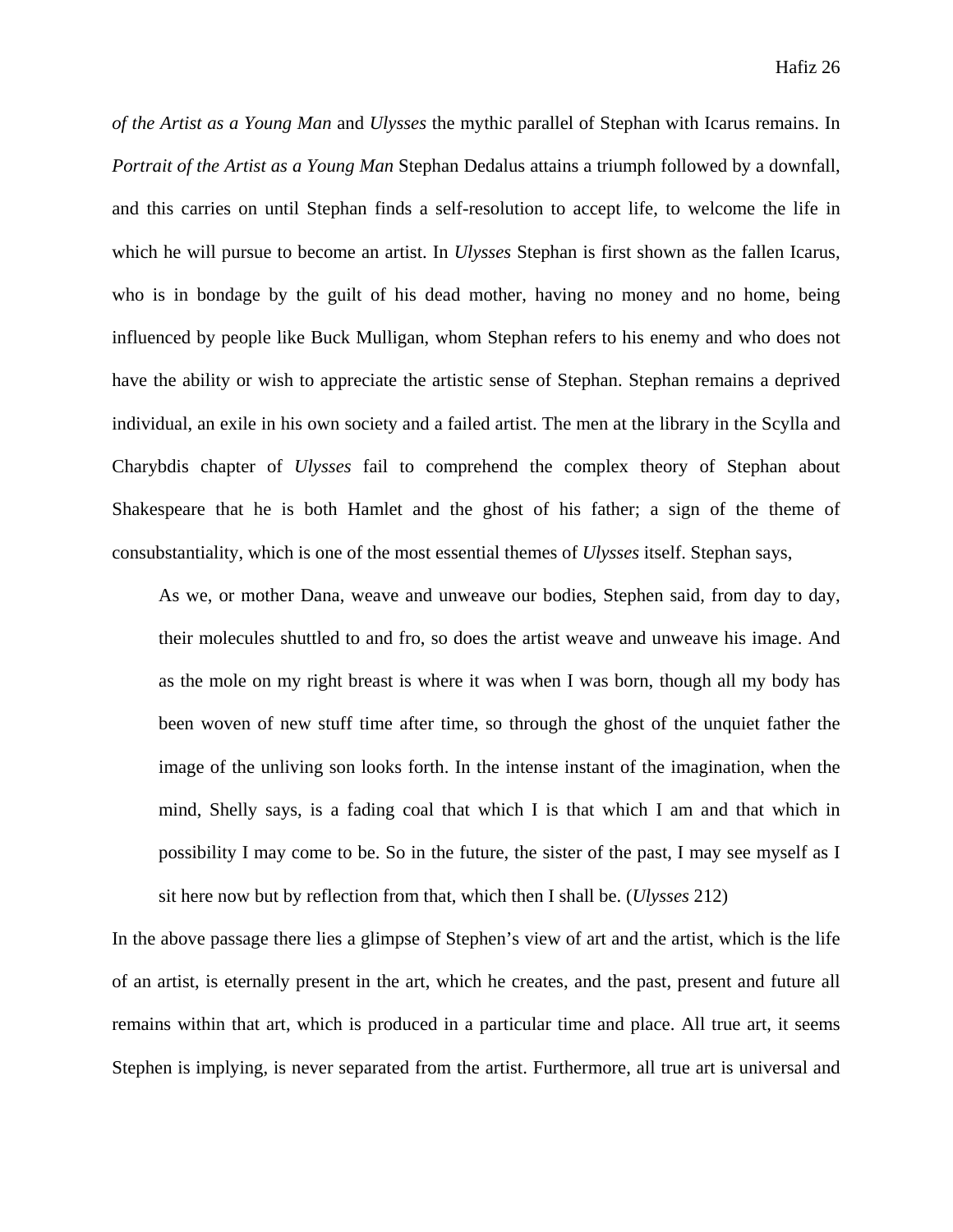*of the Artist as a Young Man* and *Ulysses* the mythic parallel of Stephan with Icarus remains. In *Portrait of the Artist as a Young Man* Stephan Dedalus attains a triumph followed by a downfall, and this carries on until Stephan finds a self-resolution to accept life, to welcome the life in which he will pursue to become an artist. In *Ulysses* Stephan is first shown as the fallen Icarus, who is in bondage by the guilt of his dead mother, having no money and no home, being influenced by people like Buck Mulligan, whom Stephan refers to his enemy and who does not have the ability or wish to appreciate the artistic sense of Stephan. Stephan remains a deprived individual, an exile in his own society and a failed artist. The men at the library in the Scylla and Charybdis chapter of *Ulysses* fail to comprehend the complex theory of Stephan about Shakespeare that he is both Hamlet and the ghost of his father; a sign of the theme of consubstantiality, which is one of the most essential themes of *Ulysses* itself. Stephan says,

> As we, or mother Dana, weave and unweave our bodies, Stephen said, from day to day, their molecules shuttled to and fro, so does the artist weave and unweave his image. And as the mole on my right breast is where it was when I was born, though all my body has been woven of new stuff time after time, so through the ghost of the unquiet father the image of the unliving son looks forth. In the intense instant of the imagination, when the mind, Shelly says, is a fading coal that which I is that which I am and that which in possibility I may come to be. So in the future, the sister of the past, I may see myself as I sit here now but by reflection from that, which then I shall be. (*Ulysses* 212)

In the above passage there lies a glimpse of Stephen's view of art and the artist, which is the life of an artist, is eternally present in the art, which he creates, and the past, present and future all remains within that art, which is produced in a particular time and place. All true art, it seems Stephen is implying, is never separated from the artist. Furthermore, all true art is universal and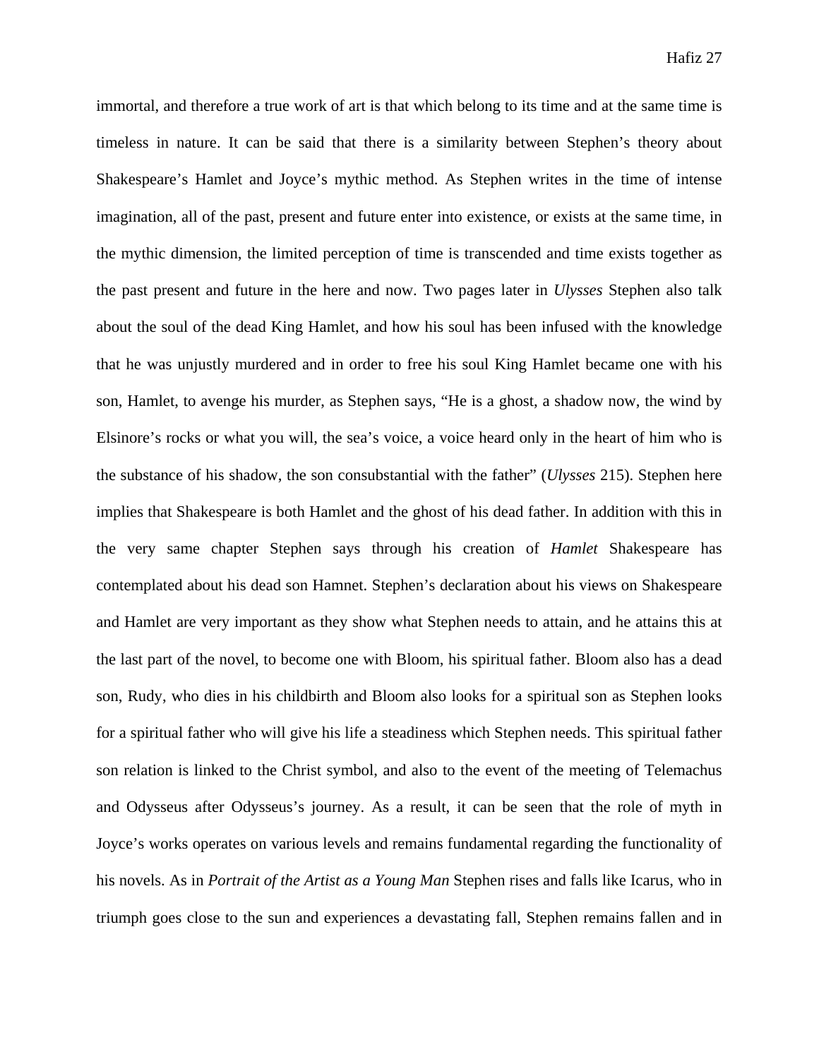immortal, and therefore a true work of art is that which belong to its time and at the same time is timeless in nature. It can be said that there is a similarity between Stephen's theory about Shakespeare's Hamlet and Joyce's mythic method. As Stephen writes in the time of intense imagination, all of the past, present and future enter into existence, or exists at the same time, in the mythic dimension, the limited perception of time is transcended and time exists together as the past present and future in the here and now. Two pages later in *Ulysses* Stephen also talk about the soul of the dead King Hamlet, and how his soul has been infused with the knowledge that he was unjustly murdered and in order to free his soul King Hamlet became one with his son, Hamlet, to avenge his murder, as Stephen says, "He is a ghost, a shadow now, the wind by Elsinore's rocks or what you will, the sea's voice, a voice heard only in the heart of him who is the substance of his shadow, the son consubstantial with the father" (*Ulysses* 215). Stephen here implies that Shakespeare is both Hamlet and the ghost of his dead father. In addition with this in the very same chapter Stephen says through his creation of *Hamlet* Shakespeare has contemplated about his dead son Hamnet. Stephen's declaration about his views on Shakespeare and Hamlet are very important as they show what Stephen needs to attain, and he attains this at the last part of the novel, to become one with Bloom, his spiritual father. Bloom also has a dead son, Rudy, who dies in his childbirth and Bloom also looks for a spiritual son as Stephen looks for a spiritual father who will give his life a steadiness which Stephen needs. This spiritual father son relation is linked to the Christ symbol, and also to the event of the meeting of Telemachus and Odysseus after Odysseus's journey. As a result, it can be seen that the role of myth in Joyce's works operates on various levels and remains fundamental regarding the functionality of his novels. As in *Portrait of the Artist as a Young Man* Stephen rises and falls like Icarus, who in triumph goes close to the sun and experiences a devastating fall, Stephen remains fallen and in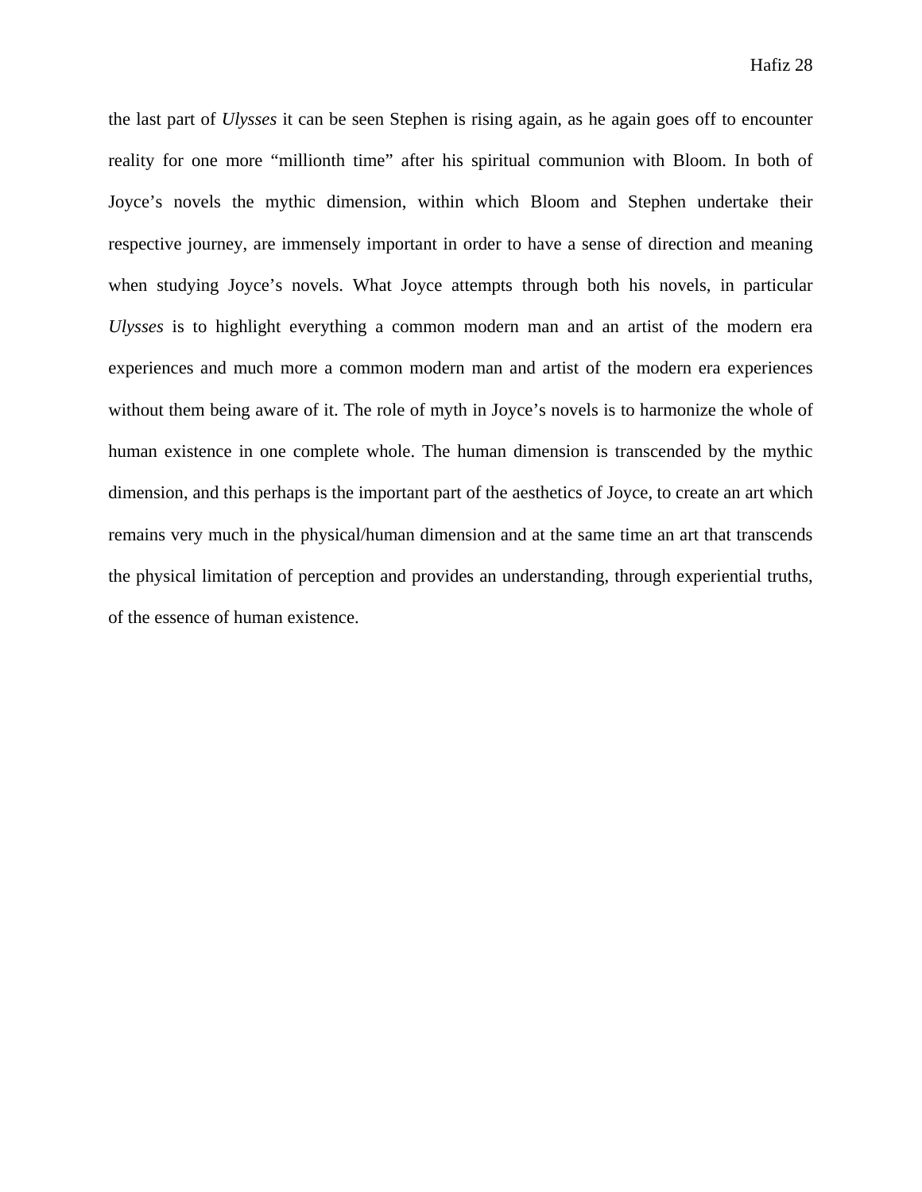the last part of *Ulysses* it can be seen Stephen is rising again, as he again goes off to encounter reality for one more "millionth time" after his spiritual communion with Bloom. In both of Joyce's novels the mythic dimension, within which Bloom and Stephen undertake their respective journey, are immensely important in order to have a sense of direction and meaning when studying Joyce's novels. What Joyce attempts through both his novels, in particular *Ulysses* is to highlight everything a common modern man and an artist of the modern era experiences and much more a common modern man and artist of the modern era experiences without them being aware of it. The role of myth in Joyce's novels is to harmonize the whole of human existence in one complete whole. The human dimension is transcended by the mythic dimension, and this perhaps is the important part of the aesthetics of Joyce, to create an art which remains very much in the physical/human dimension and at the same time an art that transcends the physical limitation of perception and provides an understanding, through experiential truths, of the essence of human existence.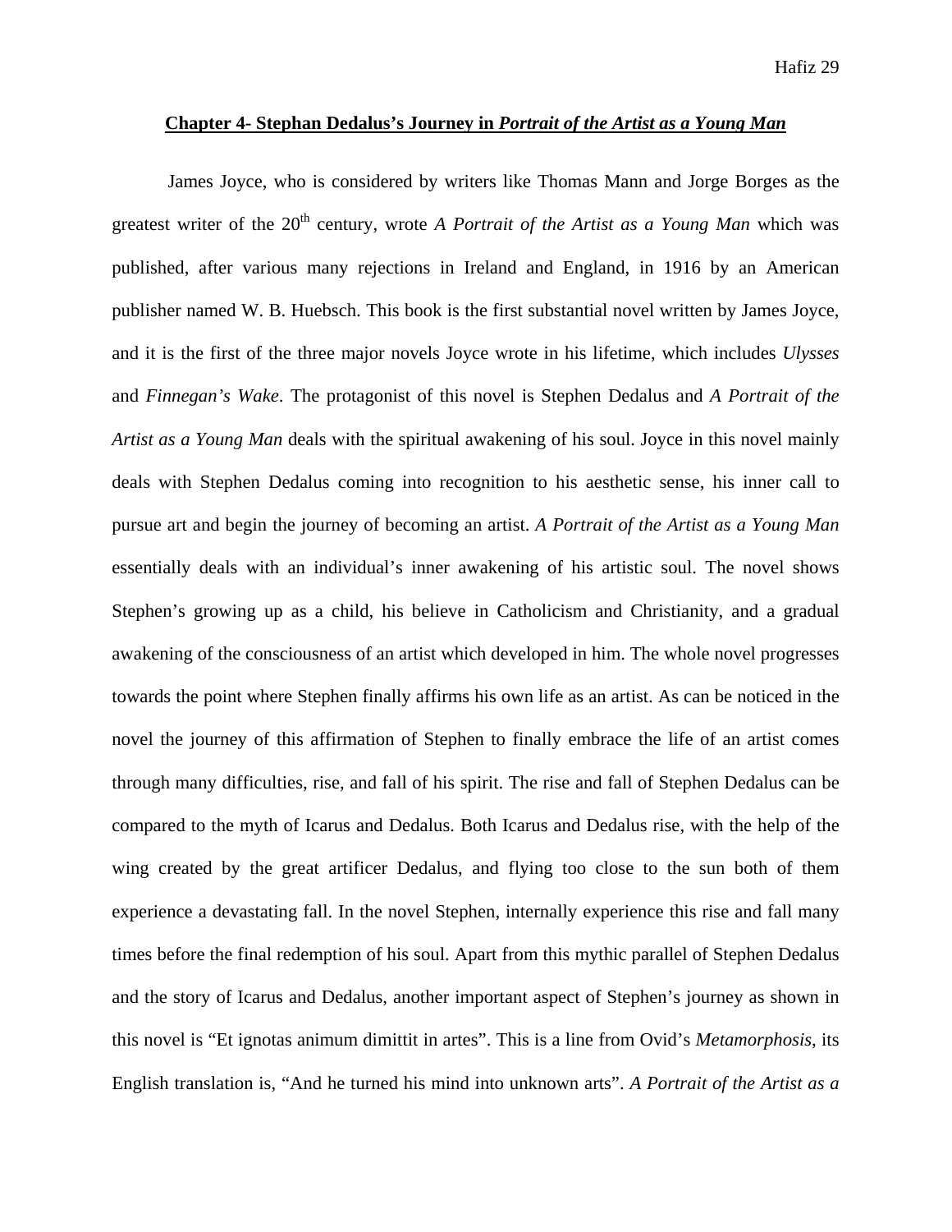## Chapter 4- Stephan Dedalus's Journey in *Portrait of the Artist as a Young Man*

James Joyce, who is considered by writers like Thomas Mann and Jorge Borges as the greatest writer of the 20th century, wrote *A Portrait of the Artist as a Young Man* which was published, after various many rejections in Ireland and England, in 1916 by an American publisher named W. B. Huebsch. This book is the first substantial novel written by James Joyce, and it is the first of the three major novels Joyce wrote in his lifetime, which includes *Ulysses* and *Finnegan's Wake*. The protagonist of this novel is Stephen Dedalus and *A Portrait of the Artist as a Young Man* deals with the spiritual awakening of his soul. Joyce in this novel mainly deals with Stephen Dedalus coming into recognition to his aesthetic sense, his inner call to pursue art and begin the journey of becoming an artist. *A Portrait of the Artist as a Young Man* essentially deals with an individual's inner awakening of his artistic soul. The novel shows Stephen's growing up as a child, his believe in Catholicism and Christianity, and a gradual awakening of the consciousness of an artist which developed in him. The whole novel progresses towards the point where Stephen finally affirms his own life as an artist. As can be noticed in the novel the journey of this affirmation of Stephen to finally embrace the life of an artist comes through many difficulties, rise, and fall of his spirit. The rise and fall of Stephen Dedalus can be compared to the myth of Icarus and Dedalus. Both Icarus and Dedalus rise, with the help of the wing created by the great artificer Dedalus, and flying too close to the sun both of them experience a devastating fall. In the novel Stephen, internally experience this rise and fall many times before the final redemption of his soul. Apart from this mythic parallel of Stephen Dedalus and the story of Icarus and Dedalus, another important aspect of Stephen's journey as shown in this novel is "Et ignotas animum dimittit in artes". This is a line from Ovid's *Metamorphosis*, its English translation is, "And he turned his mind into unknown arts". *A Portrait of the Artist as a*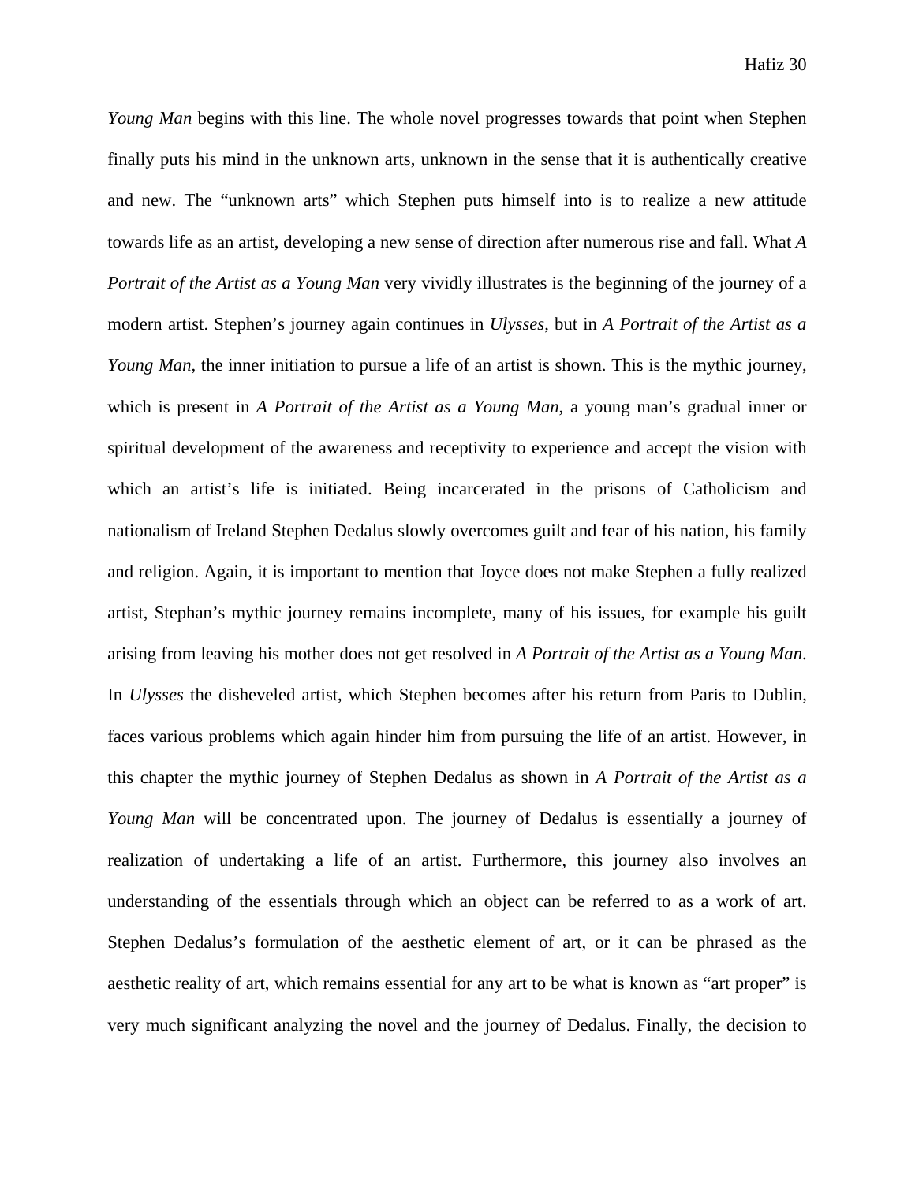*Young Man* begins with this line. The whole novel progresses towards that point when Stephen finally puts his mind in the unknown arts, unknown in the sense that it is authentically creative and new. The “unknown arts” which Stephen puts himself into is to realize a new attitude towards life as an artist, developing a new sense of direction after numerous rise and fall. What *A Portrait of the Artist as a Young Man* very vividly illustrates is the beginning of the journey of a modern artist. Stephen’s journey again continues in *Ulysses*, but in *A Portrait of the Artist as a Young Man*, the inner initiation to pursue a life of an artist is shown. This is the mythic journey, which is present in *A Portrait of the Artist as a Young Man*, a young man’s gradual inner or spiritual development of the awareness and receptivity to experience and accept the vision with which an artist’s life is initiated. Being incarcerated in the prisons of Catholicism and nationalism of Ireland Stephen Dedalus slowly overcomes guilt and fear of his nation, his family and religion. Again, it is important to mention that Joyce does not make Stephen a fully realized artist, Stephan’s mythic journey remains incomplete, many of his issues, for example his guilt arising from leaving his mother does not get resolved in *A Portrait of the Artist as a Young Man*. In *Ulysses* the disheveled artist, which Stephen becomes after his return from Paris to Dublin, faces various problems which again hinder him from pursuing the life of an artist. However, in this chapter the mythic journey of Stephen Dedalus as shown in *A Portrait of the Artist as a Young Man* will be concentrated upon. The journey of Dedalus is essentially a journey of realization of undertaking a life of an artist. Furthermore, this journey also involves an understanding of the essentials through which an object can be referred to as a work of art. Stephen Dedalus’s formulation of the aesthetic element of art, or it can be phrased as the aesthetic reality of art, which remains essential for any art to be what is known as “art proper” is very much significant analyzing the novel and the journey of Dedalus. Finally, the decision to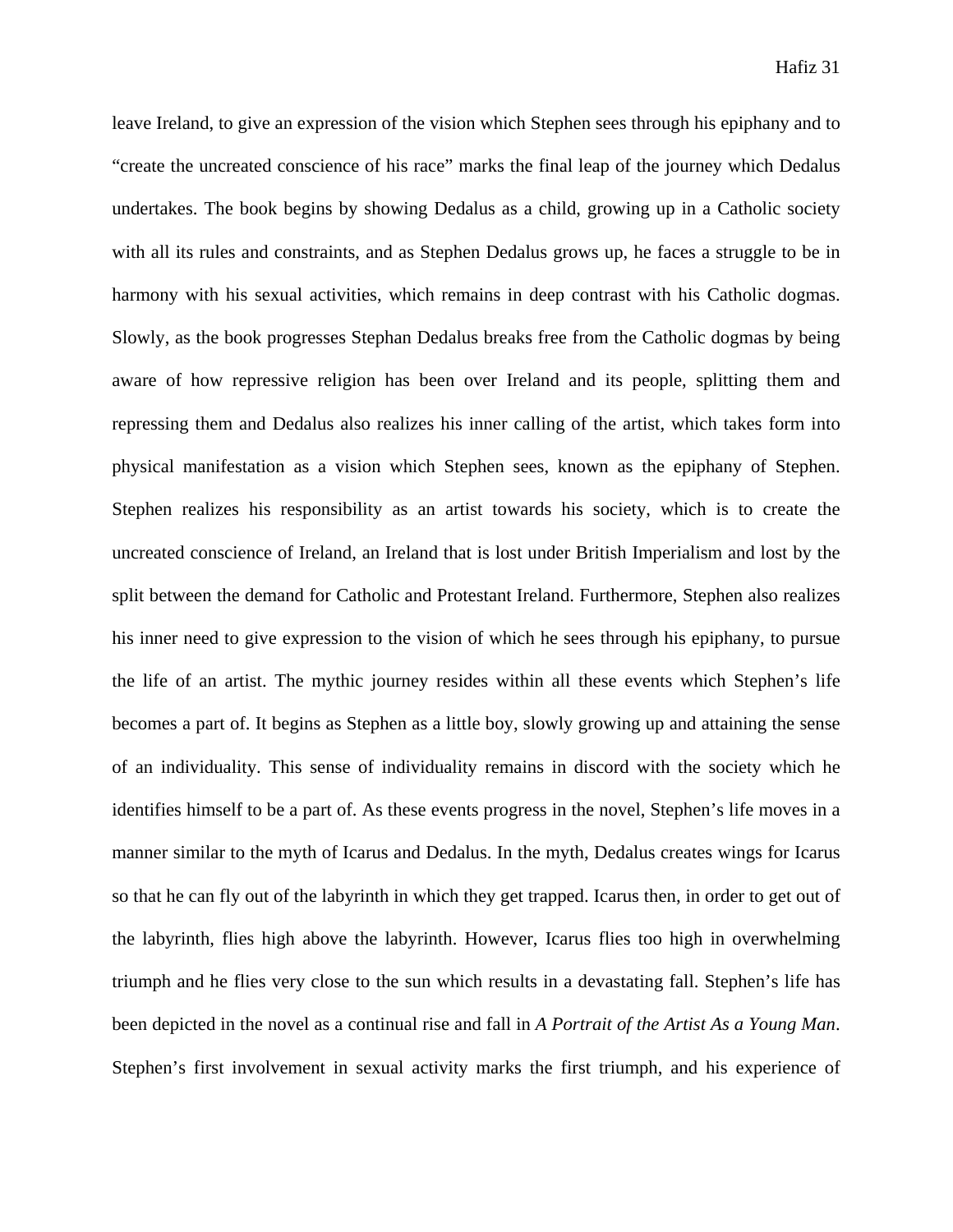leave Ireland, to give an expression of the vision which Stephen sees through his epiphany and to "create the uncreated conscience of his race" marks the final leap of the journey which Dedalus undertakes. The book begins by showing Dedalus as a child, growing up in a Catholic society with all its rules and constraints, and as Stephen Dedalus grows up, he faces a struggle to be in harmony with his sexual activities, which remains in deep contrast with his Catholic dogmas. Slowly, as the book progresses Stephan Dedalus breaks free from the Catholic dogmas by being aware of how repressive religion has been over Ireland and its people, splitting them and repressing them and Dedalus also realizes his inner calling of the artist, which takes form into physical manifestation as a vision which Stephen sees, known as the epiphany of Stephen. Stephen realizes his responsibility as an artist towards his society, which is to create the uncreated conscience of Ireland, an Ireland that is lost under British Imperialism and lost by the split between the demand for Catholic and Protestant Ireland. Furthermore, Stephen also realizes his inner need to give expression to the vision of which he sees through his epiphany, to pursue the life of an artist. The mythic journey resides within all these events which Stephen's life becomes a part of. It begins as Stephen as a little boy, slowly growing up and attaining the sense of an individuality. This sense of individuality remains in discord with the society which he identifies himself to be a part of. As these events progress in the novel, Stephen's life moves in a manner similar to the myth of Icarus and Dedalus. In the myth, Dedalus creates wings for Icarus so that he can fly out of the labyrinth in which they get trapped. Icarus then, in order to get out of the labyrinth, flies high above the labyrinth. However, Icarus flies too high in overwhelming triumph and he flies very close to the sun which results in a devastating fall. Stephen's life has been depicted in the novel as a continual rise and fall in *A Portrait of the Artist As a Young Man*. Stephen's first involvement in sexual activity marks the first triumph, and his experience of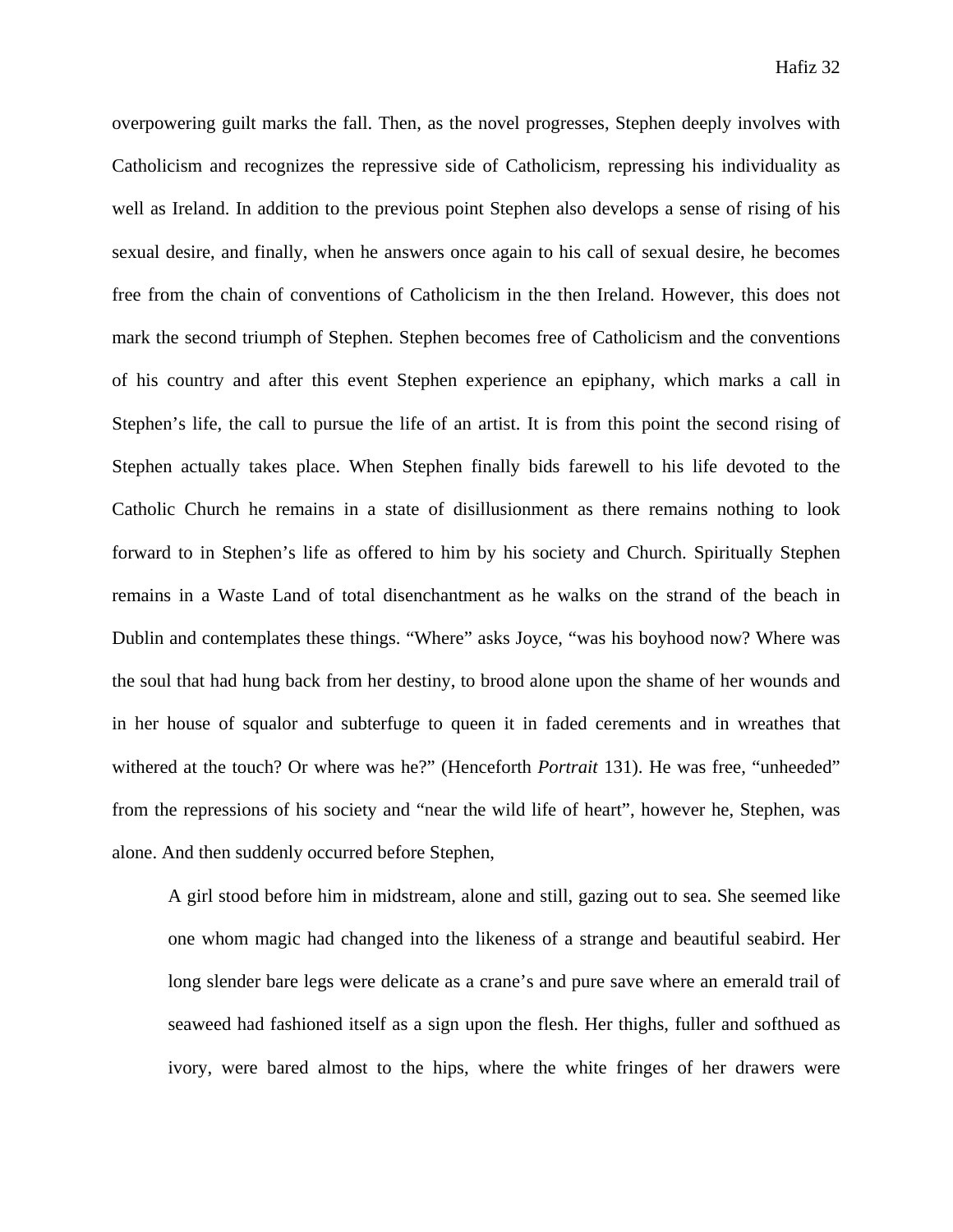overpowering guilt marks the fall. Then, as the novel progresses, Stephen deeply involves with Catholicism and recognizes the repressive side of Catholicism, repressing his individuality as well as Ireland. In addition to the previous point Stephen also develops a sense of rising of his sexual desire, and finally, when he answers once again to his call of sexual desire, he becomes free from the chain of conventions of Catholicism in the then Ireland. However, this does not mark the second triumph of Stephen. Stephen becomes free of Catholicism and the conventions of his country and after this event Stephen experience an epiphany, which marks a call in Stephen's life, the call to pursue the life of an artist. It is from this point the second rising of Stephen actually takes place. When Stephen finally bids farewell to his life devoted to the Catholic Church he remains in a state of disillusionment as there remains nothing to look forward to in Stephen's life as offered to him by his society and Church. Spiritually Stephen remains in a Waste Land of total disenchantment as he walks on the strand of the beach in Dublin and contemplates these things. "Where" asks Joyce, "was his boyhood now? Where was the soul that had hung back from her destiny, to brood alone upon the shame of her wounds and in her house of squalor and subterfuge to queen it in faded cerements and in wreathes that withered at the touch? Or where was he?" (Henceforth *Portrait* 131). He was free, "unheeded" from the repressions of his society and "near the wild life of heart", however he, Stephen, was alone. And then suddenly occurred before Stephen,

> A girl stood before him in midstream, alone and still, gazing out to sea. She seemed like one whom magic had changed into the likeness of a strange and beautiful seabird. Her long slender bare legs were delicate as a crane's and pure save where an emerald trail of seaweed had fashioned itself as a sign upon the flesh. Her thighs, fuller and softhued as ivory, were bared almost to the hips, where the white fringes of her drawers were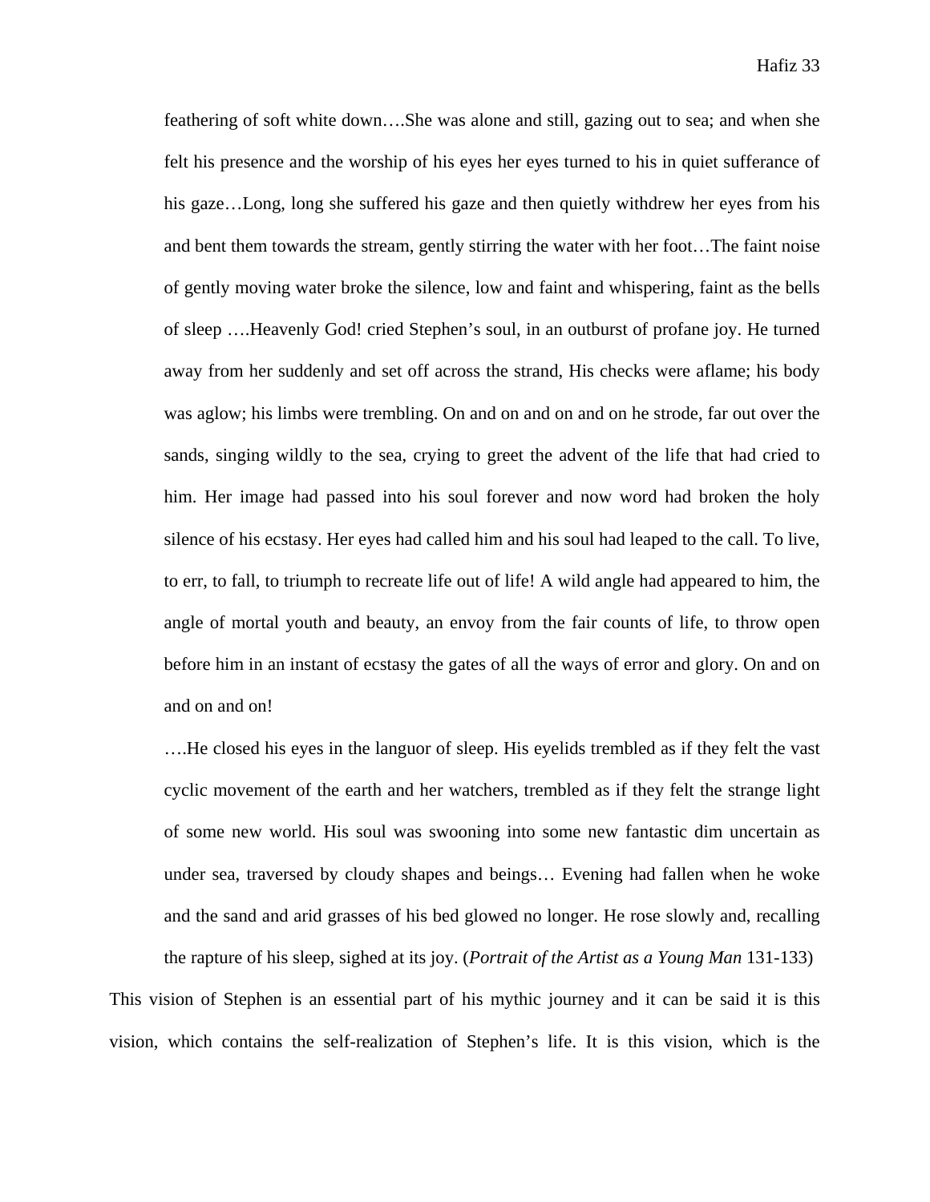> feathering of soft white down….She was alone and still, gazing out to sea; and when she felt his presence and the worship of his eyes her eyes turned to his in quiet sufferance of his gaze…Long, long she suffered his gaze and then quietly withdrew her eyes from his and bent them towards the stream, gently stirring the water with her foot…The faint noise of gently moving water broke the silence, low and faint and whispering, faint as the bells of sleep ….Heavenly God! cried Stephen's soul, in an outburst of profane joy. He turned away from her suddenly and set off across the strand, His checks were aflame; his body was aglow; his limbs were trembling. On and on and on and on he strode, far out over the sands, singing wildly to the sea, crying to greet the advent of the life that had cried to him. Her image had passed into his soul forever and now word had broken the holy silence of his ecstasy. Her eyes had called him and his soul had leaped to the call. To live, to err, to fall, to triumph to recreate life out of life! A wild angle had appeared to him, the angle of mortal youth and beauty, an envoy from the fair counts of life, to throw open before him in an instant of ecstasy the gates of all the ways of error and glory. On and on and on and on!
>
> ….He closed his eyes in the languor of sleep. His eyelids trembled as if they felt the vast cyclic movement of the earth and her watchers, trembled as if they felt the strange light of some new world. His soul was swooning into some new fantastic dim uncertain as under sea, traversed by cloudy shapes and beings… Evening had fallen when he woke and the sand and arid grasses of his bed glowed no longer. He rose slowly and, recalling the rapture of his sleep, sighed at its joy. (*Portrait of the Artist as a Young Man* 131-133)

This vision of Stephen is an essential part of his mythic journey and it can be said it is this vision, which contains the self-realization of Stephen's life. It is this vision, which is the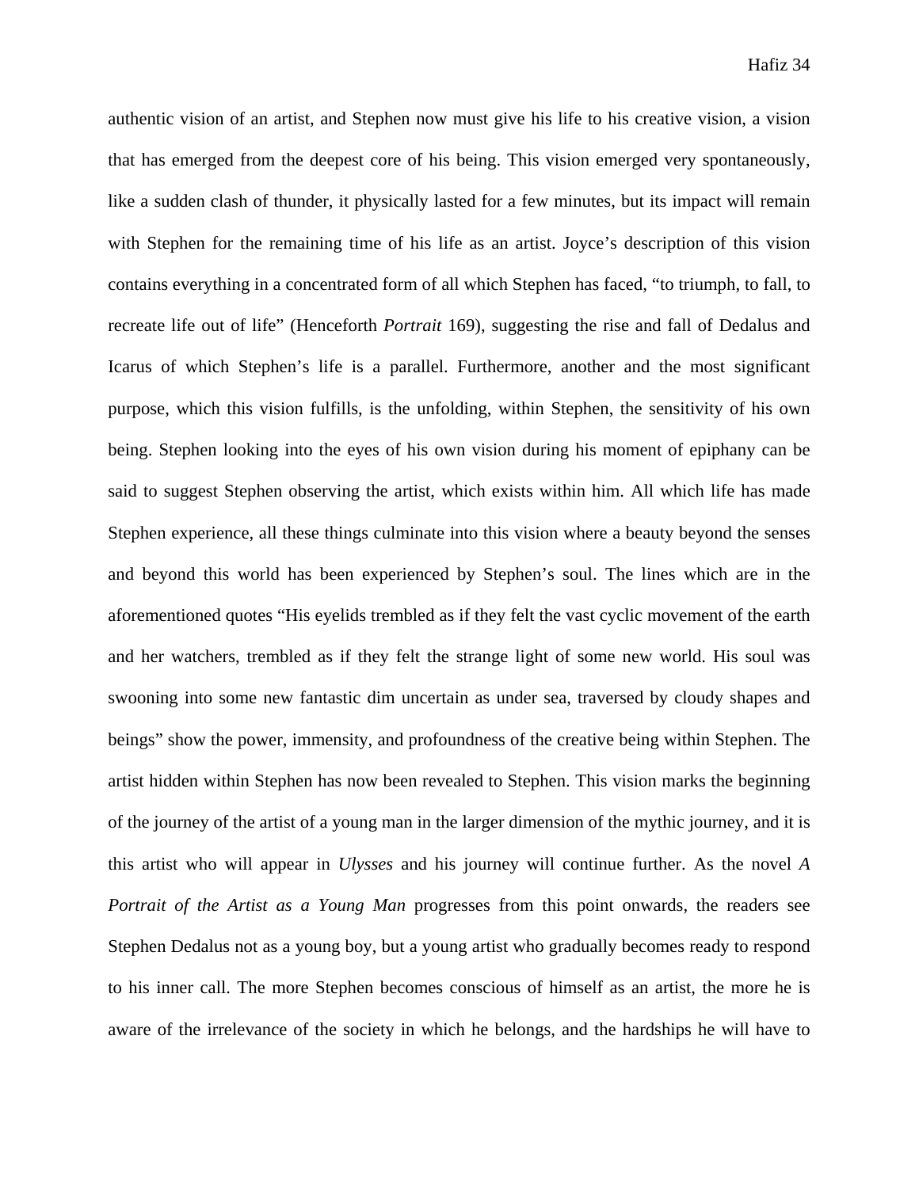authentic vision of an artist, and Stephen now must give his life to his creative vision, a vision that has emerged from the deepest core of his being. This vision emerged very spontaneously, like a sudden clash of thunder, it physically lasted for a few minutes, but its impact will remain with Stephen for the remaining time of his life as an artist. Joyce's description of this vision contains everything in a concentrated form of all which Stephen has faced, "to triumph, to fall, to recreate life out of life" (Henceforth *Portrait* 169), suggesting the rise and fall of Dedalus and Icarus of which Stephen's life is a parallel. Furthermore, another and the most significant purpose, which this vision fulfills, is the unfolding, within Stephen, the sensitivity of his own being. Stephen looking into the eyes of his own vision during his moment of epiphany can be said to suggest Stephen observing the artist, which exists within him. All which life has made Stephen experience, all these things culminate into this vision where a beauty beyond the senses and beyond this world has been experienced by Stephen's soul. The lines which are in the aforementioned quotes "His eyelids trembled as if they felt the vast cyclic movement of the earth and her watchers, trembled as if they felt the strange light of some new world. His soul was swooning into some new fantastic dim uncertain as under sea, traversed by cloudy shapes and beings" show the power, immensity, and profoundness of the creative being within Stephen. The artist hidden within Stephen has now been revealed to Stephen. This vision marks the beginning of the journey of the artist of a young man in the larger dimension of the mythic journey, and it is this artist who will appear in *Ulysses* and his journey will continue further. As the novel *A Portrait of the Artist as a Young Man* progresses from this point onwards, the readers see Stephen Dedalus not as a young boy, but a young artist who gradually becomes ready to respond to his inner call. The more Stephen becomes conscious of himself as an artist, the more he is aware of the irrelevance of the society in which he belongs, and the hardships he will have to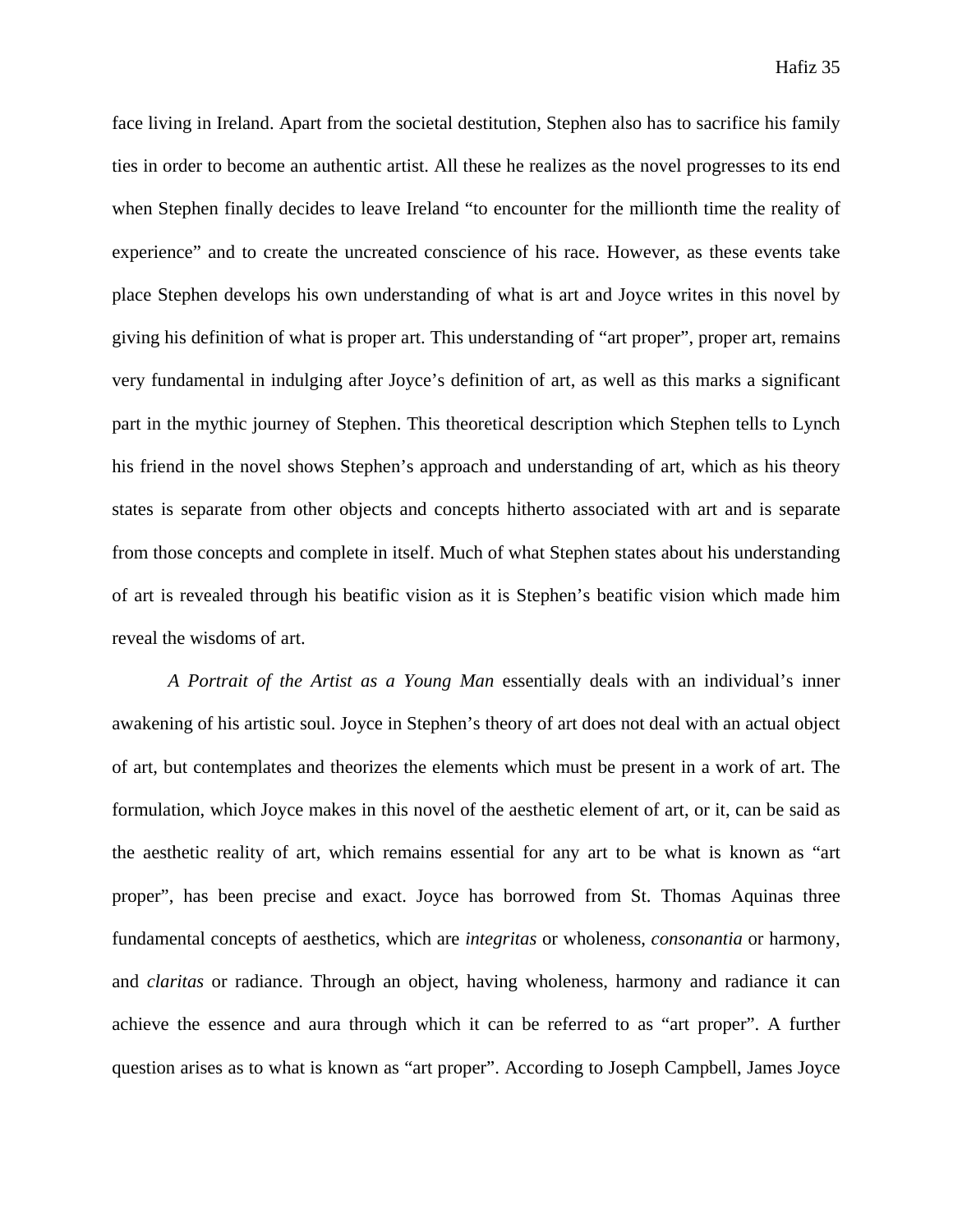face living in Ireland. Apart from the societal destitution, Stephen also has to sacrifice his family ties in order to become an authentic artist. All these he realizes as the novel progresses to its end when Stephen finally decides to leave Ireland "to encounter for the millionth time the reality of experience" and to create the uncreated conscience of his race. However, as these events take place Stephen develops his own understanding of what is art and Joyce writes in this novel by giving his definition of what is proper art. This understanding of "art proper", proper art, remains very fundamental in indulging after Joyce's definition of art, as well as this marks a significant part in the mythic journey of Stephen. This theoretical description which Stephen tells to Lynch his friend in the novel shows Stephen's approach and understanding of art, which as his theory states is separate from other objects and concepts hitherto associated with art and is separate from those concepts and complete in itself. Much of what Stephen states about his understanding of art is revealed through his beatific vision as it is Stephen's beatific vision which made him reveal the wisdoms of art.

*A Portrait of the Artist as a Young Man* essentially deals with an individual's inner awakening of his artistic soul. Joyce in Stephen's theory of art does not deal with an actual object of art, but contemplates and theorizes the elements which must be present in a work of art. The formulation, which Joyce makes in this novel of the aesthetic element of art, or it, can be said as the aesthetic reality of art, which remains essential for any art to be what is known as "art proper", has been precise and exact. Joyce has borrowed from St. Thomas Aquinas three fundamental concepts of aesthetics, which are *integritas* or wholeness, *consonantia* or harmony, and *claritas* or radiance. Through an object, having wholeness, harmony and radiance it can achieve the essence and aura through which it can be referred to as "art proper". A further question arises as to what is known as "art proper". According to Joseph Campbell, James Joyce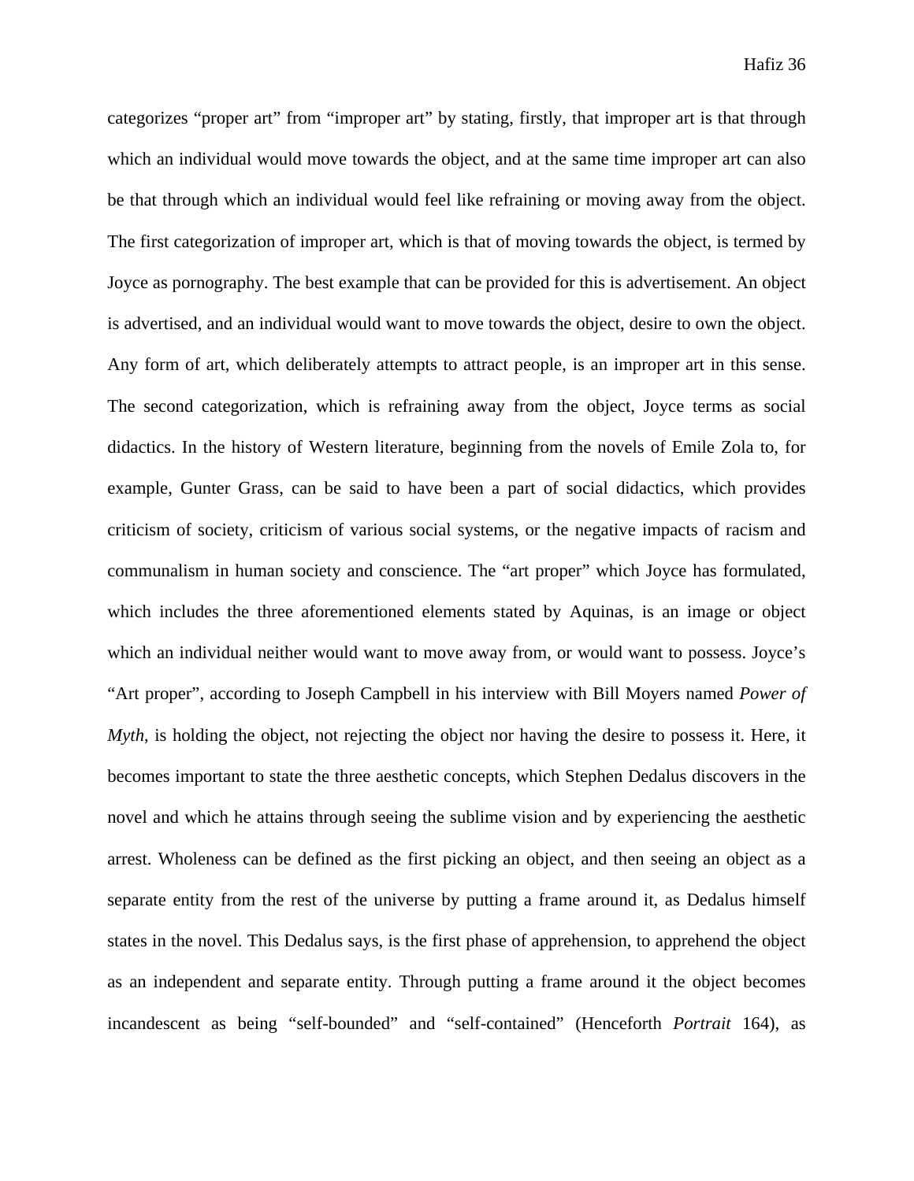categorizes "proper art" from "improper art" by stating, firstly, that improper art is that through which an individual would move towards the object, and at the same time improper art can also be that through which an individual would feel like refraining or moving away from the object. The first categorization of improper art, which is that of moving towards the object, is termed by Joyce as pornography. The best example that can be provided for this is advertisement. An object is advertised, and an individual would want to move towards the object, desire to own the object. Any form of art, which deliberately attempts to attract people, is an improper art in this sense. The second categorization, which is refraining away from the object, Joyce terms as social didactics. In the history of Western literature, beginning from the novels of Emile Zola to, for example, Gunter Grass, can be said to have been a part of social didactics, which provides criticism of society, criticism of various social systems, or the negative impacts of racism and communalism in human society and conscience. The "art proper" which Joyce has formulated, which includes the three aforementioned elements stated by Aquinas, is an image or object which an individual neither would want to move away from, or would want to possess. Joyce's "Art proper", according to Joseph Campbell in his interview with Bill Moyers named *Power of Myth*, is holding the object, not rejecting the object nor having the desire to possess it. Here, it becomes important to state the three aesthetic concepts, which Stephen Dedalus discovers in the novel and which he attains through seeing the sublime vision and by experiencing the aesthetic arrest. Wholeness can be defined as the first picking an object, and then seeing an object as a separate entity from the rest of the universe by putting a frame around it, as Dedalus himself states in the novel. This Dedalus says, is the first phase of apprehension, to apprehend the object as an independent and separate entity. Through putting a frame around it the object becomes incandescent as being "self-bounded" and "self-contained" (Henceforth *Portrait* 164), as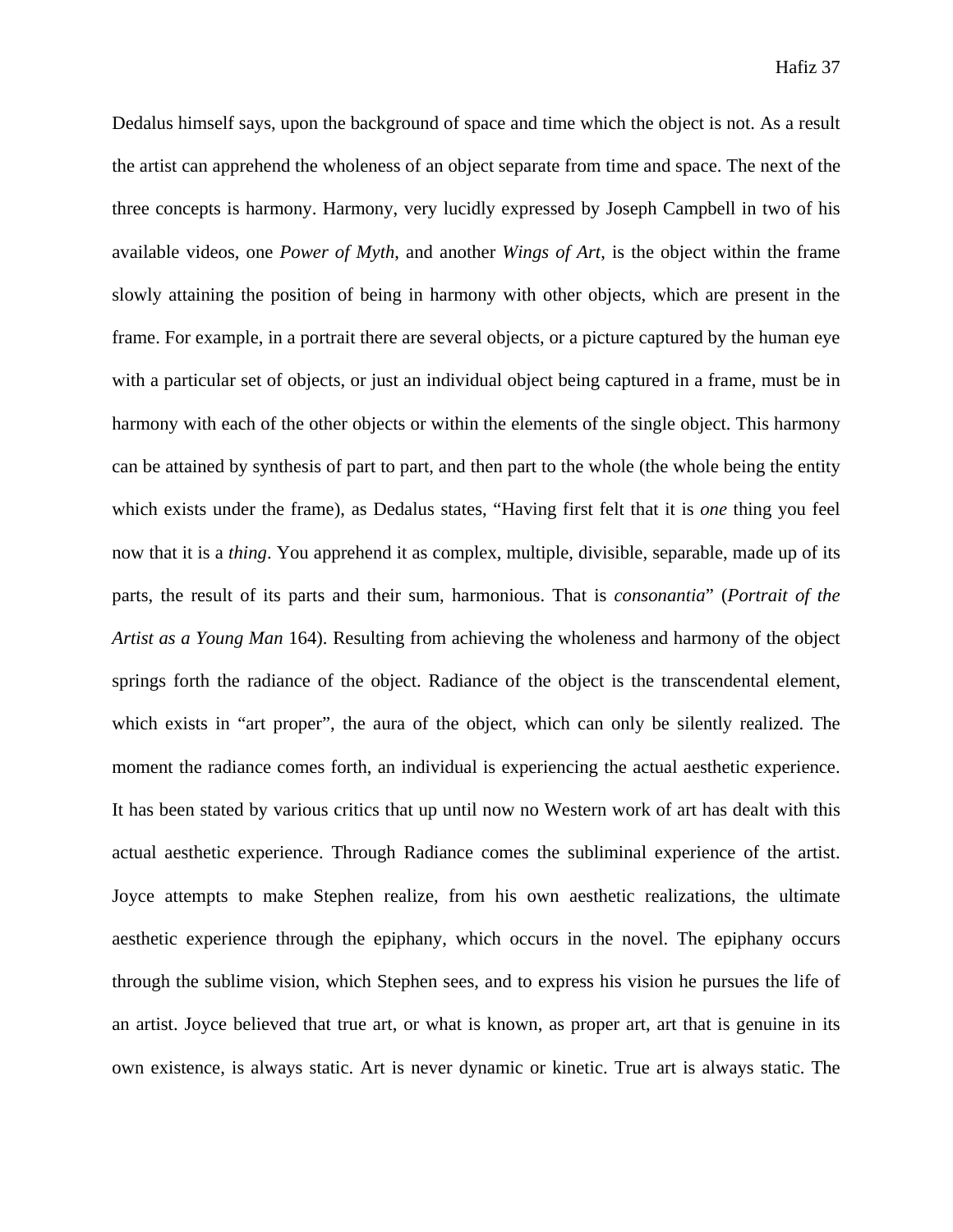Dedalus himself says, upon the background of space and time which the object is not. As a result the artist can apprehend the wholeness of an object separate from time and space. The next of the three concepts is harmony. Harmony, very lucidly expressed by Joseph Campbell in two of his available videos, one *Power of Myth*, and another *Wings of Art*, is the object within the frame slowly attaining the position of being in harmony with other objects, which are present in the frame. For example, in a portrait there are several objects, or a picture captured by the human eye with a particular set of objects, or just an individual object being captured in a frame, must be in harmony with each of the other objects or within the elements of the single object. This harmony can be attained by synthesis of part to part, and then part to the whole (the whole being the entity which exists under the frame), as Dedalus states, "Having first felt that it is *one* thing you feel now that it is a *thing*. You apprehend it as complex, multiple, divisible, separable, made up of its parts, the result of its parts and their sum, harmonious. That is *consonantia*" (*Portrait of the Artist as a Young Man* 164). Resulting from achieving the wholeness and harmony of the object springs forth the radiance of the object. Radiance of the object is the transcendental element, which exists in "art proper", the aura of the object, which can only be silently realized. The moment the radiance comes forth, an individual is experiencing the actual aesthetic experience. It has been stated by various critics that up until now no Western work of art has dealt with this actual aesthetic experience. Through Radiance comes the subliminal experience of the artist. Joyce attempts to make Stephen realize, from his own aesthetic realizations, the ultimate aesthetic experience through the epiphany, which occurs in the novel. The epiphany occurs through the sublime vision, which Stephen sees, and to express his vision he pursues the life of an artist. Joyce believed that true art, or what is known, as proper art, art that is genuine in its own existence, is always static. Art is never dynamic or kinetic. True art is always static. The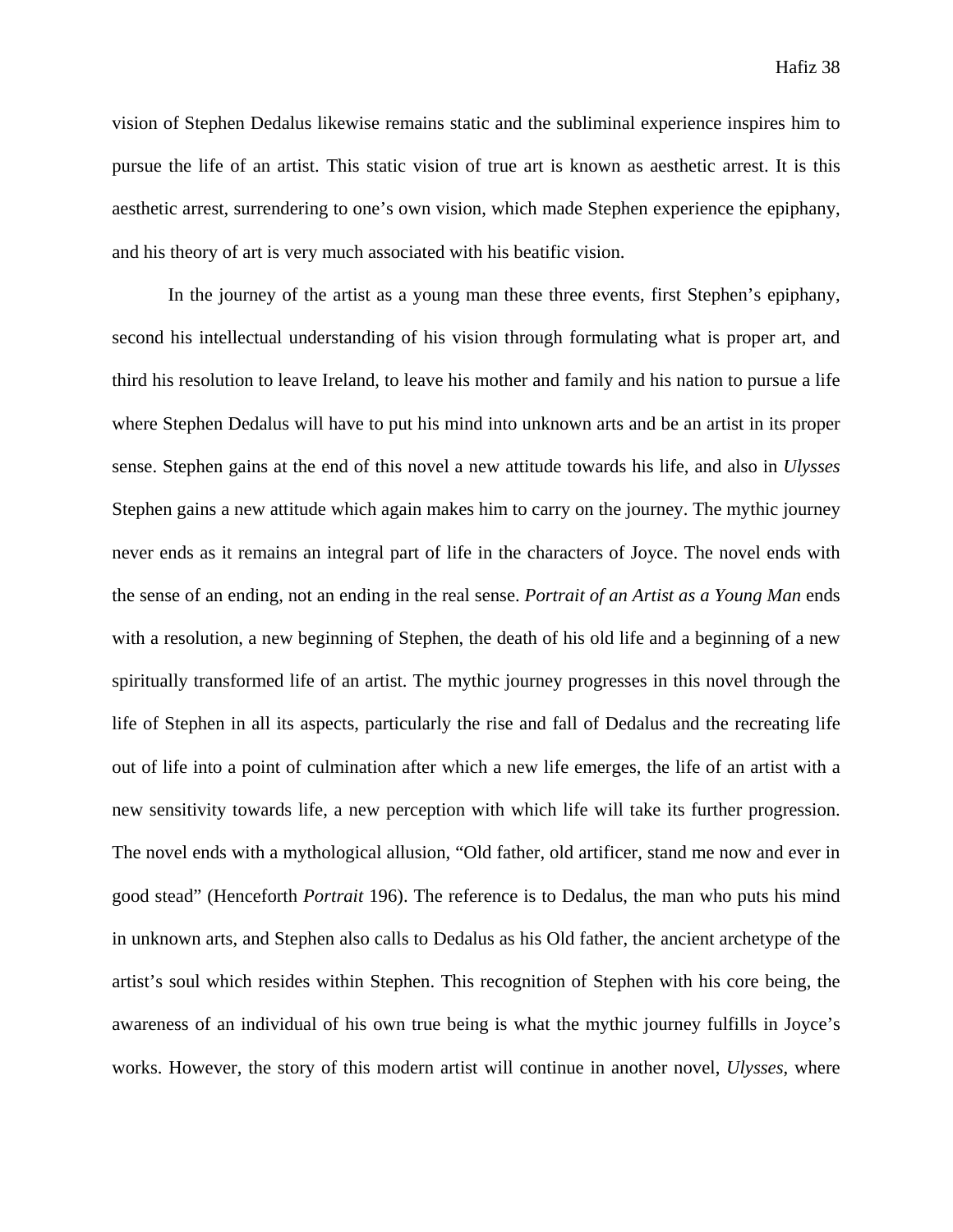vision of Stephen Dedalus likewise remains static and the subliminal experience inspires him to pursue the life of an artist. This static vision of true art is known as aesthetic arrest. It is this aesthetic arrest, surrendering to one's own vision, which made Stephen experience the epiphany, and his theory of art is very much associated with his beatific vision.

In the journey of the artist as a young man these three events, first Stephen's epiphany, second his intellectual understanding of his vision through formulating what is proper art, and third his resolution to leave Ireland, to leave his mother and family and his nation to pursue a life where Stephen Dedalus will have to put his mind into unknown arts and be an artist in its proper sense. Stephen gains at the end of this novel a new attitude towards his life, and also in *Ulysses* Stephen gains a new attitude which again makes him to carry on the journey. The mythic journey never ends as it remains an integral part of life in the characters of Joyce. The novel ends with the sense of an ending, not an ending in the real sense. *Portrait of an Artist as a Young Man* ends with a resolution, a new beginning of Stephen, the death of his old life and a beginning of a new spiritually transformed life of an artist. The mythic journey progresses in this novel through the life of Stephen in all its aspects, particularly the rise and fall of Dedalus and the recreating life out of life into a point of culmination after which a new life emerges, the life of an artist with a new sensitivity towards life, a new perception with which life will take its further progression. The novel ends with a mythological allusion, "Old father, old artificer, stand me now and ever in good stead" (Henceforth *Portrait* 196). The reference is to Dedalus, the man who puts his mind in unknown arts, and Stephen also calls to Dedalus as his Old father, the ancient archetype of the artist's soul which resides within Stephen. This recognition of Stephen with his core being, the awareness of an individual of his own true being is what the mythic journey fulfills in Joyce's works. However, the story of this modern artist will continue in another novel, *Ulysses*, where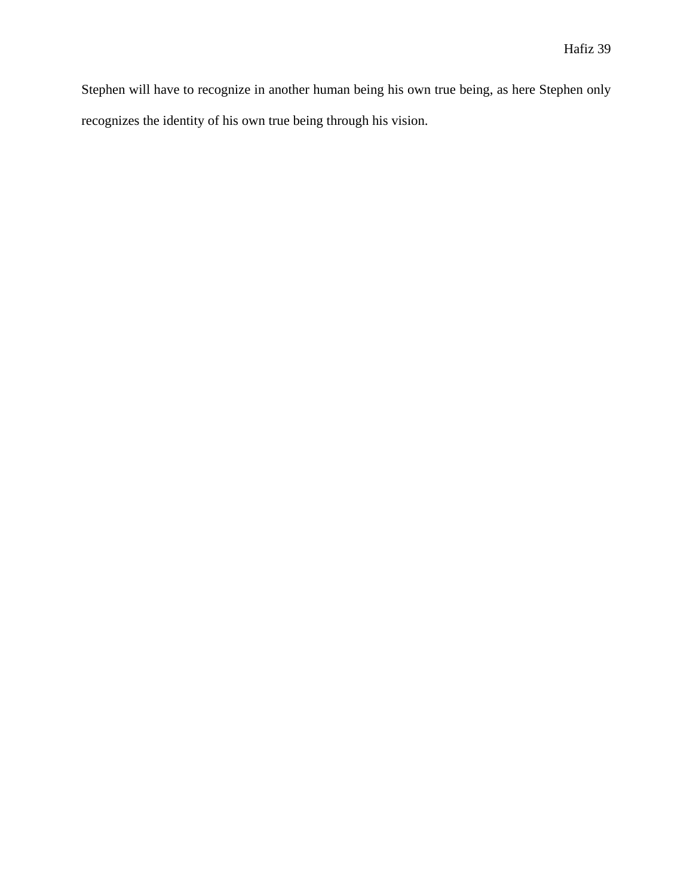Stephen will have to recognize in another human being his own true being, as here Stephen only recognizes the identity of his own true being through his vision.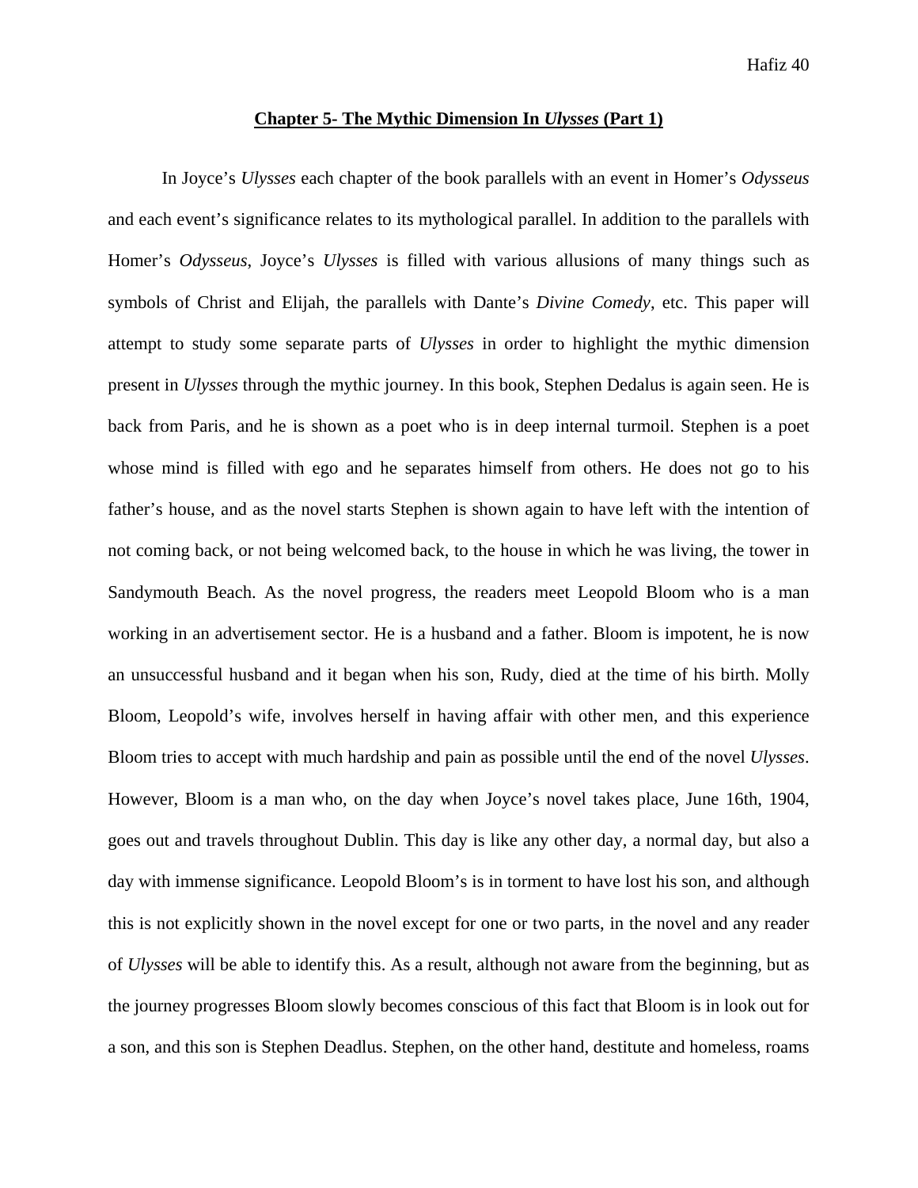**Chapter 5- The Mythic Dimension In *Ulysses* (Part 1)**

In Joyce's *Ulysses* each chapter of the book parallels with an event in Homer's *Odysseus* and each event's significance relates to its mythological parallel. In addition to the parallels with Homer's *Odysseus*, Joyce's *Ulysses* is filled with various allusions of many things such as symbols of Christ and Elijah, the parallels with Dante's *Divine Comedy*, etc. This paper will attempt to study some separate parts of *Ulysses* in order to highlight the mythic dimension present in *Ulysses* through the mythic journey. In this book, Stephen Dedalus is again seen. He is back from Paris, and he is shown as a poet who is in deep internal turmoil. Stephen is a poet whose mind is filled with ego and he separates himself from others. He does not go to his father's house, and as the novel starts Stephen is shown again to have left with the intention of not coming back, or not being welcomed back, to the house in which he was living, the tower in Sandymouth Beach. As the novel progress, the readers meet Leopold Bloom who is a man working in an advertisement sector. He is a husband and a father. Bloom is impotent, he is now an unsuccessful husband and it began when his son, Rudy, died at the time of his birth. Molly Bloom, Leopold's wife, involves herself in having affair with other men, and this experience Bloom tries to accept with much hardship and pain as possible until the end of the novel *Ulysses*. However, Bloom is a man who, on the day when Joyce's novel takes place, June 16th, 1904, goes out and travels throughout Dublin. This day is like any other day, a normal day, but also a day with immense significance. Leopold Bloom's is in torment to have lost his son, and although this is not explicitly shown in the novel except for one or two parts, in the novel and any reader of *Ulysses* will be able to identify this. As a result, although not aware from the beginning, but as the journey progresses Bloom slowly becomes conscious of this fact that Bloom is in look out for a son, and this son is Stephen Deadlus. Stephen, on the other hand, destitute and homeless, roams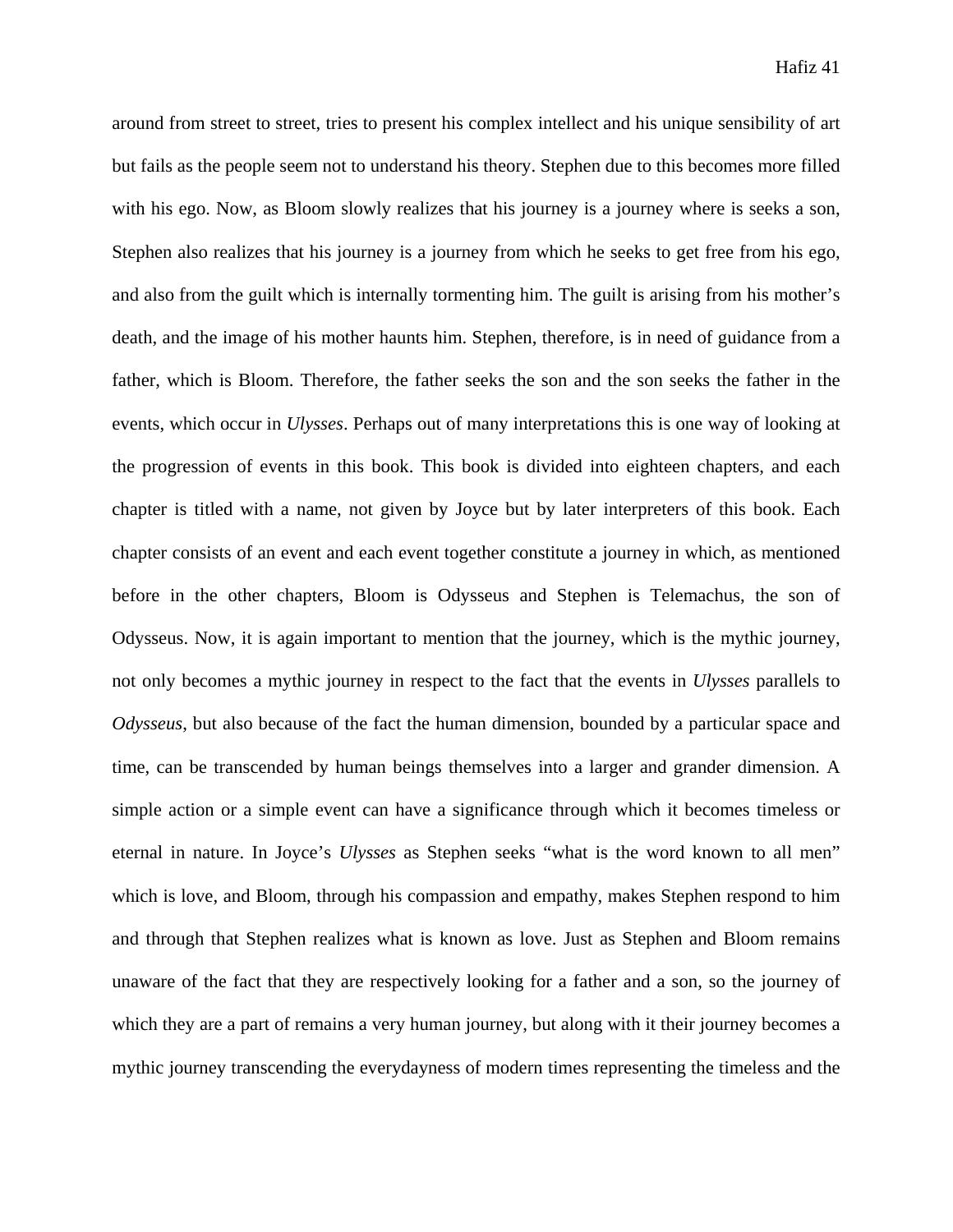around from street to street, tries to present his complex intellect and his unique sensibility of art but fails as the people seem not to understand his theory. Stephen due to this becomes more filled with his ego. Now, as Bloom slowly realizes that his journey is a journey where is seeks a son, Stephen also realizes that his journey is a journey from which he seeks to get free from his ego, and also from the guilt which is internally tormenting him. The guilt is arising from his mother's death, and the image of his mother haunts him. Stephen, therefore, is in need of guidance from a father, which is Bloom. Therefore, the father seeks the son and the son seeks the father in the events, which occur in *Ulysses*. Perhaps out of many interpretations this is one way of looking at the progression of events in this book. This book is divided into eighteen chapters, and each chapter is titled with a name, not given by Joyce but by later interpreters of this book. Each chapter consists of an event and each event together constitute a journey in which, as mentioned before in the other chapters, Bloom is Odysseus and Stephen is Telemachus, the son of Odysseus. Now, it is again important to mention that the journey, which is the mythic journey, not only becomes a mythic journey in respect to the fact that the events in *Ulysses* parallels to *Odysseus*, but also because of the fact the human dimension, bounded by a particular space and time, can be transcended by human beings themselves into a larger and grander dimension. A simple action or a simple event can have a significance through which it becomes timeless or eternal in nature. In Joyce's *Ulysses* as Stephen seeks "what is the word known to all men" which is love, and Bloom, through his compassion and empathy, makes Stephen respond to him and through that Stephen realizes what is known as love. Just as Stephen and Bloom remains unaware of the fact that they are respectively looking for a father and a son, so the journey of which they are a part of remains a very human journey, but along with it their journey becomes a mythic journey transcending the everydayness of modern times representing the timeless and the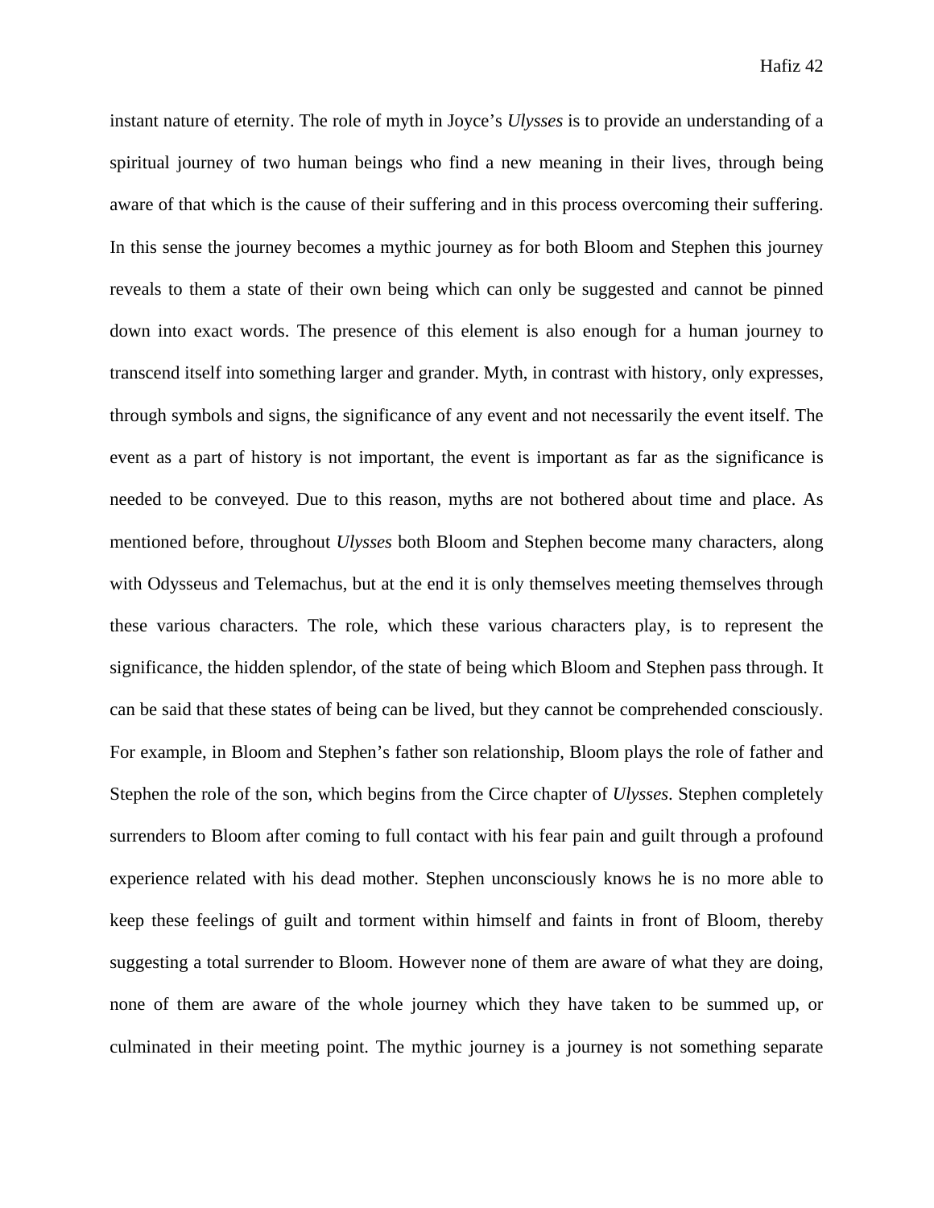instant nature of eternity. The role of myth in Joyce's *Ulysses* is to provide an understanding of a spiritual journey of two human beings who find a new meaning in their lives, through being aware of that which is the cause of their suffering and in this process overcoming their suffering. In this sense the journey becomes a mythic journey as for both Bloom and Stephen this journey reveals to them a state of their own being which can only be suggested and cannot be pinned down into exact words. The presence of this element is also enough for a human journey to transcend itself into something larger and grander. Myth, in contrast with history, only expresses, through symbols and signs, the significance of any event and not necessarily the event itself. The event as a part of history is not important, the event is important as far as the significance is needed to be conveyed. Due to this reason, myths are not bothered about time and place. As mentioned before, throughout *Ulysses* both Bloom and Stephen become many characters, along with Odysseus and Telemachus, but at the end it is only themselves meeting themselves through these various characters. The role, which these various characters play, is to represent the significance, the hidden splendor, of the state of being which Bloom and Stephen pass through. It can be said that these states of being can be lived, but they cannot be comprehended consciously. For example, in Bloom and Stephen's father son relationship, Bloom plays the role of father and Stephen the role of the son, which begins from the Circe chapter of *Ulysses*. Stephen completely surrenders to Bloom after coming to full contact with his fear pain and guilt through a profound experience related with his dead mother. Stephen unconsciously knows he is no more able to keep these feelings of guilt and torment within himself and faints in front of Bloom, thereby suggesting a total surrender to Bloom. However none of them are aware of what they are doing, none of them are aware of the whole journey which they have taken to be summed up, or culminated in their meeting point. The mythic journey is a journey is not something separate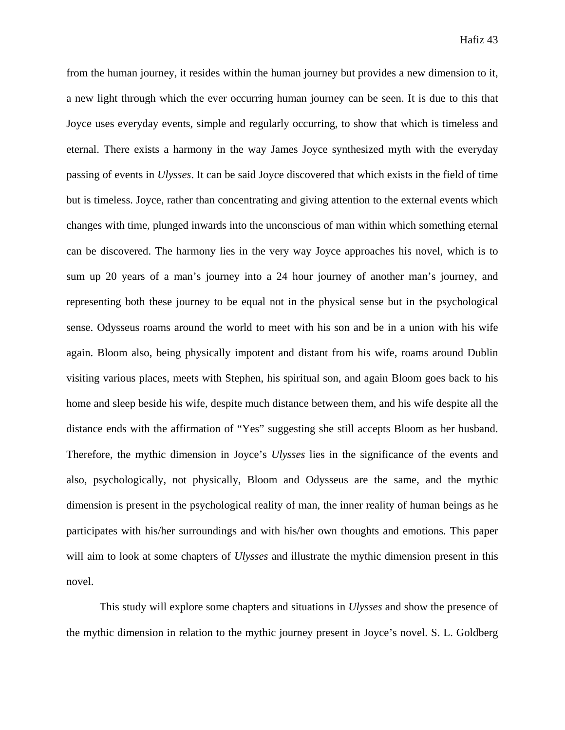from the human journey, it resides within the human journey but provides a new dimension to it, a new light through which the ever occurring human journey can be seen. It is due to this that Joyce uses everyday events, simple and regularly occurring, to show that which is timeless and eternal. There exists a harmony in the way James Joyce synthesized myth with the everyday passing of events in *Ulysses*. It can be said Joyce discovered that which exists in the field of time but is timeless. Joyce, rather than concentrating and giving attention to the external events which changes with time, plunged inwards into the unconscious of man within which something eternal can be discovered. The harmony lies in the very way Joyce approaches his novel, which is to sum up 20 years of a man's journey into a 24 hour journey of another man's journey, and representing both these journey to be equal not in the physical sense but in the psychological sense. Odysseus roams around the world to meet with his son and be in a union with his wife again. Bloom also, being physically impotent and distant from his wife, roams around Dublin visiting various places, meets with Stephen, his spiritual son, and again Bloom goes back to his home and sleep beside his wife, despite much distance between them, and his wife despite all the distance ends with the affirmation of "Yes" suggesting she still accepts Bloom as her husband. Therefore, the mythic dimension in Joyce's *Ulysses* lies in the significance of the events and also, psychologically, not physically, Bloom and Odysseus are the same, and the mythic dimension is present in the psychological reality of man, the inner reality of human beings as he participates with his/her surroundings and with his/her own thoughts and emotions. This paper will aim to look at some chapters of *Ulysses* and illustrate the mythic dimension present in this novel.

This study will explore some chapters and situations in *Ulysses* and show the presence of the mythic dimension in relation to the mythic journey present in Joyce's novel. S. L. Goldberg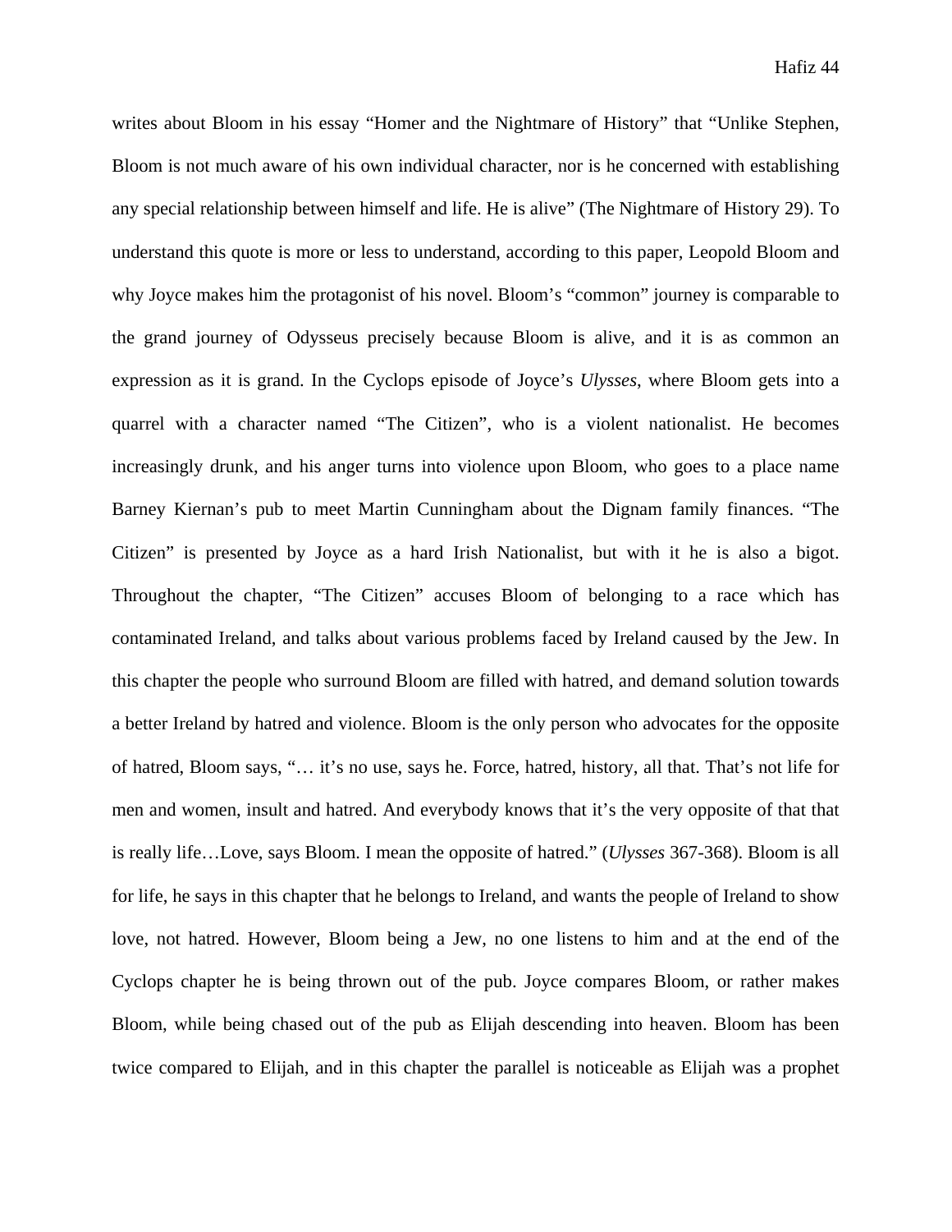writes about Bloom in his essay "Homer and the Nightmare of History" that "Unlike Stephen, Bloom is not much aware of his own individual character, nor is he concerned with establishing any special relationship between himself and life. He is alive" (The Nightmare of History 29). To understand this quote is more or less to understand, according to this paper, Leopold Bloom and why Joyce makes him the protagonist of his novel. Bloom's "common" journey is comparable to the grand journey of Odysseus precisely because Bloom is alive, and it is as common an expression as it is grand. In the Cyclops episode of Joyce's *Ulysses*, where Bloom gets into a quarrel with a character named "The Citizen", who is a violent nationalist. He becomes increasingly drunk, and his anger turns into violence upon Bloom, who goes to a place name Barney Kiernan's pub to meet Martin Cunningham about the Dignam family finances. "The Citizen" is presented by Joyce as a hard Irish Nationalist, but with it he is also a bigot. Throughout the chapter, "The Citizen" accuses Bloom of belonging to a race which has contaminated Ireland, and talks about various problems faced by Ireland caused by the Jew. In this chapter the people who surround Bloom are filled with hatred, and demand solution towards a better Ireland by hatred and violence. Bloom is the only person who advocates for the opposite of hatred, Bloom says, "… it's no use, says he. Force, hatred, history, all that. That's not life for men and women, insult and hatred. And everybody knows that it's the very opposite of that that is really life…Love, says Bloom. I mean the opposite of hatred." (*Ulysses* 367-368). Bloom is all for life, he says in this chapter that he belongs to Ireland, and wants the people of Ireland to show love, not hatred. However, Bloom being a Jew, no one listens to him and at the end of the Cyclops chapter he is being thrown out of the pub. Joyce compares Bloom, or rather makes Bloom, while being chased out of the pub as Elijah descending into heaven. Bloom has been twice compared to Elijah, and in this chapter the parallel is noticeable as Elijah was a prophet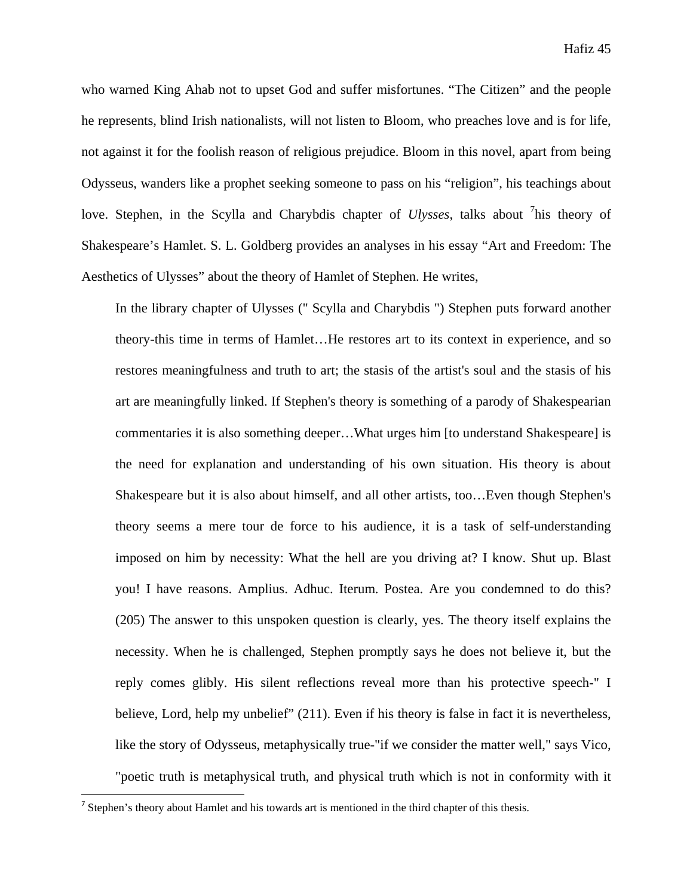who warned King Ahab not to upset God and suffer misfortunes. “The Citizen” and the people he represents, blind Irish nationalists, will not listen to Bloom, who preaches love and is for life, not against it for the foolish reason of religious prejudice. Bloom in this novel, apart from being Odysseus, wanders like a prophet seeking someone to pass on his “religion”, his teachings about love. Stephen, in the Scylla and Charybdis chapter of *Ulysses*, talks about [7]his theory of Shakespeare’s Hamlet. S. L. Goldberg provides an analyses in his essay “Art and Freedom: The Aesthetics of Ulysses” about the theory of Hamlet of Stephen. He writes,

> In the library chapter of Ulysses (" Scylla and Charybdis ") Stephen puts forward another theory-this time in terms of Hamlet…He restores art to its context in experience, and so restores meaningfulness and truth to art; the stasis of the artist's soul and the stasis of his art are meaningfully linked. If Stephen's theory is something of a parody of Shakespearian commentaries it is also something deeper…What urges him [to understand Shakespeare] is the need for explanation and understanding of his own situation. His theory is about Shakespeare but it is also about himself, and all other artists, too…Even though Stephen's theory seems a mere tour de force to his audience, it is a task of self-understanding imposed on him by necessity: What the hell are you driving at? I know. Shut up. Blast you! I have reasons. Amplius. Adhuc. Iterum. Postea. Are you condemned to do this? (205) The answer to this unspoken question is clearly, yes. The theory itself explains the necessity. When he is challenged, Stephen promptly says he does not believe it, but the reply comes glibly. His silent reflections reveal more than his protective speech-" I believe, Lord, help my unbelief” (211). Even if his theory is false in fact it is nevertheless, like the story of Odysseus, metaphysically true-"if we consider the matter well," says Vico, "poetic truth is metaphysical truth, and physical truth which is not in conformity with it

---

[7] Stephen’s theory about Hamlet and his towards art is mentioned in the third chapter of this thesis.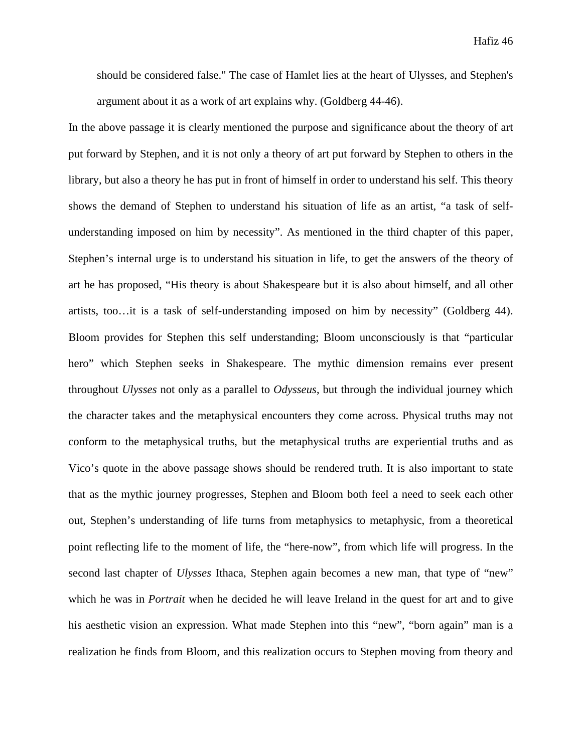> should be considered false." The case of Hamlet lies at the heart of Ulysses, and Stephen's argument about it as a work of art explains why. (Goldberg 44-46).

In the above passage it is clearly mentioned the purpose and significance about the theory of art put forward by Stephen, and it is not only a theory of art put forward by Stephen to others in the library, but also a theory he has put in front of himself in order to understand his self. This theory shows the demand of Stephen to understand his situation of life as an artist, "a task of self-understanding imposed on him by necessity". As mentioned in the third chapter of this paper, Stephen's internal urge is to understand his situation in life, to get the answers of the theory of art he has proposed, "His theory is about Shakespeare but it is also about himself, and all other artists, too…it is a task of self-understanding imposed on him by necessity" (Goldberg 44). Bloom provides for Stephen this self understanding; Bloom unconsciously is that "particular hero" which Stephen seeks in Shakespeare. The mythic dimension remains ever present throughout *Ulysses* not only as a parallel to *Odysseus*, but through the individual journey which the character takes and the metaphysical encounters they come across. Physical truths may not conform to the metaphysical truths, but the metaphysical truths are experiential truths and as Vico's quote in the above passage shows should be rendered truth. It is also important to state that as the mythic journey progresses, Stephen and Bloom both feel a need to seek each other out, Stephen's understanding of life turns from metaphysics to metaphysic, from a theoretical point reflecting life to the moment of life, the "here-now", from which life will progress. In the second last chapter of *Ulysses* Ithaca, Stephen again becomes a new man, that type of "new" which he was in *Portrait* when he decided he will leave Ireland in the quest for art and to give his aesthetic vision an expression. What made Stephen into this "new", "born again" man is a realization he finds from Bloom, and this realization occurs to Stephen moving from theory and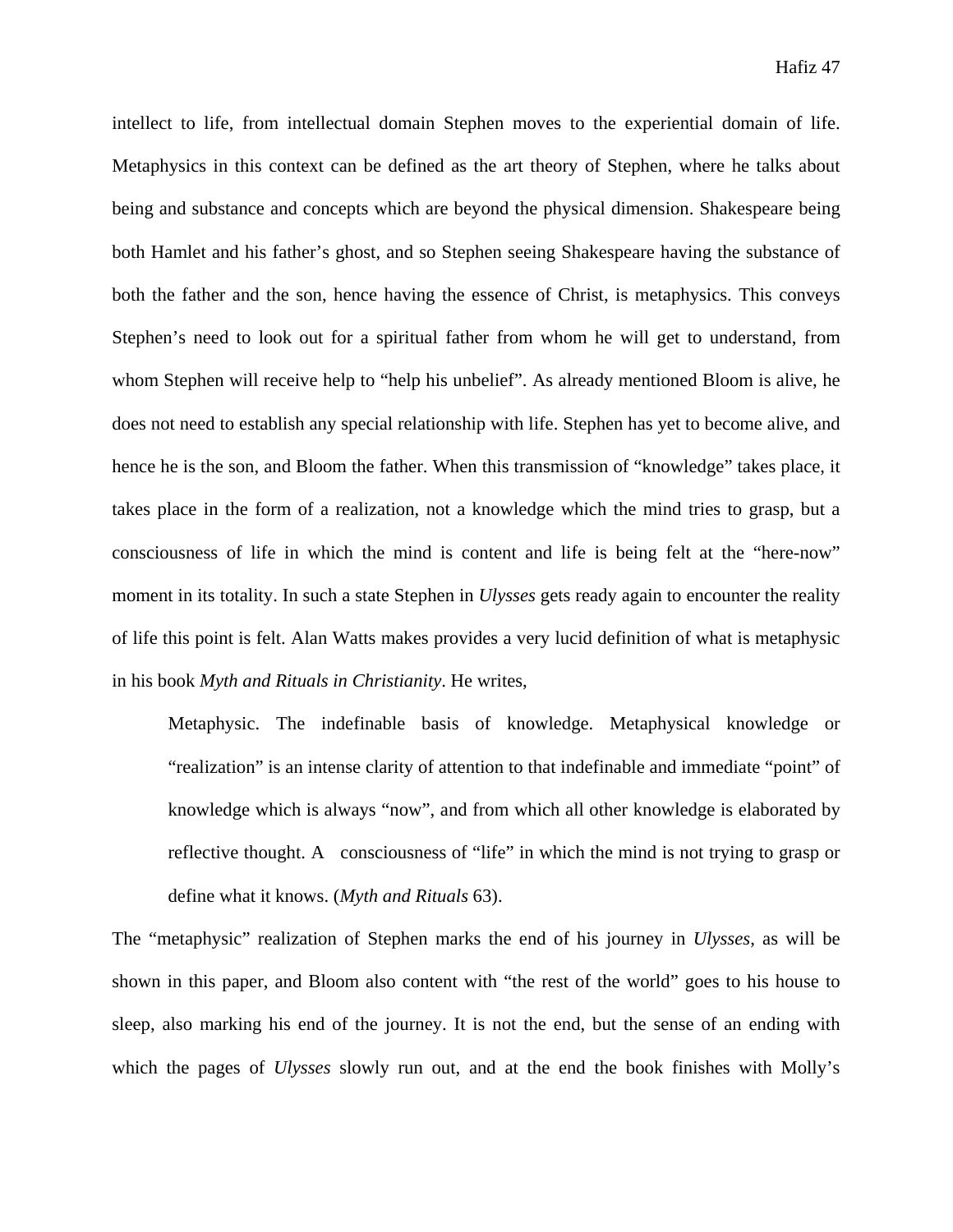intellect to life, from intellectual domain Stephen moves to the experiential domain of life. Metaphysics in this context can be defined as the art theory of Stephen, where he talks about being and substance and concepts which are beyond the physical dimension. Shakespeare being both Hamlet and his father's ghost, and so Stephen seeing Shakespeare having the substance of both the father and the son, hence having the essence of Christ, is metaphysics. This conveys Stephen's need to look out for a spiritual father from whom he will get to understand, from whom Stephen will receive help to "help his unbelief". As already mentioned Bloom is alive, he does not need to establish any special relationship with life. Stephen has yet to become alive, and hence he is the son, and Bloom the father. When this transmission of "knowledge" takes place, it takes place in the form of a realization, not a knowledge which the mind tries to grasp, but a consciousness of life in which the mind is content and life is being felt at the "here-now" moment in its totality. In such a state Stephen in *Ulysses* gets ready again to encounter the reality of life this point is felt. Alan Watts makes provides a very lucid definition of what is metaphysic in his book *Myth and Rituals in Christianity*. He writes,

> Metaphysic. The indefinable basis of knowledge. Metaphysical knowledge or "realization" is an intense clarity of attention to that indefinable and immediate "point" of knowledge which is always "now", and from which all other knowledge is elaborated by reflective thought. A consciousness of "life" in which the mind is not trying to grasp or define what it knows. (*Myth and Rituals* 63).

The "metaphysic" realization of Stephen marks the end of his journey in *Ulysses*, as will be shown in this paper, and Bloom also content with "the rest of the world" goes to his house to sleep, also marking his end of the journey. It is not the end, but the sense of an ending with which the pages of *Ulysses* slowly run out, and at the end the book finishes with Molly's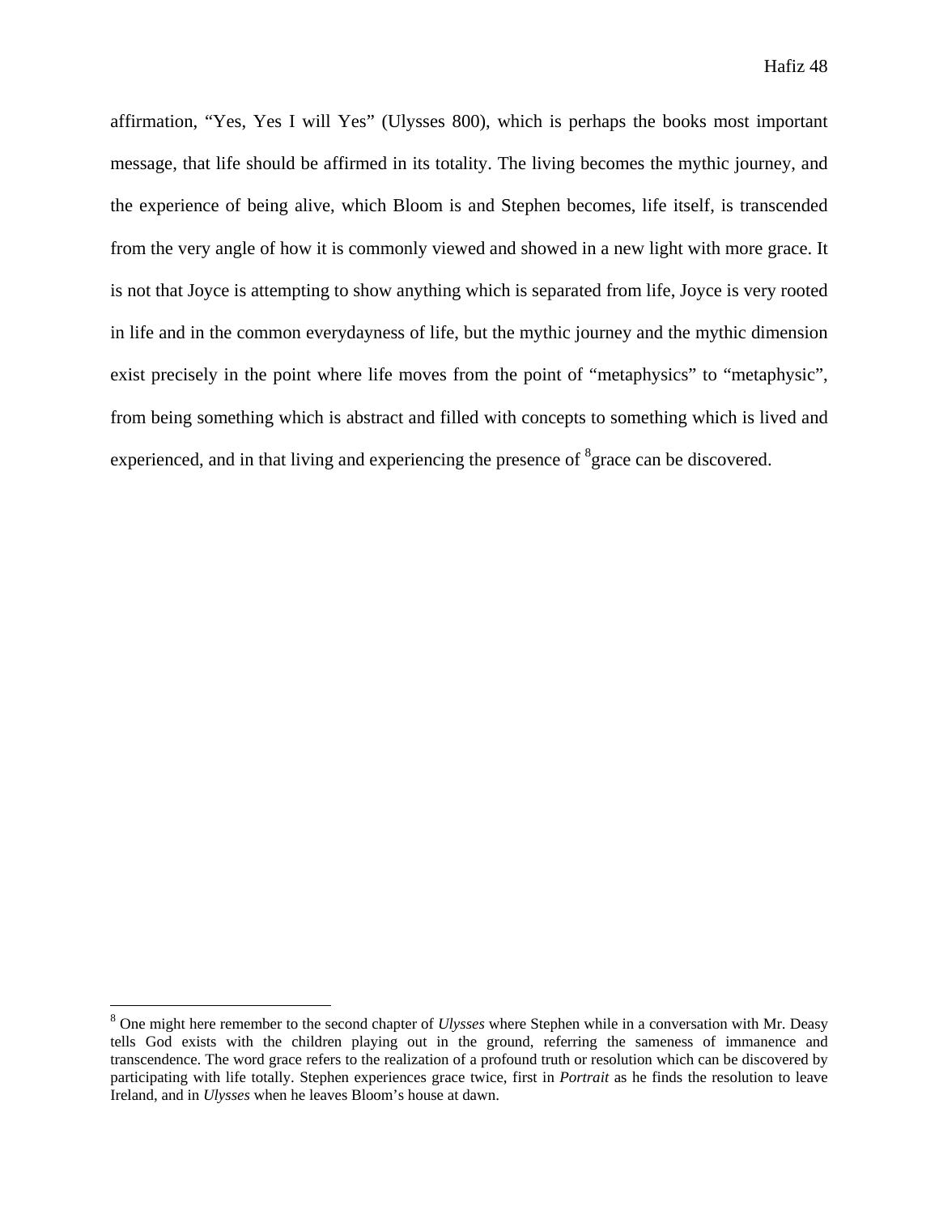affirmation, “Yes, Yes I will Yes” (Ulysses 800), which is perhaps the books most important message, that life should be affirmed in its totality. The living becomes the mythic journey, and the experience of being alive, which Bloom is and Stephen becomes, life itself, is transcended from the very angle of how it is commonly viewed and showed in a new light with more grace. It is not that Joyce is attempting to show anything which is separated from life, Joyce is very rooted in life and in the common everydayness of life, but the mythic journey and the mythic dimension exist precisely in the point where life moves from the point of “metaphysics” to “metaphysic”, from being something which is abstract and filled with concepts to something which is lived and experienced, and in that living and experiencing the presence of [8]grace can be discovered.

---

[8] One might here remember to the second chapter of *Ulysses* where Stephen while in a conversation with Mr. Deasy tells God exists with the children playing out in the ground, referring the sameness of immanence and transcendence. The word grace refers to the realization of a profound truth or resolution which can be discovered by participating with life totally. Stephen experiences grace twice, first in *Portrait* as he finds the resolution to leave Ireland, and in *Ulysses* when he leaves Bloom’s house at dawn.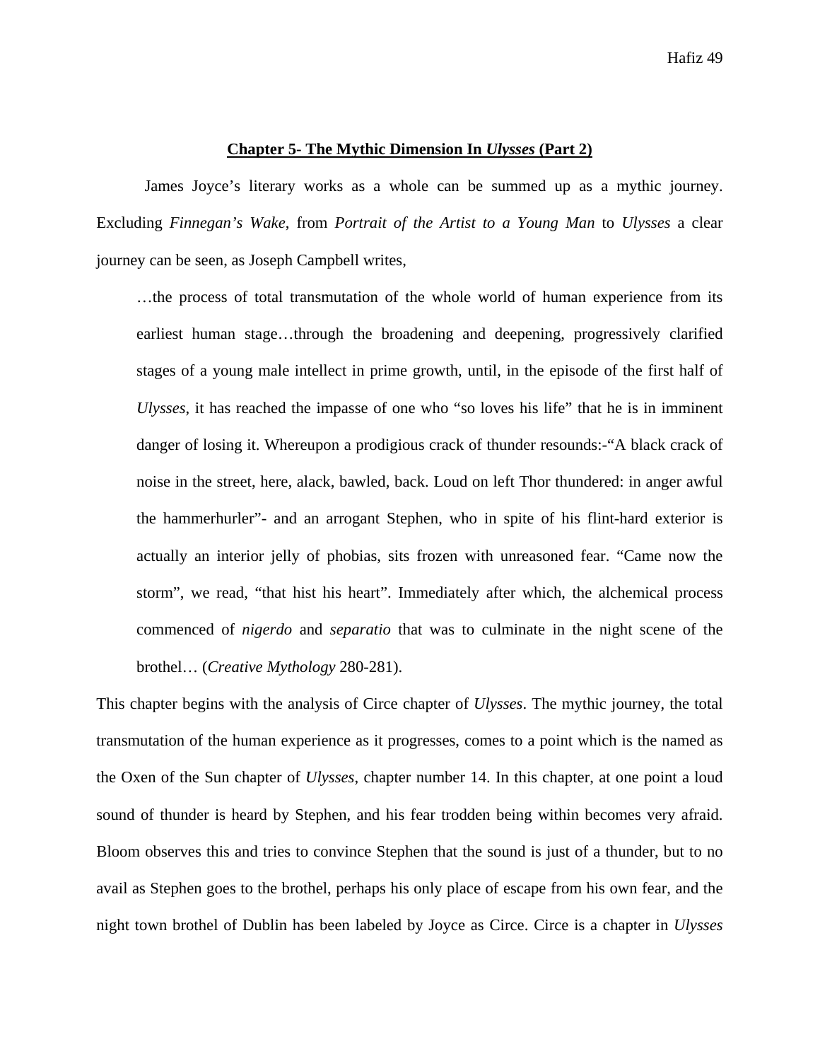## Chapter 5- The Mythic Dimension In *Ulysses* (Part 2)

James Joyce's literary works as a whole can be summed up as a mythic journey. Excluding *Finnegan's Wake*, from *Portrait of the Artist to a Young Man* to *Ulysses* a clear journey can be seen, as Joseph Campbell writes,

> …the process of total transmutation of the whole world of human experience from its earliest human stage…through the broadening and deepening, progressively clarified stages of a young male intellect in prime growth, until, in the episode of the first half of *Ulysses*, it has reached the impasse of one who "so loves his life" that he is in imminent danger of losing it. Whereupon a prodigious crack of thunder resounds:-"A black crack of noise in the street, here, alack, bawled, back. Loud on left Thor thundered: in anger awful the hammerhurler"- and an arrogant Stephen, who in spite of his flint-hard exterior is actually an interior jelly of phobias, sits frozen with unreasoned fear. "Came now the storm", we read, "that hist his heart". Immediately after which, the alchemical process commenced of *nigerdo* and *separatio* that was to culminate in the night scene of the brothel… (*Creative Mythology* 280-281).

This chapter begins with the analysis of Circe chapter of *Ulysses*. The mythic journey, the total transmutation of the human experience as it progresses, comes to a point which is the named as the Oxen of the Sun chapter of *Ulysses*, chapter number 14. In this chapter, at one point a loud sound of thunder is heard by Stephen, and his fear trodden being within becomes very afraid. Bloom observes this and tries to convince Stephen that the sound is just of a thunder, but to no avail as Stephen goes to the brothel, perhaps his only place of escape from his own fear, and the night town brothel of Dublin has been labeled by Joyce as Circe. Circe is a chapter in *Ulysses*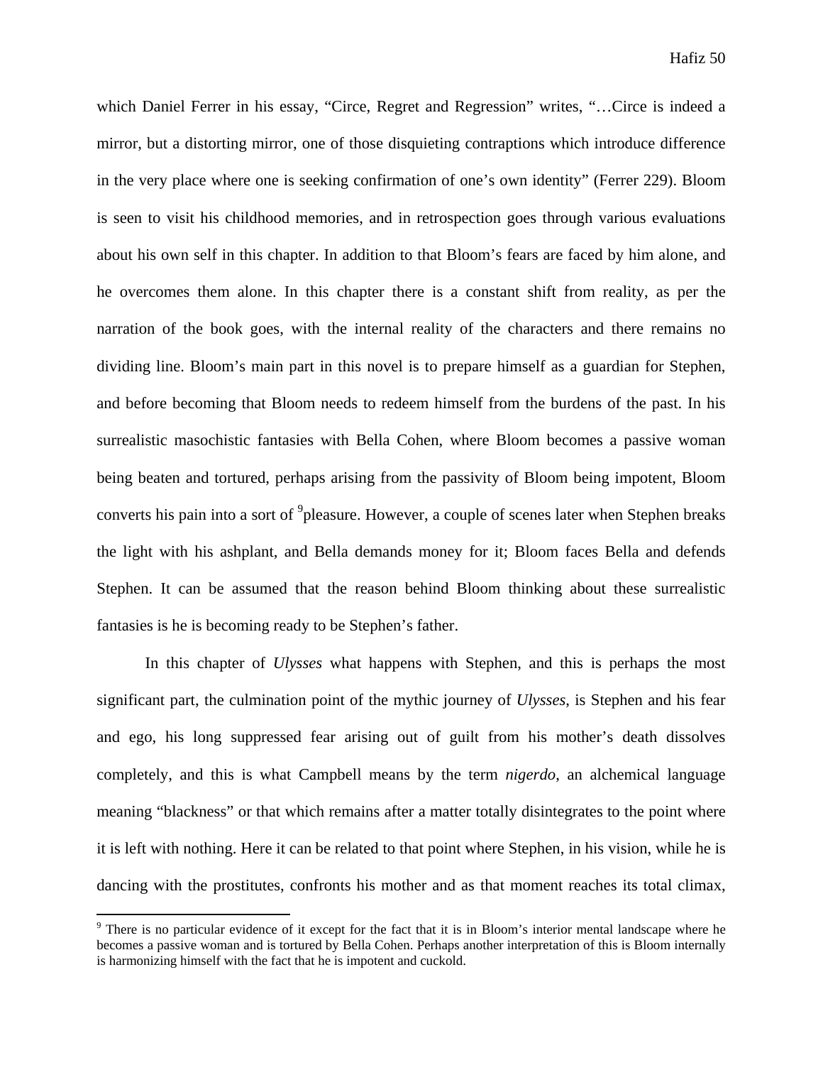which Daniel Ferrer in his essay, "Circe, Regret and Regression" writes, "…Circe is indeed a mirror, but a distorting mirror, one of those disquieting contraptions which introduce difference in the very place where one is seeking confirmation of one's own identity" (Ferrer 229). Bloom is seen to visit his childhood memories, and in retrospection goes through various evaluations about his own self in this chapter. In addition to that Bloom's fears are faced by him alone, and he overcomes them alone. In this chapter there is a constant shift from reality, as per the narration of the book goes, with the internal reality of the characters and there remains no dividing line. Bloom's main part in this novel is to prepare himself as a guardian for Stephen, and before becoming that Bloom needs to redeem himself from the burdens of the past. In his surrealistic masochistic fantasies with Bella Cohen, where Bloom becomes a passive woman being beaten and tortured, perhaps arising from the passivity of Bloom being impotent, Bloom converts his pain into a sort of [9]pleasure. However, a couple of scenes later when Stephen breaks the light with his ashplant, and Bella demands money for it; Bloom faces Bella and defends Stephen. It can be assumed that the reason behind Bloom thinking about these surrealistic fantasies is he is becoming ready to be Stephen's father.

In this chapter of *Ulysses* what happens with Stephen, and this is perhaps the most significant part, the culmination point of the mythic journey of *Ulysses*, is Stephen and his fear and ego, his long suppressed fear arising out of guilt from his mother's death dissolves completely, and this is what Campbell means by the term *nigerdo*, an alchemical language meaning "blackness" or that which remains after a matter totally disintegrates to the point where it is left with nothing. Here it can be related to that point where Stephen, in his vision, while he is dancing with the prostitutes, confronts his mother and as that moment reaches its total climax,

[9] There is no particular evidence of it except for the fact that it is in Bloom's interior mental landscape where he becomes a passive woman and is tortured by Bella Cohen. Perhaps another interpretation of this is Bloom internally is harmonizing himself with the fact that he is impotent and cuckold.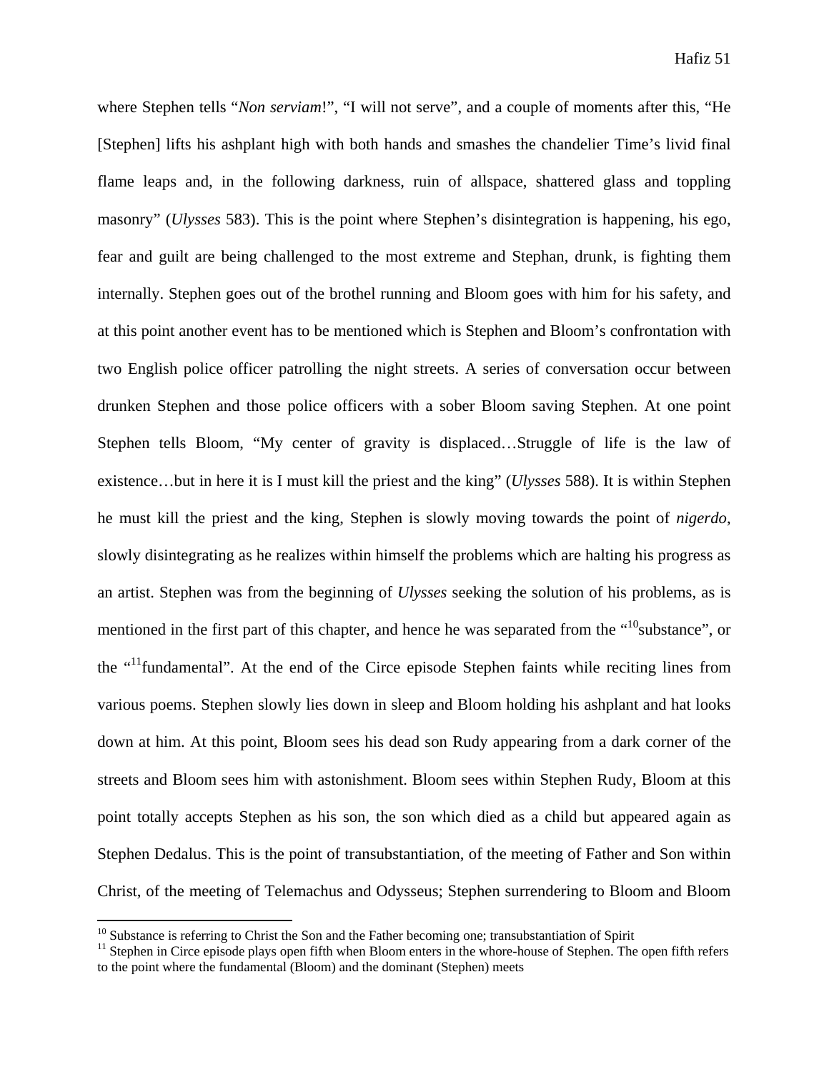where Stephen tells "*Non serviam*!", "I will not serve", and a couple of moments after this, "He [Stephen] lifts his ashplant high with both hands and smashes the chandelier Time's livid final flame leaps and, in the following darkness, ruin of allspace, shattered glass and toppling masonry" (*Ulysses* 583). This is the point where Stephen's disintegration is happening, his ego, fear and guilt are being challenged to the most extreme and Stephan, drunk, is fighting them internally. Stephen goes out of the brothel running and Bloom goes with him for his safety, and at this point another event has to be mentioned which is Stephen and Bloom's confrontation with two English police officer patrolling the night streets. A series of conversation occur between drunken Stephen and those police officers with a sober Bloom saving Stephen. At one point Stephen tells Bloom, "My center of gravity is displaced…Struggle of life is the law of existence…but in here it is I must kill the priest and the king" (*Ulysses* 588). It is within Stephen he must kill the priest and the king, Stephen is slowly moving towards the point of *nigerdo*, slowly disintegrating as he realizes within himself the problems which are halting his progress as an artist. Stephen was from the beginning of *Ulysses* seeking the solution of his problems, as is mentioned in the first part of this chapter, and hence he was separated from the "[10]substance", or the "[11]fundamental". At the end of the Circe episode Stephen faints while reciting lines from various poems. Stephen slowly lies down in sleep and Bloom holding his ashplant and hat looks down at him. At this point, Bloom sees his dead son Rudy appearing from a dark corner of the streets and Bloom sees him with astonishment. Bloom sees within Stephen Rudy, Bloom at this point totally accepts Stephen as his son, the son which died as a child but appeared again as Stephen Dedalus. This is the point of transubstantiation, of the meeting of Father and Son within Christ, of the meeting of Telemachus and Odysseus; Stephen surrendering to Bloom and Bloom

---

[10] Substance is referring to Christ the Son and the Father becoming one; transubstantiation of Spirit

[11] Stephen in Circe episode plays open fifth when Bloom enters in the whore-house of Stephen. The open fifth refers to the point where the fundamental (Bloom) and the dominant (Stephen) meets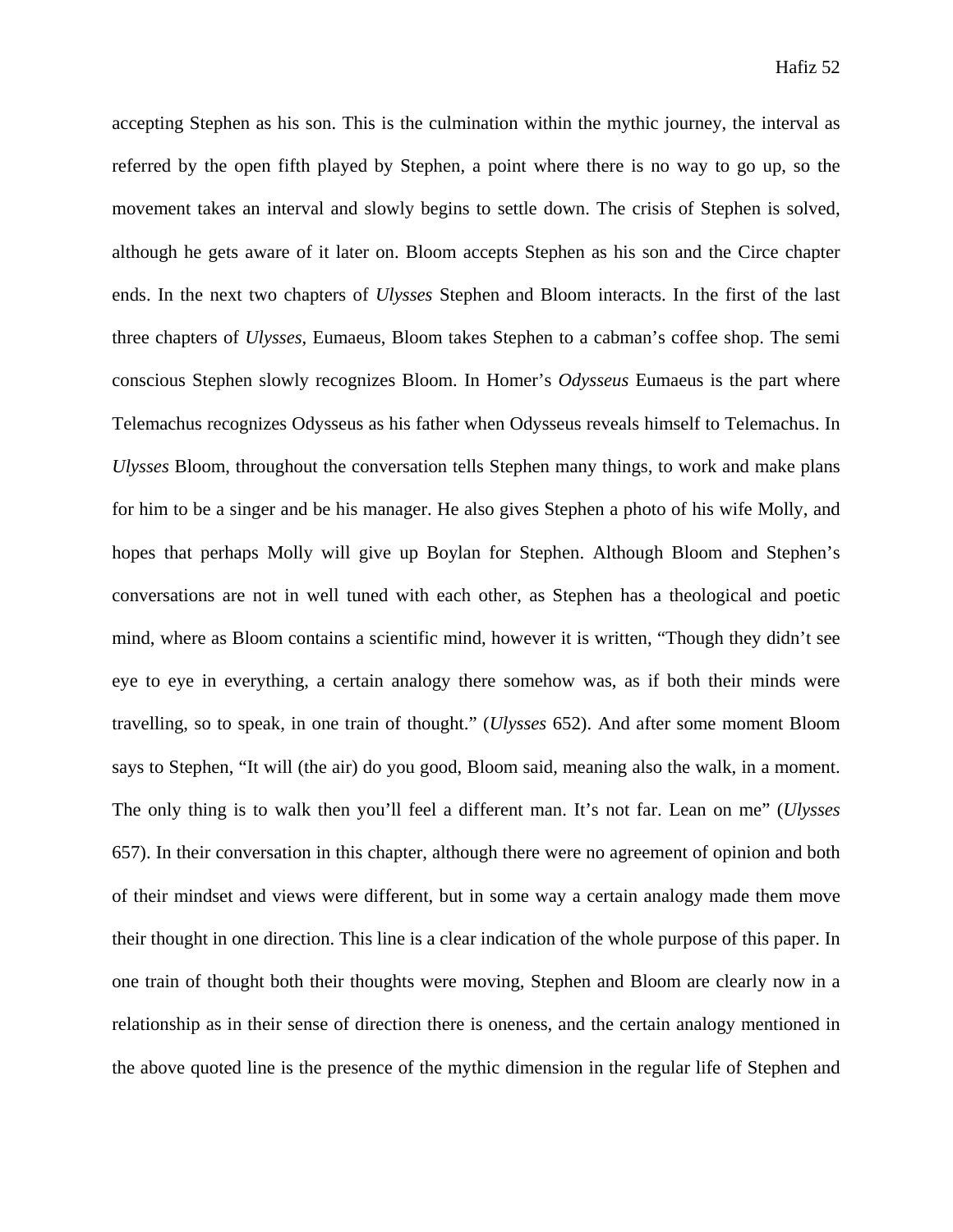accepting Stephen as his son. This is the culmination within the mythic journey, the interval as referred by the open fifth played by Stephen, a point where there is no way to go up, so the movement takes an interval and slowly begins to settle down. The crisis of Stephen is solved, although he gets aware of it later on. Bloom accepts Stephen as his son and the Circe chapter ends. In the next two chapters of *Ulysses* Stephen and Bloom interacts. In the first of the last three chapters of *Ulysses*, Eumaeus, Bloom takes Stephen to a cabman's coffee shop. The semi conscious Stephen slowly recognizes Bloom. In Homer's *Odysseus* Eumaeus is the part where Telemachus recognizes Odysseus as his father when Odysseus reveals himself to Telemachus. In *Ulysses* Bloom, throughout the conversation tells Stephen many things, to work and make plans for him to be a singer and be his manager. He also gives Stephen a photo of his wife Molly, and hopes that perhaps Molly will give up Boylan for Stephen. Although Bloom and Stephen's conversations are not in well tuned with each other, as Stephen has a theological and poetic mind, where as Bloom contains a scientific mind, however it is written, "Though they didn't see eye to eye in everything, a certain analogy there somehow was, as if both their minds were travelling, so to speak, in one train of thought." (*Ulysses* 652). And after some moment Bloom says to Stephen, "It will (the air) do you good, Bloom said, meaning also the walk, in a moment. The only thing is to walk then you'll feel a different man. It's not far. Lean on me" (*Ulysses* 657). In their conversation in this chapter, although there were no agreement of opinion and both of their mindset and views were different, but in some way a certain analogy made them move their thought in one direction. This line is a clear indication of the whole purpose of this paper. In one train of thought both their thoughts were moving, Stephen and Bloom are clearly now in a relationship as in their sense of direction there is oneness, and the certain analogy mentioned in the above quoted line is the presence of the mythic dimension in the regular life of Stephen and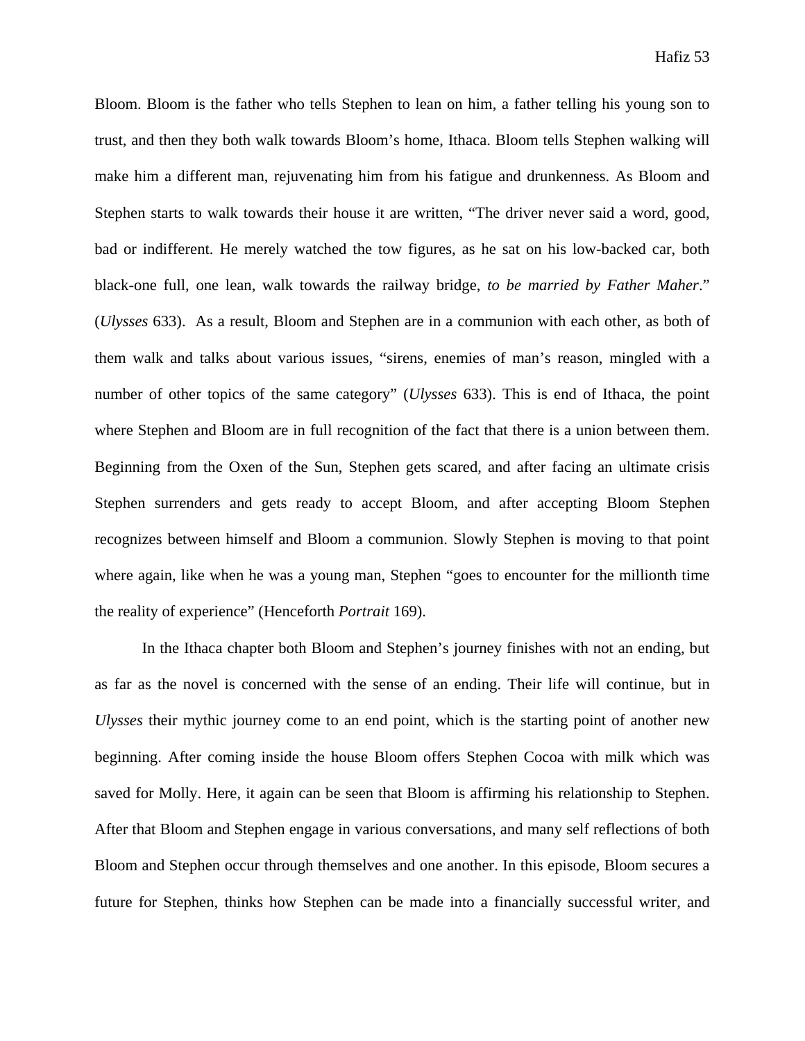Bloom. Bloom is the father who tells Stephen to lean on him, a father telling his young son to trust, and then they both walk towards Bloom's home, Ithaca. Bloom tells Stephen walking will make him a different man, rejuvenating him from his fatigue and drunkenness. As Bloom and Stephen starts to walk towards their house it are written, "The driver never said a word, good, bad or indifferent. He merely watched the tow figures, as he sat on his low-backed car, both black-one full, one lean, walk towards the railway bridge, *to be married by Father Maher*." (*Ulysses* 633). As a result, Bloom and Stephen are in a communion with each other, as both of them walk and talks about various issues, "sirens, enemies of man's reason, mingled with a number of other topics of the same category" (*Ulysses* 633). This is end of Ithaca, the point where Stephen and Bloom are in full recognition of the fact that there is a union between them. Beginning from the Oxen of the Sun, Stephen gets scared, and after facing an ultimate crisis Stephen surrenders and gets ready to accept Bloom, and after accepting Bloom Stephen recognizes between himself and Bloom a communion. Slowly Stephen is moving to that point where again, like when he was a young man, Stephen "goes to encounter for the millionth time the reality of experience" (Henceforth *Portrait* 169).

In the Ithaca chapter both Bloom and Stephen's journey finishes with not an ending, but as far as the novel is concerned with the sense of an ending. Their life will continue, but in *Ulysses* their mythic journey come to an end point, which is the starting point of another new beginning. After coming inside the house Bloom offers Stephen Cocoa with milk which was saved for Molly. Here, it again can be seen that Bloom is affirming his relationship to Stephen. After that Bloom and Stephen engage in various conversations, and many self reflections of both Bloom and Stephen occur through themselves and one another. In this episode, Bloom secures a future for Stephen, thinks how Stephen can be made into a financially successful writer, and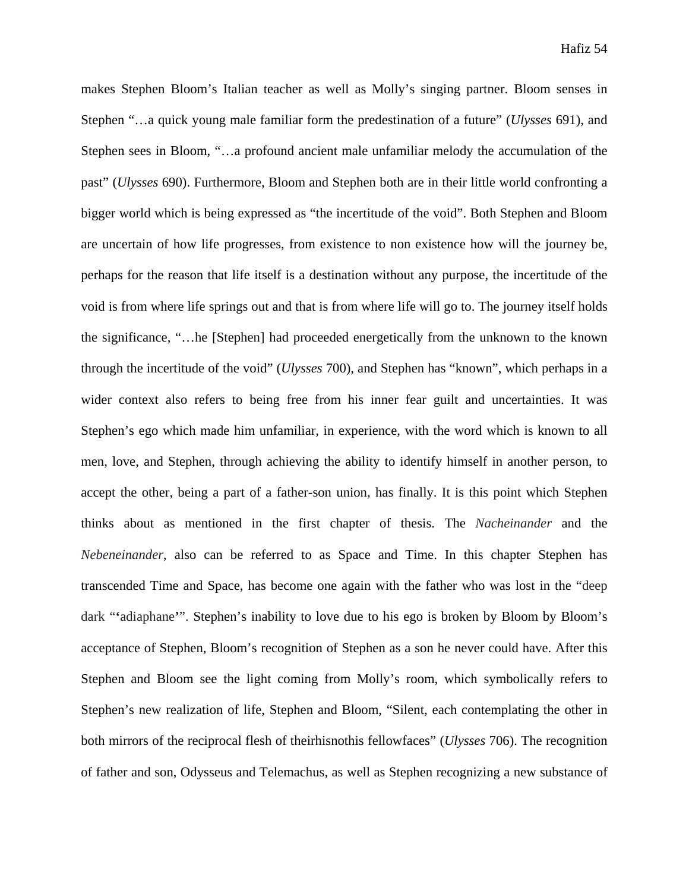makes Stephen Bloom's Italian teacher as well as Molly's singing partner. Bloom senses in Stephen "…a quick young male familiar form the predestination of a future" (*Ulysses* 691), and Stephen sees in Bloom, "…a profound ancient male unfamiliar melody the accumulation of the past" (*Ulysses* 690). Furthermore, Bloom and Stephen both are in their little world confronting a bigger world which is being expressed as "the incertitude of the void". Both Stephen and Bloom are uncertain of how life progresses, from existence to non existence how will the journey be, perhaps for the reason that life itself is a destination without any purpose, the incertitude of the void is from where life springs out and that is from where life will go to. The journey itself holds the significance, "…he [Stephen] had proceeded energetically from the unknown to the known through the incertitude of the void" (*Ulysses* 700), and Stephen has "known", which perhaps in a wider context also refers to being free from his inner fear guilt and uncertainties. It was Stephen's ego which made him unfamiliar, in experience, with the word which is known to all men, love, and Stephen, through achieving the ability to identify himself in another person, to accept the other, being a part of a father-son union, has finally. It is this point which Stephen thinks about as mentioned in the first chapter of thesis. The *Nacheinander* and the *Nebeneinander*, also can be referred to as Space and Time. In this chapter Stephen has transcended Time and Space, has become one again with the father who was lost in the "deep dark "'adiaphane'". Stephen's inability to love due to his ego is broken by Bloom by Bloom's acceptance of Stephen, Bloom's recognition of Stephen as a son he never could have. After this Stephen and Bloom see the light coming from Molly's room, which symbolically refers to Stephen's new realization of life, Stephen and Bloom, "Silent, each contemplating the other in both mirrors of the reciprocal flesh of theirhisnothis fellowfaces" (*Ulysses* 706). The recognition of father and son, Odysseus and Telemachus, as well as Stephen recognizing a new substance of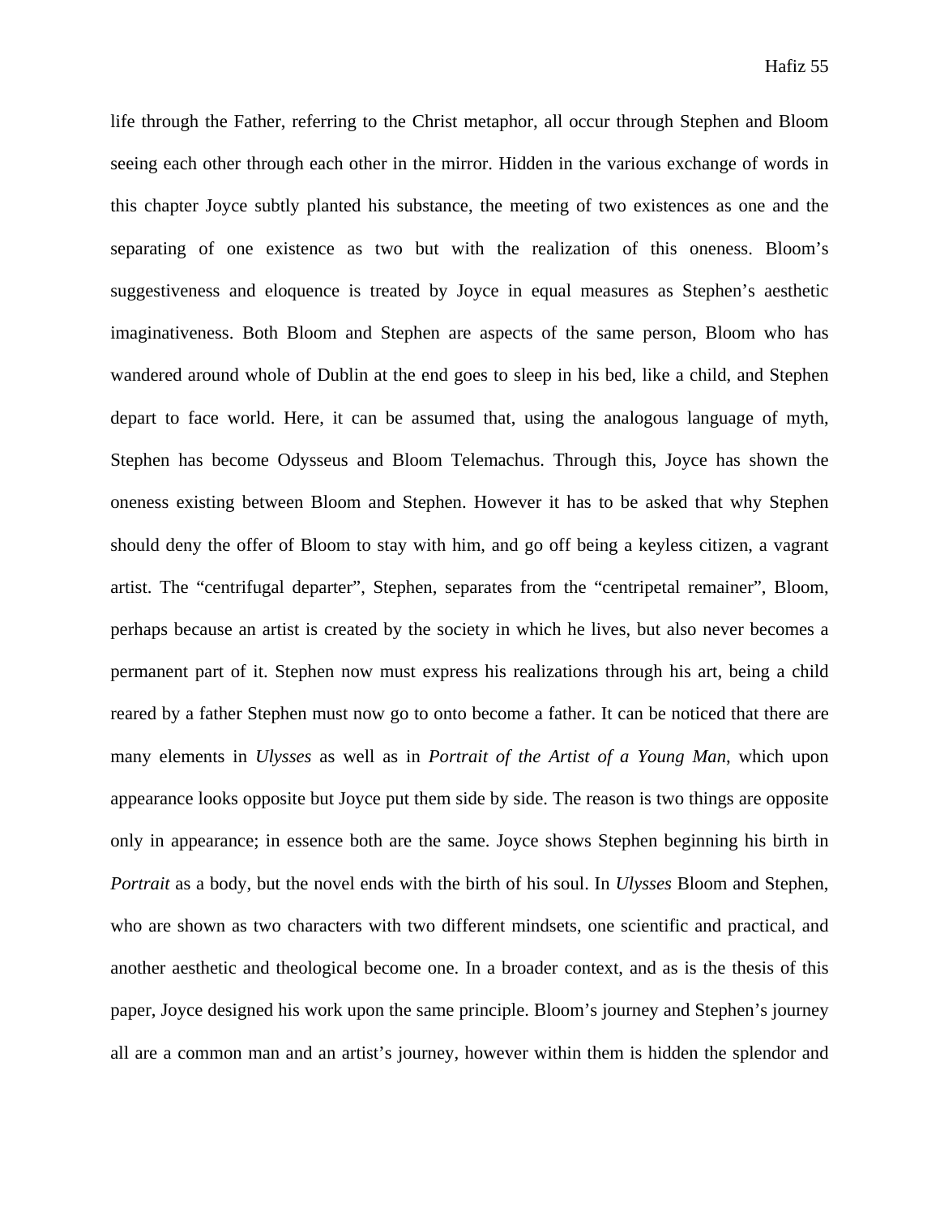life through the Father, referring to the Christ metaphor, all occur through Stephen and Bloom seeing each other through each other in the mirror. Hidden in the various exchange of words in this chapter Joyce subtly planted his substance, the meeting of two existences as one and the separating of one existence as two but with the realization of this oneness. Bloom's suggestiveness and eloquence is treated by Joyce in equal measures as Stephen's aesthetic imaginativeness. Both Bloom and Stephen are aspects of the same person, Bloom who has wandered around whole of Dublin at the end goes to sleep in his bed, like a child, and Stephen depart to face world. Here, it can be assumed that, using the analogous language of myth, Stephen has become Odysseus and Bloom Telemachus. Through this, Joyce has shown the oneness existing between Bloom and Stephen. However it has to be asked that why Stephen should deny the offer of Bloom to stay with him, and go off being a keyless citizen, a vagrant artist. The "centrifugal departer", Stephen, separates from the "centripetal remainer", Bloom, perhaps because an artist is created by the society in which he lives, but also never becomes a permanent part of it. Stephen now must express his realizations through his art, being a child reared by a father Stephen must now go to onto become a father. It can be noticed that there are many elements in *Ulysses* as well as in *Portrait of the Artist of a Young Man*, which upon appearance looks opposite but Joyce put them side by side. The reason is two things are opposite only in appearance; in essence both are the same. Joyce shows Stephen beginning his birth in *Portrait* as a body, but the novel ends with the birth of his soul. In *Ulysses* Bloom and Stephen, who are shown as two characters with two different mindsets, one scientific and practical, and another aesthetic and theological become one. In a broader context, and as is the thesis of this paper, Joyce designed his work upon the same principle. Bloom's journey and Stephen's journey all are a common man and an artist's journey, however within them is hidden the splendor and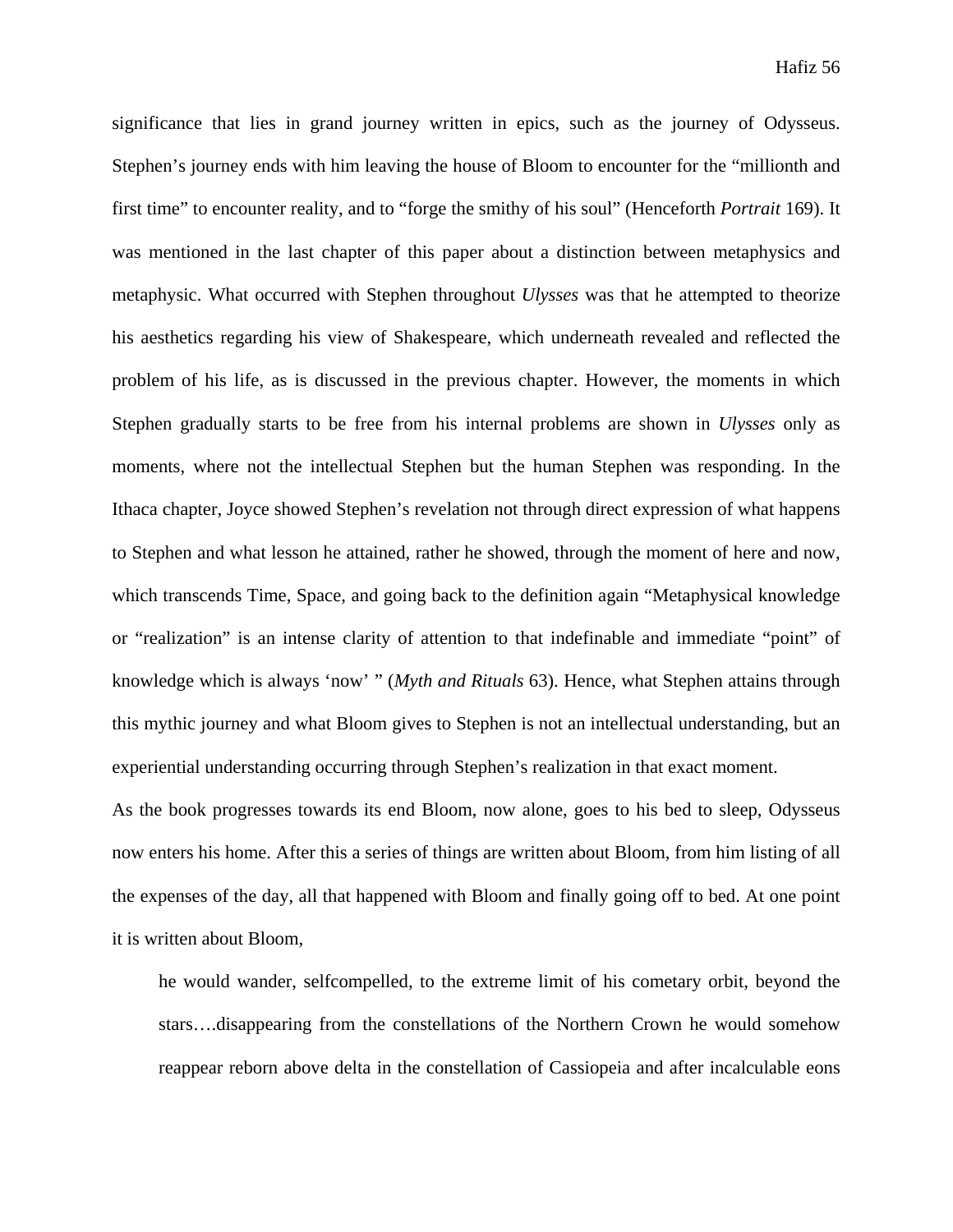significance that lies in grand journey written in epics, such as the journey of Odysseus. Stephen's journey ends with him leaving the house of Bloom to encounter for the "millionth and first time" to encounter reality, and to "forge the smithy of his soul" (Henceforth *Portrait* 169). It was mentioned in the last chapter of this paper about a distinction between metaphysics and metaphysic. What occurred with Stephen throughout *Ulysses* was that he attempted to theorize his aesthetics regarding his view of Shakespeare, which underneath revealed and reflected the problem of his life, as is discussed in the previous chapter. However, the moments in which Stephen gradually starts to be free from his internal problems are shown in *Ulysses* only as moments, where not the intellectual Stephen but the human Stephen was responding. In the Ithaca chapter, Joyce showed Stephen's revelation not through direct expression of what happens to Stephen and what lesson he attained, rather he showed, through the moment of here and now, which transcends Time, Space, and going back to the definition again "Metaphysical knowledge or "realization" is an intense clarity of attention to that indefinable and immediate "point" of knowledge which is always 'now' " (*Myth and Rituals* 63). Hence, what Stephen attains through this mythic journey and what Bloom gives to Stephen is not an intellectual understanding, but an experiential understanding occurring through Stephen's realization in that exact moment.

As the book progresses towards its end Bloom, now alone, goes to his bed to sleep, Odysseus now enters his home. After this a series of things are written about Bloom, from him listing of all the expenses of the day, all that happened with Bloom and finally going off to bed. At one point it is written about Bloom,

> he would wander, selfcompelled, to the extreme limit of his cometary orbit, beyond the stars….disappearing from the constellations of the Northern Crown he would somehow reappear reborn above delta in the constellation of Cassiopeia and after incalculable eons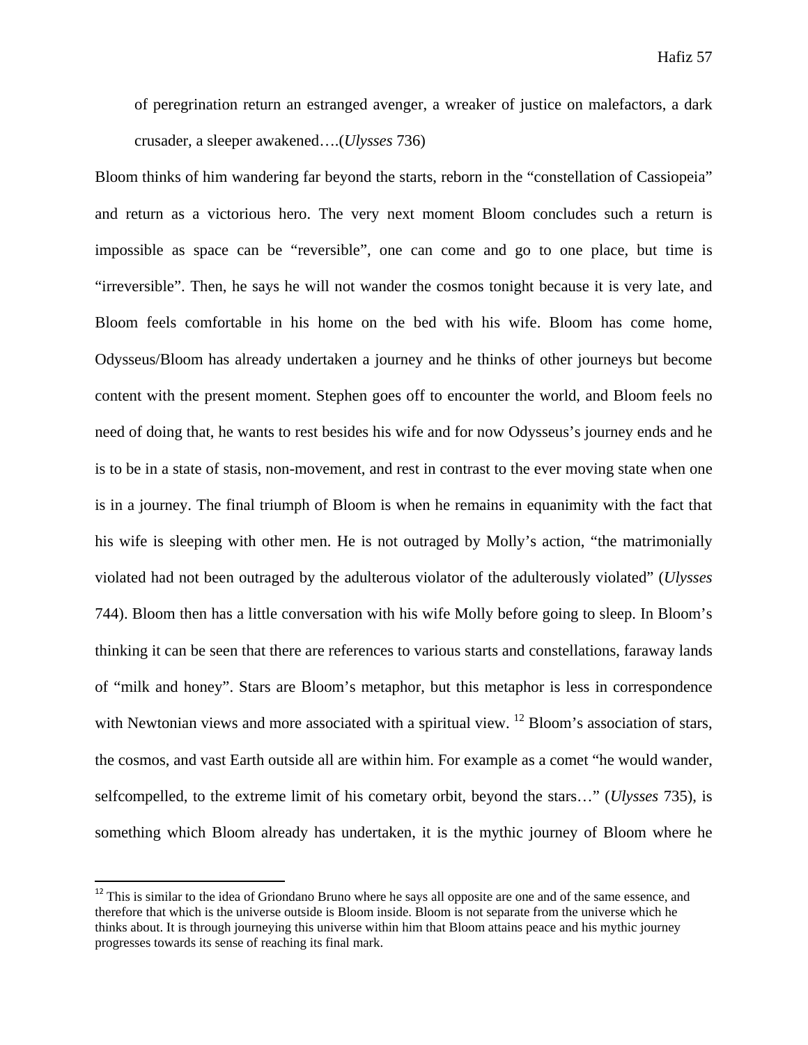> of peregrination return an estranged avenger, a wreaker of justice on malefactors, a dark crusader, a sleeper awakened….(*Ulysses* 736)

Bloom thinks of him wandering far beyond the starts, reborn in the "constellation of Cassiopeia" and return as a victorious hero. The very next moment Bloom concludes such a return is impossible as space can be "reversible", one can come and go to one place, but time is "irreversible". Then, he says he will not wander the cosmos tonight because it is very late, and Bloom feels comfortable in his home on the bed with his wife. Bloom has come home, Odysseus/Bloom has already undertaken a journey and he thinks of other journeys but become content with the present moment. Stephen goes off to encounter the world, and Bloom feels no need of doing that, he wants to rest besides his wife and for now Odysseus's journey ends and he is to be in a state of stasis, non-movement, and rest in contrast to the ever moving state when one is in a journey. The final triumph of Bloom is when he remains in equanimity with the fact that his wife is sleeping with other men. He is not outraged by Molly's action, "the matrimonially violated had not been outraged by the adulterous violator of the adulterously violated" (*Ulysses* 744). Bloom then has a little conversation with his wife Molly before going to sleep. In Bloom's thinking it can be seen that there are references to various starts and constellations, faraway lands of "milk and honey". Stars are Bloom's metaphor, but this metaphor is less in correspondence with Newtonian views and more associated with a spiritual view. [12] Bloom's association of stars, the cosmos, and vast Earth outside all are within him. For example as a comet "he would wander, selfcompelled, to the extreme limit of his cometary orbit, beyond the stars…" (*Ulysses* 735), is something which Bloom already has undertaken, it is the mythic journey of Bloom where he

---

[12] This is similar to the idea of Griondano Bruno where he says all opposite are one and of the same essence, and therefore that which is the universe outside is Bloom inside. Bloom is not separate from the universe which he thinks about. It is through journeying this universe within him that Bloom attains peace and his mythic journey progresses towards its sense of reaching its final mark.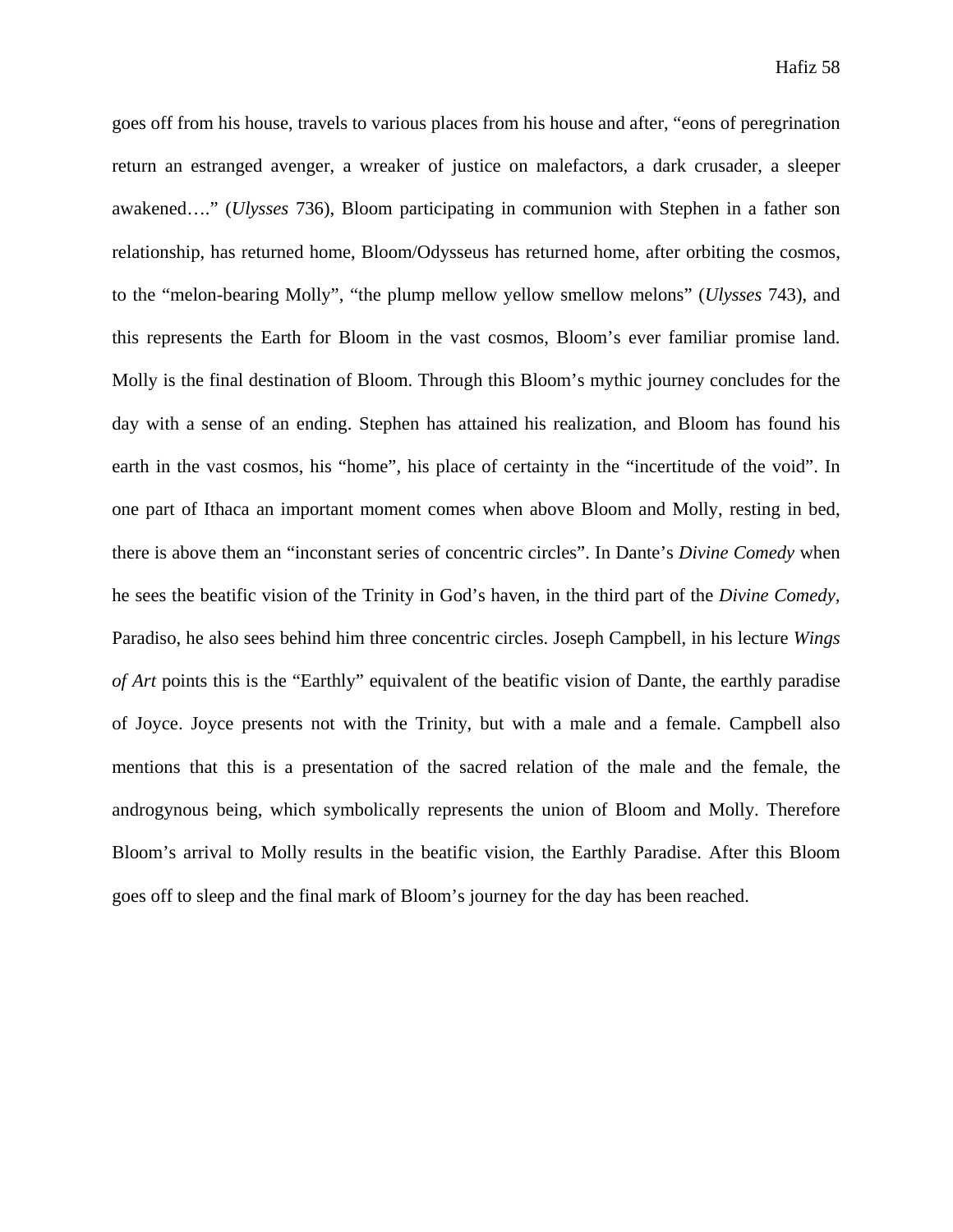goes off from his house, travels to various places from his house and after, "eons of peregrination return an estranged avenger, a wreaker of justice on malefactors, a dark crusader, a sleeper awakened…." (*Ulysses* 736), Bloom participating in communion with Stephen in a father son relationship, has returned home, Bloom/Odysseus has returned home, after orbiting the cosmos, to the "melon-bearing Molly", "the plump mellow yellow smellow melons" (*Ulysses* 743), and this represents the Earth for Bloom in the vast cosmos, Bloom's ever familiar promise land. Molly is the final destination of Bloom. Through this Bloom's mythic journey concludes for the day with a sense of an ending. Stephen has attained his realization, and Bloom has found his earth in the vast cosmos, his "home", his place of certainty in the "incertitude of the void". In one part of Ithaca an important moment comes when above Bloom and Molly, resting in bed, there is above them an "inconstant series of concentric circles". In Dante's *Divine Comedy* when he sees the beatific vision of the Trinity in God's haven, in the third part of the *Divine Comedy*, Paradiso, he also sees behind him three concentric circles. Joseph Campbell, in his lecture *Wings of Art* points this is the "Earthly" equivalent of the beatific vision of Dante, the earthly paradise of Joyce. Joyce presents not with the Trinity, but with a male and a female. Campbell also mentions that this is a presentation of the sacred relation of the male and the female, the androgynous being, which symbolically represents the union of Bloom and Molly. Therefore Bloom's arrival to Molly results in the beatific vision, the Earthly Paradise. After this Bloom goes off to sleep and the final mark of Bloom's journey for the day has been reached.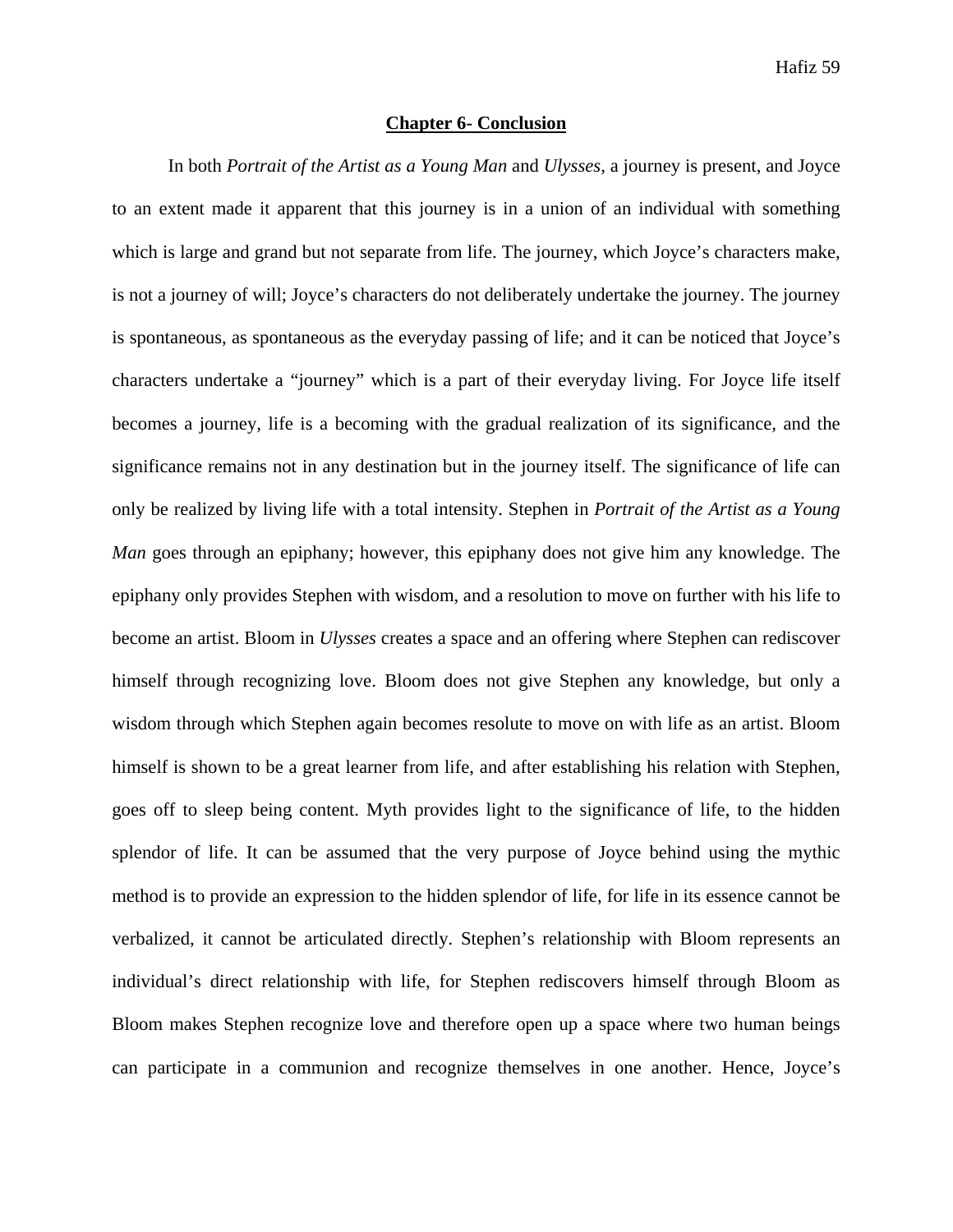## Chapter 6- Conclusion

In both *Portrait of the Artist as a Young Man* and *Ulysses*, a journey is present, and Joyce to an extent made it apparent that this journey is in a union of an individual with something which is large and grand but not separate from life. The journey, which Joyce's characters make, is not a journey of will; Joyce's characters do not deliberately undertake the journey. The journey is spontaneous, as spontaneous as the everyday passing of life; and it can be noticed that Joyce's characters undertake a "journey" which is a part of their everyday living. For Joyce life itself becomes a journey, life is a becoming with the gradual realization of its significance, and the significance remains not in any destination but in the journey itself. The significance of life can only be realized by living life with a total intensity. Stephen in *Portrait of the Artist as a Young Man* goes through an epiphany; however, this epiphany does not give him any knowledge. The epiphany only provides Stephen with wisdom, and a resolution to move on further with his life to become an artist. Bloom in *Ulysses* creates a space and an offering where Stephen can rediscover himself through recognizing love. Bloom does not give Stephen any knowledge, but only a wisdom through which Stephen again becomes resolute to move on with life as an artist. Bloom himself is shown to be a great learner from life, and after establishing his relation with Stephen, goes off to sleep being content. Myth provides light to the significance of life, to the hidden splendor of life. It can be assumed that the very purpose of Joyce behind using the mythic method is to provide an expression to the hidden splendor of life, for life in its essence cannot be verbalized, it cannot be articulated directly. Stephen's relationship with Bloom represents an individual's direct relationship with life, for Stephen rediscovers himself through Bloom as Bloom makes Stephen recognize love and therefore open up a space where two human beings can participate in a communion and recognize themselves in one another. Hence, Joyce's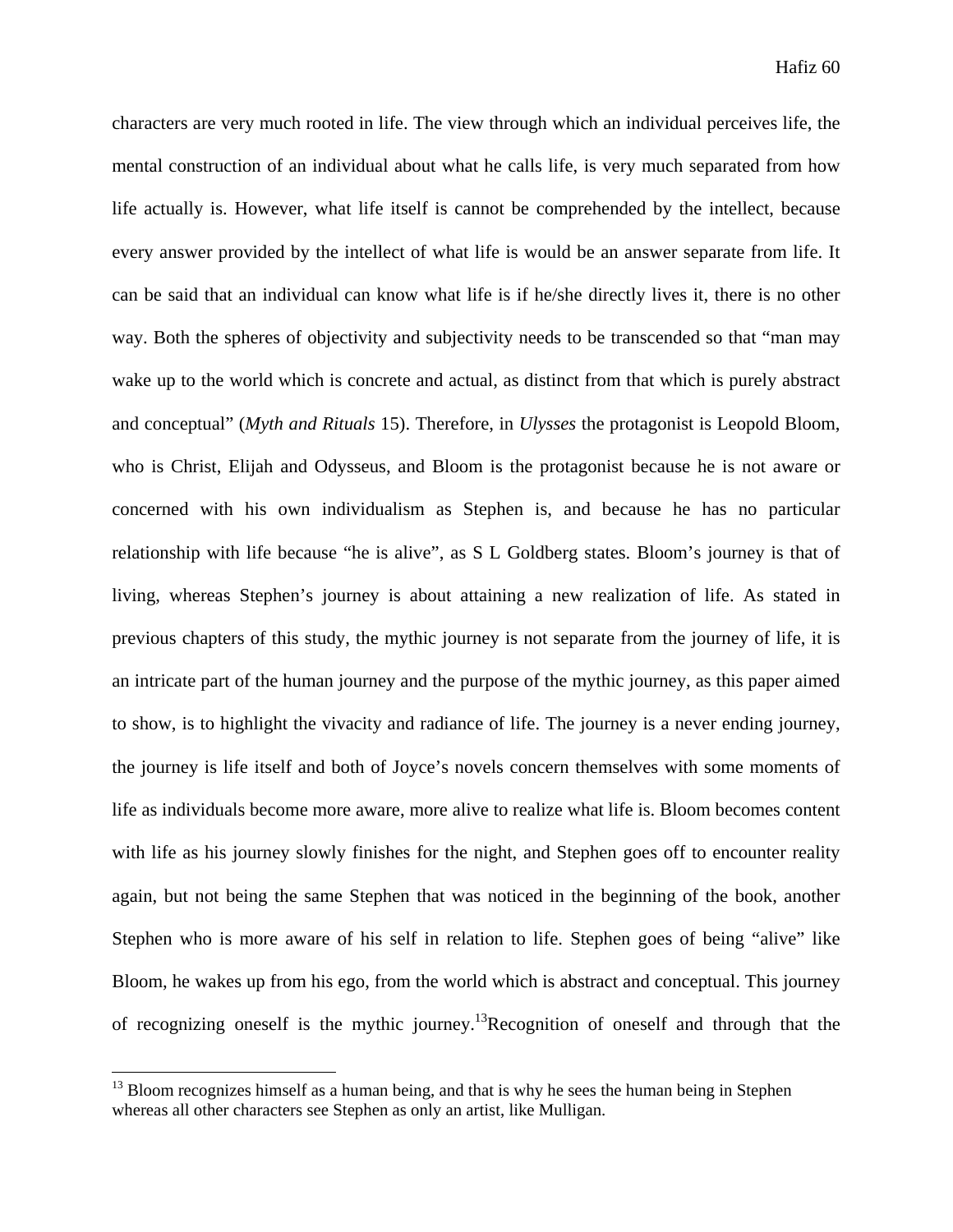characters are very much rooted in life. The view through which an individual perceives life, the mental construction of an individual about what he calls life, is very much separated from how life actually is. However, what life itself is cannot be comprehended by the intellect, because every answer provided by the intellect of what life is would be an answer separate from life. It can be said that an individual can know what life is if he/she directly lives it, there is no other way. Both the spheres of objectivity and subjectivity needs to be transcended so that "man may wake up to the world which is concrete and actual, as distinct from that which is purely abstract and conceptual" (*Myth and Rituals* 15). Therefore, in *Ulysses* the protagonist is Leopold Bloom, who is Christ, Elijah and Odysseus, and Bloom is the protagonist because he is not aware or concerned with his own individualism as Stephen is, and because he has no particular relationship with life because "he is alive", as S L Goldberg states. Bloom's journey is that of living, whereas Stephen's journey is about attaining a new realization of life. As stated in previous chapters of this study, the mythic journey is not separate from the journey of life, it is an intricate part of the human journey and the purpose of the mythic journey, as this paper aimed to show, is to highlight the vivacity and radiance of life. The journey is a never ending journey, the journey is life itself and both of Joyce's novels concern themselves with some moments of life as individuals become more aware, more alive to realize what life is. Bloom becomes content with life as his journey slowly finishes for the night, and Stephen goes off to encounter reality again, but not being the same Stephen that was noticed in the beginning of the book, another Stephen who is more aware of his self in relation to life. Stephen goes of being "alive" like Bloom, he wakes up from his ego, from the world which is abstract and conceptual. This journey of recognizing oneself is the mythic journey.[13]Recognition of oneself and through that the

[13] Bloom recognizes himself as a human being, and that is why he sees the human being in Stephen whereas all other characters see Stephen as only an artist, like Mulligan.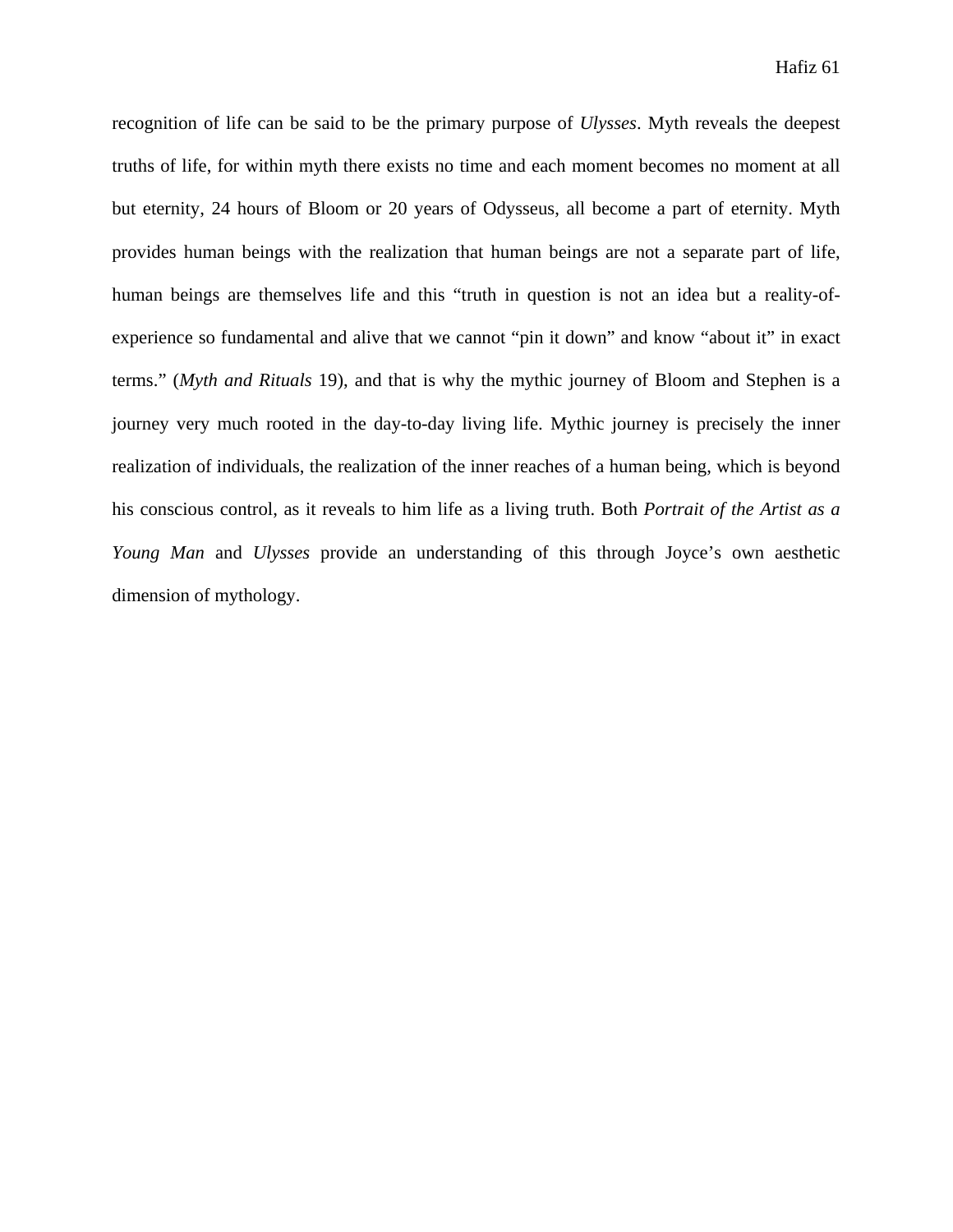recognition of life can be said to be the primary purpose of *Ulysses*. Myth reveals the deepest truths of life, for within myth there exists no time and each moment becomes no moment at all but eternity, 24 hours of Bloom or 20 years of Odysseus, all become a part of eternity. Myth provides human beings with the realization that human beings are not a separate part of life, human beings are themselves life and this "truth in question is not an idea but a reality-of-experience so fundamental and alive that we cannot "pin it down" and know "about it" in exact terms." (*Myth and Rituals* 19), and that is why the mythic journey of Bloom and Stephen is a journey very much rooted in the day-to-day living life. Mythic journey is precisely the inner realization of individuals, the realization of the inner reaches of a human being, which is beyond his conscious control, as it reveals to him life as a living truth. Both *Portrait of the Artist as a Young Man* and *Ulysses* provide an understanding of this through Joyce's own aesthetic dimension of mythology.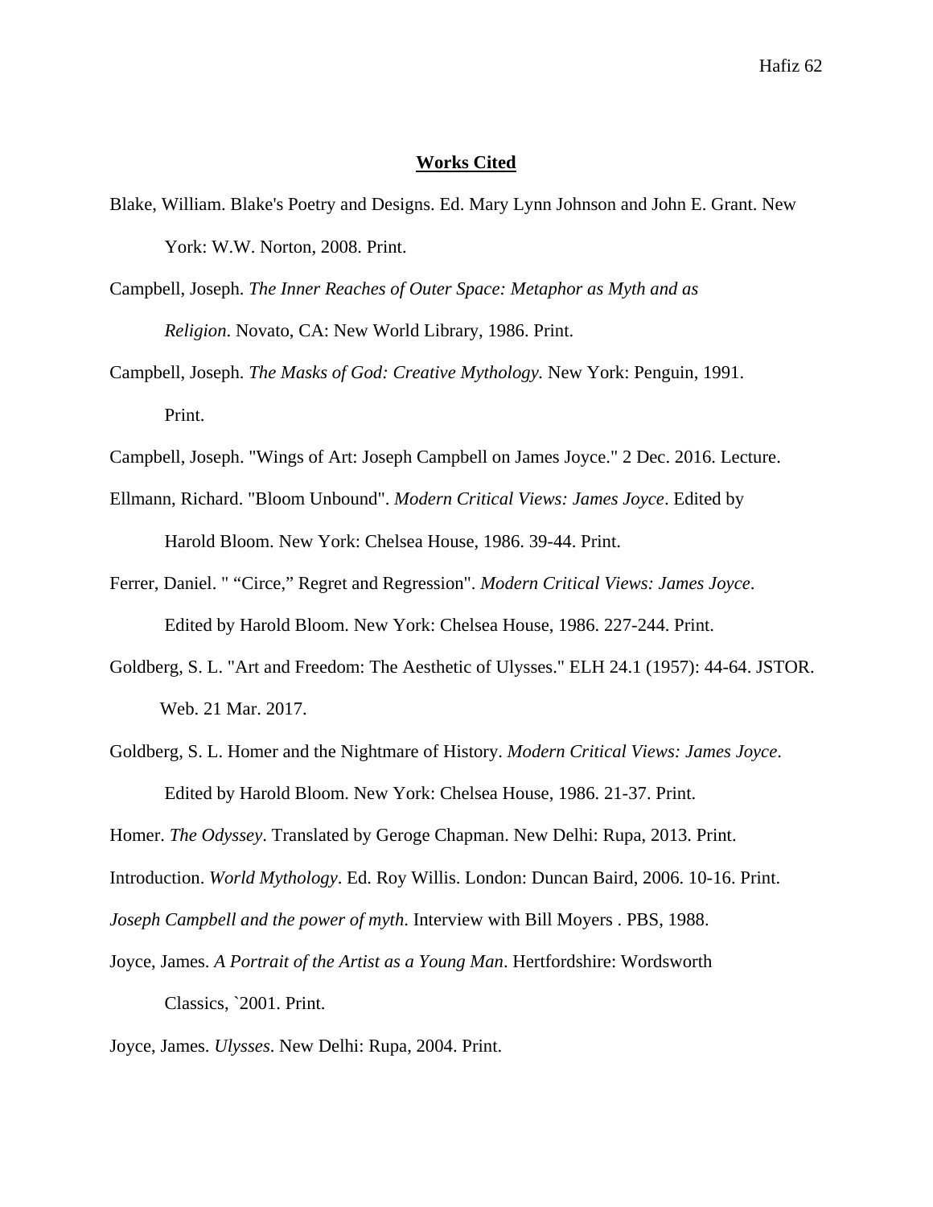## **Works Cited**

Blake, William. Blake's Poetry and Designs. Ed. Mary Lynn Johnson and John E. Grant. New York: W.W. Norton, 2008. Print.

Campbell, Joseph. *The Inner Reaches of Outer Space: Metaphor as Myth and as Religion*. Novato, CA: New World Library, 1986. Print.

Campbell, Joseph. *The Masks of God: Creative Mythology.* New York: Penguin, 1991. Print.

Campbell, Joseph. "Wings of Art: Joseph Campbell on James Joyce." 2 Dec. 2016. Lecture.

Ellmann, Richard. "Bloom Unbound". *Modern Critical Views: James Joyce*. Edited by Harold Bloom. New York: Chelsea House, 1986. 39-44. Print.

Ferrer, Daniel. " "Circe," Regret and Regression". *Modern Critical Views: James Joyce*. Edited by Harold Bloom. New York: Chelsea House, 1986. 227-244. Print.

Goldberg, S. L. "Art and Freedom: The Aesthetic of Ulysses." ELH 24.1 (1957): 44-64. JSTOR. Web. 21 Mar. 2017.

Goldberg, S. L. Homer and the Nightmare of History. *Modern Critical Views: James Joyce*. Edited by Harold Bloom. New York: Chelsea House, 1986. 21-37. Print.

Homer. *The Odyssey*. Translated by Geroge Chapman. New Delhi: Rupa, 2013. Print.

Introduction. *World Mythology*. Ed. Roy Willis. London: Duncan Baird, 2006. 10-16. Print.

*Joseph Campbell and the power of myth*. Interview with Bill Moyers . PBS, 1988.

Joyce, James. *A Portrait of the Artist as a Young Man*. Hertfordshire: Wordsworth Classics, `2001. Print.

Joyce, James. *Ulysses*. New Delhi: Rupa, 2004. Print.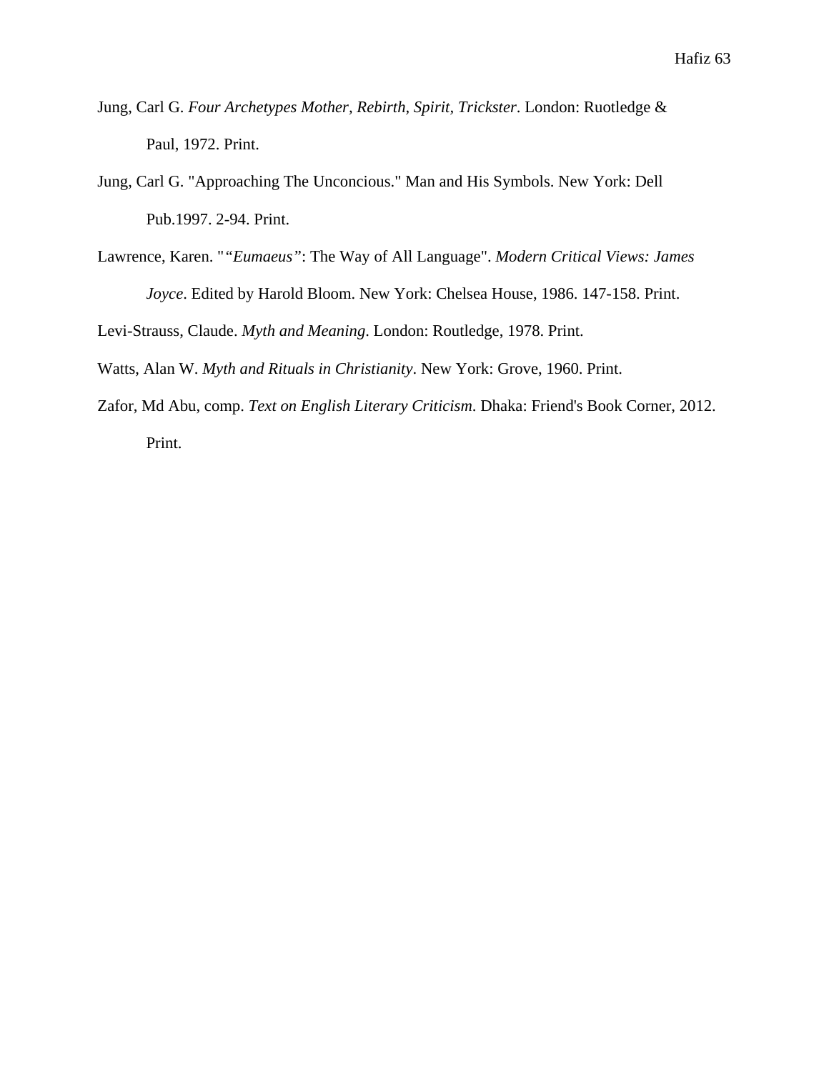Jung, Carl G. *Four Archetypes Mother, Rebirth, Spirit, Trickster*. London: Ruotledge & Paul, 1972. Print.

Jung, Carl G. "Approaching The Unconcious." Man and His Symbols. New York: Dell Pub.1997. 2-94. Print.

Lawrence, Karen. "*"Eumaeus"*: The Way of All Language". *Modern Critical Views: James Joyce*. Edited by Harold Bloom. New York: Chelsea House, 1986. 147-158. Print.

Levi-Strauss, Claude. *Myth and Meaning*. London: Routledge, 1978. Print.

Watts, Alan W. *Myth and Rituals in Christianity*. New York: Grove, 1960. Print.

Zafor, Md Abu, comp. *Text on English Literary Criticism.* Dhaka: Friend's Book Corner, 2012. Print.